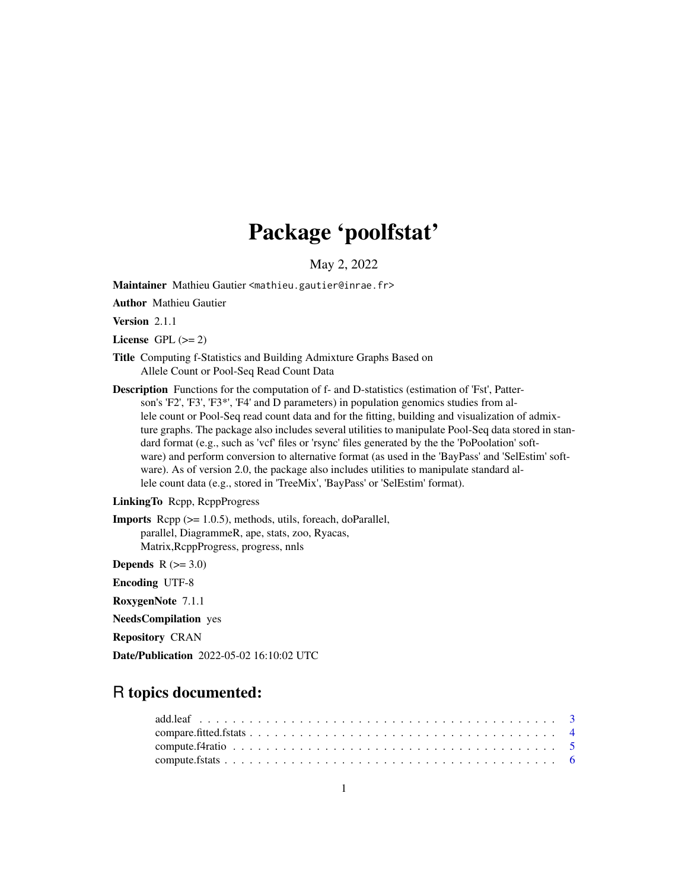# Package 'poolfstat'

May 2, 2022

**Maintainer** Mathieu Gautier <mathieu.gautier@inrae.fr>

**Author** Mathieu Gautier

**Version** 2.1.1

**License** GPL (>= 2)

**Title** Computing f-Statistics and Building Admixture Graphs Based on Allele Count or Pool-Seq Read Count Data

**Description** Functions for the computation of f- and D-statistics (estimation of 'Fst', Patterson's 'F2', 'F3', 'F3*', 'F4' and D parameters) in population genomics studies from allele count or Pool-Seq read count data and for the fitting, building and visualization of admixture graphs. The package also includes several utilities to manipulate Pool-Seq data stored in standard format (e.g., such as 'vcf' files or 'rsync' files generated by the the 'PoPoolation' software) and perform conversion to alternative format (as used in the 'BayPass' and 'SelEstim' software). As of version 2.0, the package also includes utilities to manipulate standard allele count data (e.g., stored in 'TreeMix', 'BayPass' or 'SelEstim' format).

**LinkingTo** Rcpp, RcppProgress

**Imports** Rcpp (>= 1.0.5), methods, utils, foreach, doParallel, parallel, DiagrammeR, ape, stats, zoo, Ryacas, Matrix,RcppProgress, progress, nnls

**Depends** R (>= 3.0)

**Encoding** UTF-8

**RoxygenNote** 7.1.1

**NeedsCompilation** yes

**Repository** CRAN

**Date/Publication** 2022-05-02 16:10:02 UTC

## R topics documented:

| | |
|---|---|
| add.leaf | 3 |
| compare.fitted.fstats | 4 |
| compute.f4ratio | 5 |
| compute.fstats | 6 |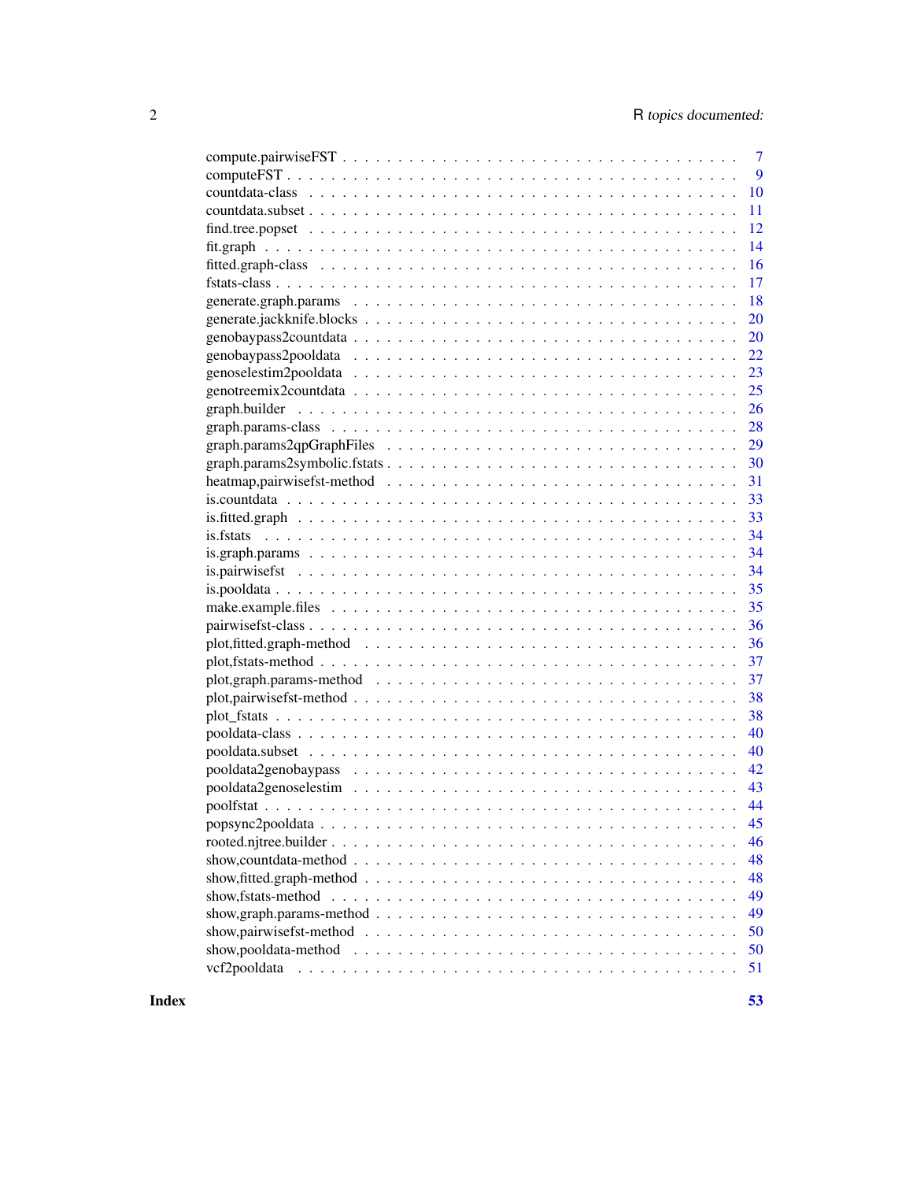| | |
|---|---|
| compute.pairwiseFST | 7 |
| computeFST | 9 |
| countdata-class | 10 |
| countdata.subset | 11 |
| find.tree.popset | 12 |
| fit.graph | 14 |
| fitted.graph-class | 16 |
| fstats-class | 17 |
| generate.graph.params | 18 |
| generate.jackknife.blocks | 20 |
| genobaypass2countdata | 20 |
| genobaypass2pooldata | 22 |
| genoselestim2pooldata | 23 |
| genotreemix2countdata | 25 |
| graph.builder | 26 |
| graph.params-class | 28 |
| graph.params2qpGraphFiles | 29 |
| graph.params2symbolic.fstats | 30 |
| heatmap,pairwisefst-method | 31 |
| is.countdata | 33 |
| is.fitted.graph | 33 |
| is.fstats | 34 |
| is.graph.params | 34 |
| is.pairwisefst | 34 |
| is.pooldata | 35 |
| make.example.files | 35 |
| pairwisefst-class | 36 |
| plot,fitted.graph-method | 36 |
| plot,fstats-method | 37 |
| plot,graph.params-method | 37 |
| plot,pairwisefst-method | 38 |
| plot_fstats | 38 |
| pooldata-class | 40 |
| pooldata.subset | 40 |
| pooldata2genobaypass | 42 |
| pooldata2genoselestim | 43 |
| poolfstat | 44 |
| popsync2pooldata | 45 |
| rooted.njtree.builder | 46 |
| show,countdata-method | 48 |
| show,fitted.graph-method | 48 |
| show,fstats-method | 49 |
| show,graph.params-method | 49 |
| show,pairwisefst-method | 50 |
| show,pooldata-method | 50 |
| vcf2pooldata | 51 |

**Index** **53**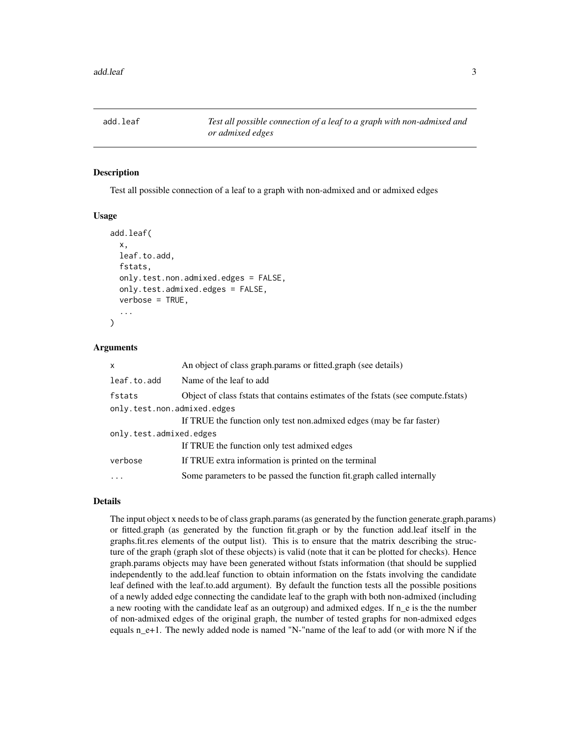## add.leaf

*Test all possible connection of a leaf to a graph with non-admixed and or admixed edges*

### Description

Test all possible connection of a leaf to a graph with non-admixed and or admixed edges

### Usage

```
add.leaf(
  x,
  leaf.to.add,
  fstats,
  only.test.non.admixed.edges = FALSE,
  only.test.admixed.edges = FALSE,
  verbose = TRUE,
  ...
)
```

### Arguments

| | |
|---|---|
| `x` | An object of class graph.params or fitted.graph (see details) |
| `leaf.to.add` | Name of the leaf to add |
| `fstats` | Object of class fstats that contains estimates of the fstats (see compute.fstats) |
| `only.test.non.admixed.edges` | If TRUE the function only test non.admixed edges (may be far faster) |
| `only.test.admixed.edges` | If TRUE the function only test admixed edges |
| `verbose` | If TRUE extra information is printed on the terminal |
| `...` | Some parameters to be passed the function fit.graph called internally |

### Details

The input object x needs to be of class graph.params (as generated by the function generate.graph.params) or fitted.graph (as generated by the function fit.graph or by the function add.leaf itself in the graphs.fit.res elements of the output list). This is to ensure that the matrix describing the structure of the graph (graph slot of these objects) is valid (note that it can be plotted for checks). Hence graph.params objects may have been generated without fstats information (that should be supplied independently to the add.leaf function to obtain information on the fstats involving the candidate leaf defined with the leaf.to.add argument). By default the function tests all the possible positions of a newly added edge connecting the candidate leaf to the graph with both non-admixed (including a new rooting with the candidate leaf as an outgroup) and admixed edges. If n_e is the the number of non-admixed edges of the original graph, the number of tested graphs for non-admixed edges equals n_e+1. The newly added node is named "N-"name of the leaf to add (or with more N if the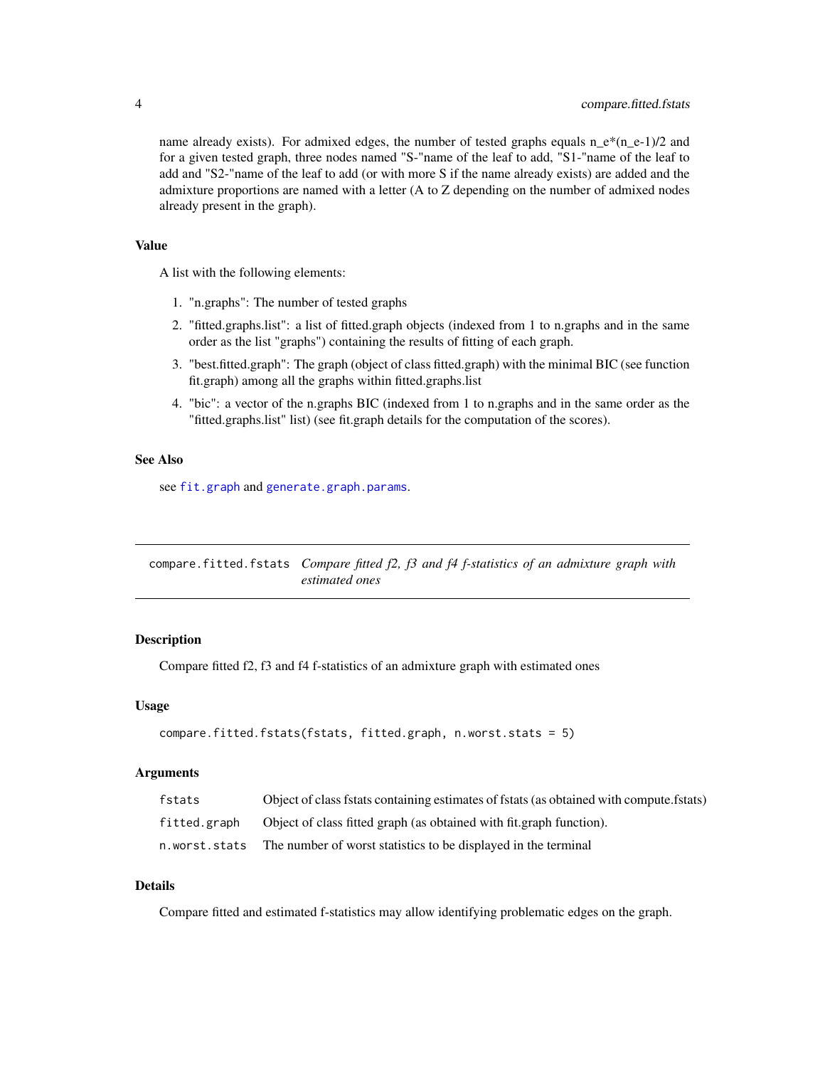name already exists). For admixed edges, the number of tested graphs equals n_e*(n_e-1)/2 and for a given tested graph, three nodes named "S-"name of the leaf to add, "S1-"name of the leaf to add and "S2-"name of the leaf to add (or with more S if the name already exists) are added and the admixture proportions are named with a letter (A to Z depending on the number of admixed nodes already present in the graph).

### Value

A list with the following elements:

1. "n.graphs": The number of tested graphs
2. "fitted.graphs.list": a list of fitted.graph objects (indexed from 1 to n.graphs and in the same order as the list "graphs") containing the results of fitting of each graph.
3. "best.fitted.graph": The graph (object of class fitted.graph) with the minimal BIC (see function fit.graph) among all the graphs within fitted.graphs.list
4. "bic": a vector of the n.graphs BIC (indexed from 1 to n.graphs and in the same order as the "fitted.graphs.list" list) (see fit.graph details for the computation of the scores).

### See Also

see `fit.graph` and `generate.graph.params`.

---

## compare.fitted.fstats *Compare fitted f2, f3 and f4 f-statistics of an admixture graph with estimated ones*

### Description

Compare fitted f2, f3 and f4 f-statistics of an admixture graph with estimated ones

### Usage

```
compare.fitted.fstats(fstats, fitted.graph, n.worst.stats = 5)
```

### Arguments

| | |
|---|---|
| `fstats` | Object of class fstats containing estimates of fstats (as obtained with compute.fstats) |
| `fitted.graph` | Object of class fitted graph (as obtained with fit.graph function). |
| `n.worst.stats` | The number of worst statistics to be displayed in the terminal |

### Details

Compare fitted and estimated f-statistics may allow identifying problematic edges on the graph.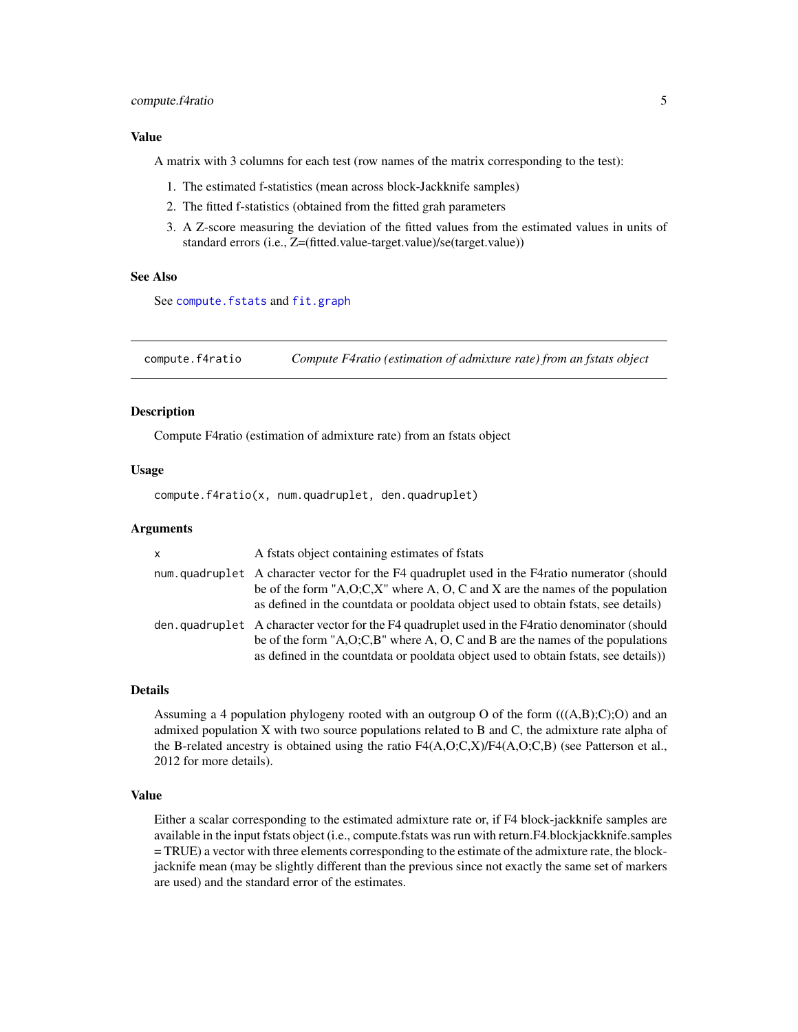## Value

A matrix with 3 columns for each test (row names of the matrix corresponding to the test):

1. The estimated f-statistics (mean across block-Jackknife samples)
2. The fitted f-statistics (obtained from the fitted grah parameters
3. A Z-score measuring the deviation of the fitted values from the estimated values in units of standard errors (i.e., Z=(fitted.value-target.value)/se(target.value))

## See Also

See `compute.fstats` and `fit.graph`

---

# `compute.f4ratio` *Compute F4ratio (estimation of admixture rate) from an fstats object*

## Description

Compute F4ratio (estimation of admixture rate) from an fstats object

## Usage

```
compute.f4ratio(x, num.quadruplet, den.quadruplet)
```

## Arguments

| | |
|---|---|
| `x` | A fstats object containing estimates of fstats |
| `num.quadruplet` | A character vector for the F4 quadruplet used in the F4ratio numerator (should be of the form "A,O;C,X" where A, O, C and X are the names of the population as defined in the countdata or pooldata object used to obtain fstats, see details) |
| `den.quadruplet` | A character vector for the F4 quadruplet used in the F4ratio denominator (should be of the form "A,O;C,B" where A, O, C and B are the names of the populations as defined in the countdata or pooldata object used to obtain fstats, see details)) |

## Details

Assuming a 4 population phylogeny rooted with an outgroup O of the form (((A,B);C);O) and an admixed population X with two source populations related to B and C, the admixture rate alpha of the B-related ancestry is obtained using the ratio F4(A,O;C,X)/F4(A,O;C,B) (see Patterson et al., 2012 for more details).

## Value

Either a scalar corresponding to the estimated admixture rate or, if F4 block-jackknife samples are available in the input fstats object (i.e., compute.fstats was run with return.F4.blockjackknife.samples = TRUE) a vector with three elements corresponding to the estimate of the admixture rate, the block-jacknife mean (may be slightly different than the previous since not exactly the same set of markers are used) and the standard error of the estimates.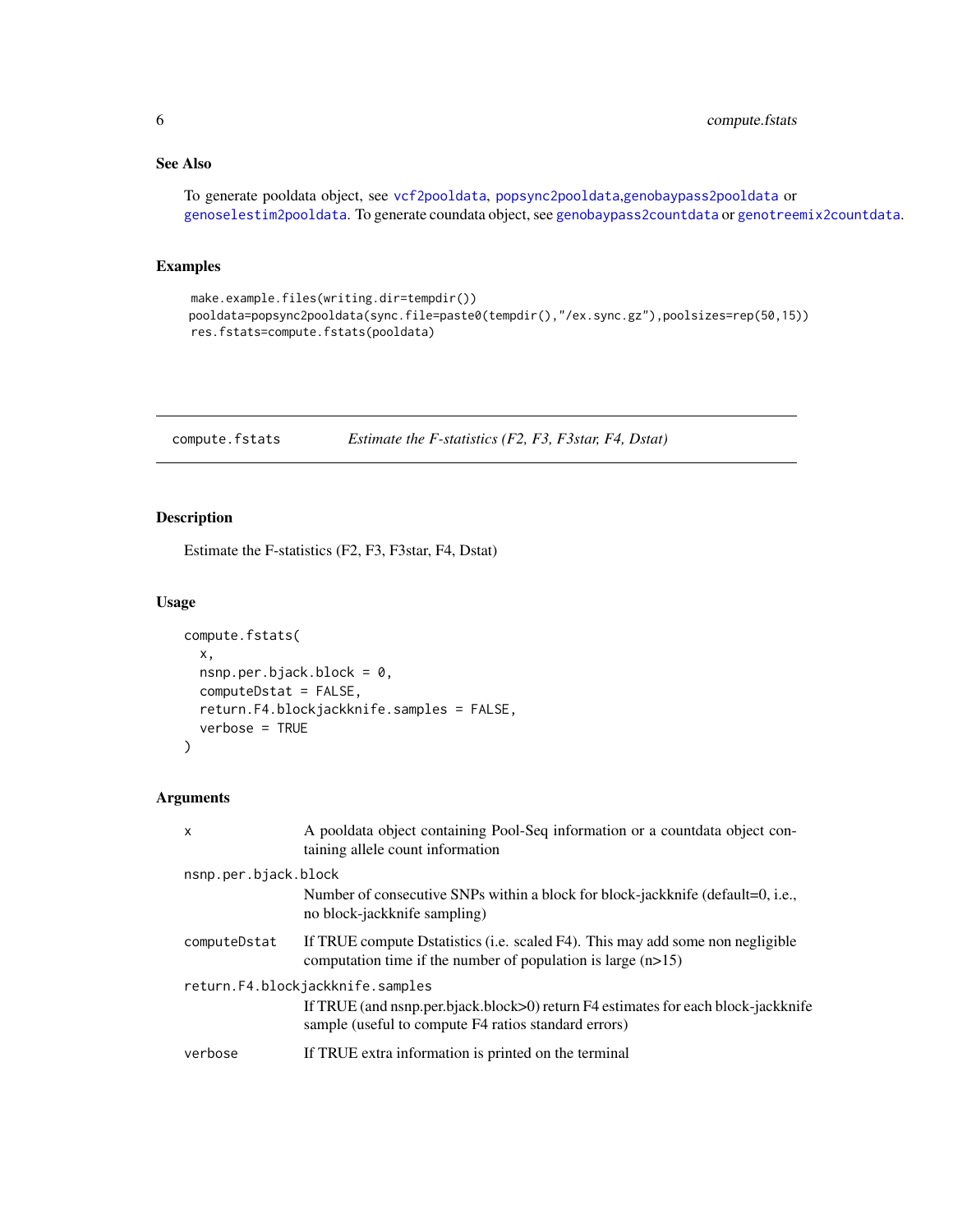## See Also

To generate pooldata object, see vcf2pooldata, popsync2pooldata,genobaypass2pooldata or genoselestim2pooldata. To generate coundata object, see genobaypass2countdata or genotreemix2countdata.

## Examples

```
make.example.files(writing.dir=tempdir())
pooldata=popsync2pooldata(sync.file=paste0(tempdir(),"/ex.sync.gz"),poolsizes=rep(50,15))
res.fstats=compute.fstats(pooldata)
```

---

# compute.fstats    *Estimate the F-statistics (F2, F3, F3star, F4, Dstat)*

## Description

Estimate the F-statistics (F2, F3, F3star, F4, Dstat)

## Usage

```
compute.fstats(
  x,
  nsnp.per.bjack.block = 0,
  computeDstat = FALSE,
  return.F4.blockjackknife.samples = FALSE,
  verbose = TRUE
)
```

## Arguments

| | |
|---|---|
| `x` | A pooldata object containing Pool-Seq information or a countdata object containing allele count information |
| `nsnp.per.bjack.block` | Number of consecutive SNPs within a block for block-jackknife (default=0, i.e., no block-jackknife sampling) |
| `computeDstat` | If TRUE compute Dstatistics (i.e. scaled F4). This may add some non negligible computation time if the number of population is large (n>15) |
| `return.F4.blockjackknife.samples` | If TRUE (and nsnp.per.bjack.block>0) return F4 estimates for each block-jackknife sample (useful to compute F4 ratios standard errors) |
| `verbose` | If TRUE extra information is printed on the terminal |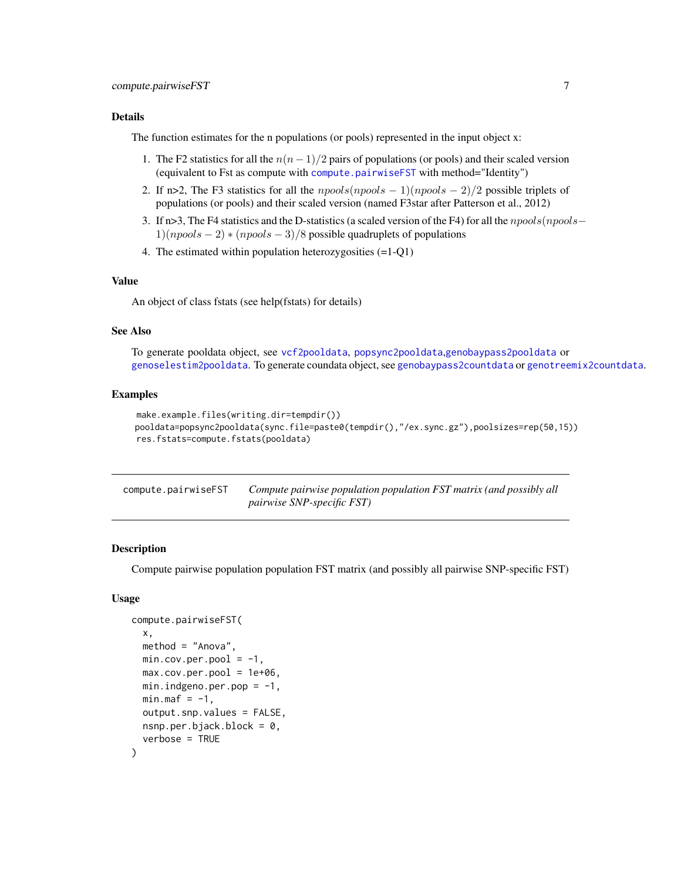## Details

The function estimates for the n populations (or pools) represented in the input object x:

1. The F2 statistics for all the $n(n-1)/2$ pairs of populations (or pools) and their scaled version (equivalent to Fst as compute with `compute.pairwiseFST` with method="Identity")
2. If n>2, The F3 statistics for all the $npools(npools-1)(npools-2)/2$ possible triplets of populations (or pools) and their scaled version (named F3star after Patterson et al., 2012)
3. If n>3, The F4 statistics and the D-statistics (a scaled version of the F4) for all the $npools(npools-1)(npools-2)*(npools-3)/8$ possible quadruplets of populations
4. The estimated within population heterozygosities (=1-Q1)

## Value

An object of class fstats (see help(fstats) for details)

## See Also

To generate pooldata object, see `vcf2pooldata`, `popsync2pooldata`,`genobaypass2pooldata` or `genoselestim2pooldata`. To generate coundata object, see `genobaypass2countdata` or `genotreemix2countdata`.

## Examples

```
 make.example.files(writing.dir=tempdir())
 pooldata=popsync2pooldata(sync.file=paste0(tempdir(),"/ex.sync.gz"),poolsizes=rep(50,15))
 res.fstats=compute.fstats(pooldata)
```

---

# compute.pairwiseFST — *Compute pairwise population population FST matrix (and possibly all pairwise SNP-specific FST)*

## Description

Compute pairwise population population FST matrix (and possibly all pairwise SNP-specific FST)

## Usage

```
compute.pairwiseFST(
  x,
  method = "Anova",
  min.cov.per.pool = -1,
  max.cov.per.pool = 1e+06,
  min.indgeno.per.pop = -1,
  min.maf = -1,
  output.snp.values = FALSE,
  nsnp.per.bjack.block = 0,
  verbose = TRUE
)
```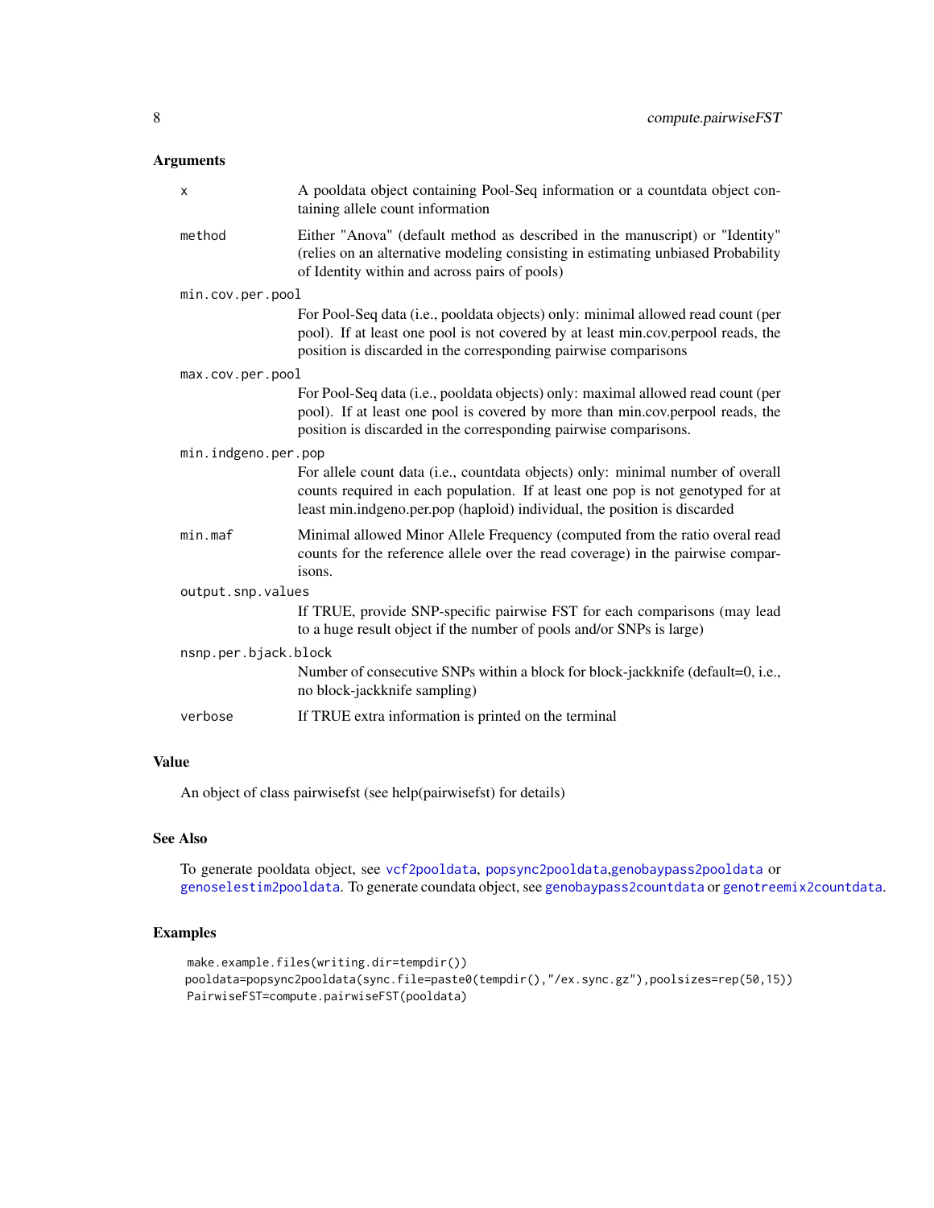## Arguments

- `x` — A pooldata object containing Pool-Seq information or a countdata object containing allele count information
- `method` — Either "Anova" (default method as described in the manuscript) or "Identity" (relies on an alternative modeling consisting in estimating unbiased Probability of Identity within and across pairs of pools)
- `min.cov.per.pool` — For Pool-Seq data (i.e., pooldata objects) only: minimal allowed read count (per pool). If at least one pool is not covered by at least min.cov.perpool reads, the position is discarded in the corresponding pairwise comparisons
- `max.cov.per.pool` — For Pool-Seq data (i.e., pooldata objects) only: maximal allowed read count (per pool). If at least one pool is covered by more than min.cov.perpool reads, the position is discarded in the corresponding pairwise comparisons.
- `min.indgeno.per.pop` — For allele count data (i.e., countdata objects) only: minimal number of overall counts required in each population. If at least one pop is not genotyped for at least min.indgeno.per.pop (haploid) individual, the position is discarded
- `min.maf` — Minimal allowed Minor Allele Frequency (computed from the ratio overal read counts for the reference allele over the read coverage) in the pairwise comparisons.
- `output.snp.values` — If TRUE, provide SNP-specific pairwise FST for each comparisons (may lead to a huge result object if the number of pools and/or SNPs is large)
- `nsnp.per.bjack.block` — Number of consecutive SNPs within a block for block-jackknife (default=0, i.e., no block-jackknife sampling)
- `verbose` — If TRUE extra information is printed on the terminal

## Value

An object of class pairwisefst (see help(pairwisefst) for details)

## See Also

To generate pooldata object, see `vcf2pooldata`, `popsync2pooldata`,`genobaypass2pooldata` or `genoselestim2pooldata`. To generate coundata object, see `genobaypass2countdata` or `genotreemix2countdata`.

## Examples

```
make.example.files(writing.dir=tempdir())
pooldata=popsync2pooldata(sync.file=paste0(tempdir(),"/ex.sync.gz"),poolsizes=rep(50,15))
PairwiseFST=compute.pairwiseFST(pooldata)
```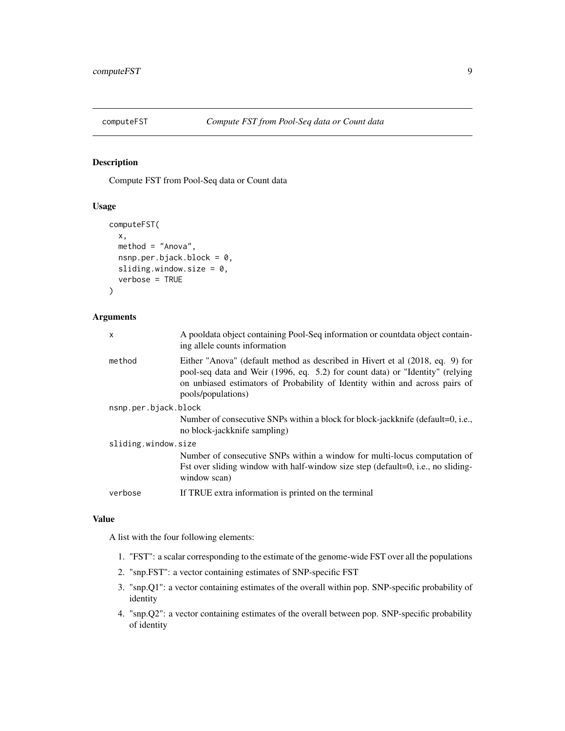computeFST *Compute FST from Pool-Seq data or Count data*

## Description

Compute FST from Pool-Seq data or Count data

## Usage

```
computeFST(
  x,
  method = "Anova",
  nsnp.per.bjack.block = 0,
  sliding.window.size = 0,
  verbose = TRUE
)
```

## Arguments

| | |
|---|---|
| `x` | A pooldata object containing Pool-Seq information or countdata object containing allele counts information |
| `method` | Either "Anova" (default method as described in Hivert et al (2018, eq. 9) for pool-seq data and Weir (1996, eq. 5.2) for count data) or "Identity" (relying on unbiased estimators of Probability of Identity within and across pairs of pools/populations) |
| `nsnp.per.bjack.block` | Number of consecutive SNPs within a block for block-jackknife (default=0, i.e., no block-jackknife sampling) |
| `sliding.window.size` | Number of consecutive SNPs within a window for multi-locus computation of Fst over sliding window with half-window size step (default=0, i.e., no sliding-window scan) |
| `verbose` | If TRUE extra information is printed on the terminal |

## Value

A list with the four following elements:

1. "FST": a scalar corresponding to the estimate of the genome-wide FST over all the populations
2. "snp.FST": a vector containing estimates of SNP-specific FST
3. "snp.Q1": a vector containing estimates of the overall within pop. SNP-specific probability of identity
4. "snp.Q2": a vector containing estimates of the overall between pop. SNP-specific probability of identity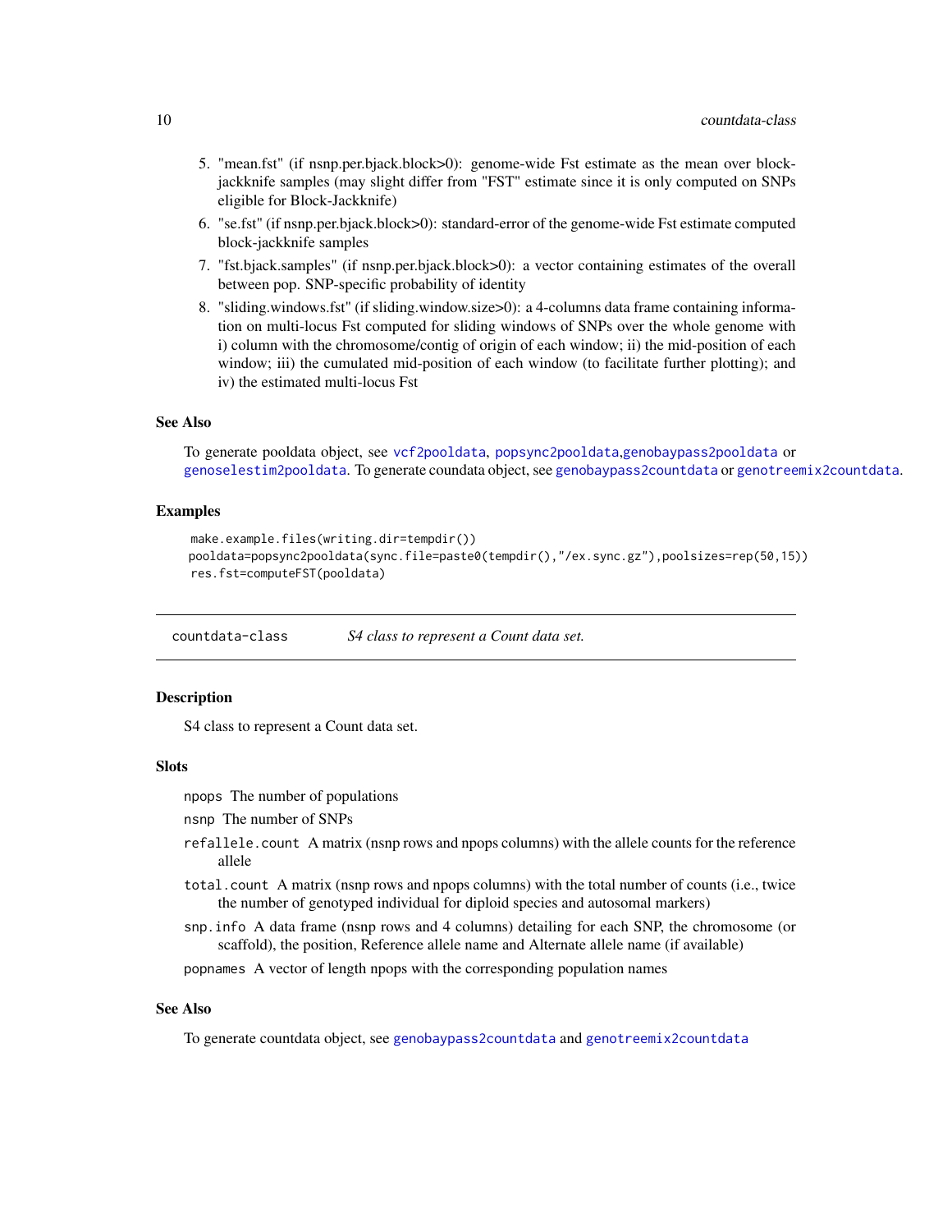5. "mean.fst" (if nsnp.per.bjack.block>0): genome-wide Fst estimate as the mean over block-jackknife samples (may slight differ from "FST" estimate since it is only computed on SNPs eligible for Block-Jackknife)
6. "se.fst" (if nsnp.per.bjack.block>0): standard-error of the genome-wide Fst estimate computed block-jackknife samples
7. "fst.bjack.samples" (if nsnp.per.bjack.block>0): a vector containing estimates of the overall between pop. SNP-specific probability of identity
8. "sliding.windows.fst" (if sliding.window.size>0): a 4-columns data frame containing information on multi-locus Fst computed for sliding windows of SNPs over the whole genome with i) column with the chromosome/contig of origin of each window; ii) the mid-position of each window; iii) the cumulated mid-position of each window (to facilitate further plotting); and iv) the estimated multi-locus Fst

### See Also

To generate pooldata object, see `vcf2pooldata`, `popsync2pooldata`,`genobaypass2pooldata` or `genoselestim2pooldata`. To generate coundata object, see `genobaypass2countdata` or `genotreemix2countdata`.

### Examples

```
make.example.files(writing.dir=tempdir())
pooldata=popsync2pooldata(sync.file=paste0(tempdir(),"/ex.sync.gz"),poolsizes=rep(50,15))
res.fst=computeFST(pooldata)
```

---

## countdata-class    *S4 class to represent a Count data set.*

---

### Description

S4 class to represent a Count data set.

### Slots

`npops` The number of populations

`nsnp` The number of SNPs

`refallele.count` A matrix (nsnp rows and npops columns) with the allele counts for the reference allele

`total.count` A matrix (nsnp rows and npops columns) with the total number of counts (i.e., twice the number of genotyped individual for diploid species and autosomal markers)

`snp.info` A data frame (nsnp rows and 4 columns) detailing for each SNP, the chromosome (or scaffold), the position, Reference allele name and Alternate allele name (if available)

`popnames` A vector of length npops with the corresponding population names

### See Also

To generate countdata object, see `genobaypass2countdata` and `genotreemix2countdata`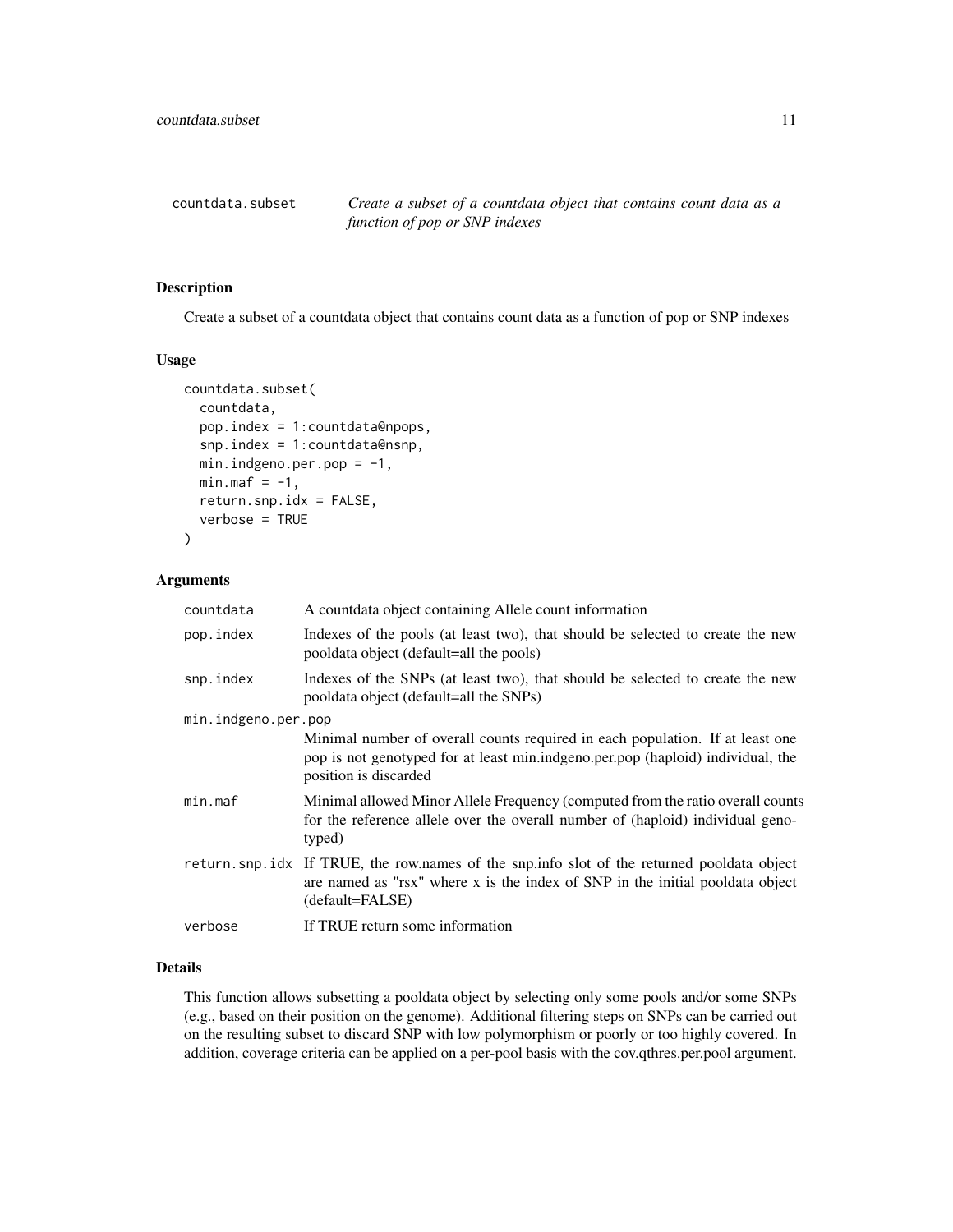countdata.subset — *Create a subset of a countdata object that contains count data as a function of pop or SNP indexes*

## Description

Create a subset of a countdata object that contains count data as a function of pop or SNP indexes

## Usage

```
countdata.subset(
  countdata,
  pop.index = 1:countdata@npops,
  snp.index = 1:countdata@nsnp,
  min.indgeno.per.pop = -1,
  min.maf = -1,
  return.snp.idx = FALSE,
  verbose = TRUE
)
```

## Arguments

| Argument | Description |
|---|---|
| countdata | A countdata object containing Allele count information |
| pop.index | Indexes of the pools (at least two), that should be selected to create the new pooldata object (default=all the pools) |
| snp.index | Indexes of the SNPs (at least two), that should be selected to create the new pooldata object (default=all the SNPs) |
| min.indgeno.per.pop | Minimal number of overall counts required in each population. If at least one pop is not genotyped for at least min.indgeno.per.pop (haploid) individual, the position is discarded |
| min.maf | Minimal allowed Minor Allele Frequency (computed from the ratio overall counts for the reference allele over the overall number of (haploid) individual genotyped) |
| return.snp.idx | If TRUE, the row.names of the snp.info slot of the returned pooldata object are named as "rsx" where x is the index of SNP in the initial pooldata object (default=FALSE) |
| verbose | If TRUE return some information |

## Details

This function allows subsetting a pooldata object by selecting only some pools and/or some SNPs (e.g., based on their position on the genome). Additional filtering steps on SNPs can be carried out on the resulting subset to discard SNP with low polymorphism or poorly or too highly covered. In addition, coverage criteria can be applied on a per-pool basis with the cov.qthres.per.pool argument.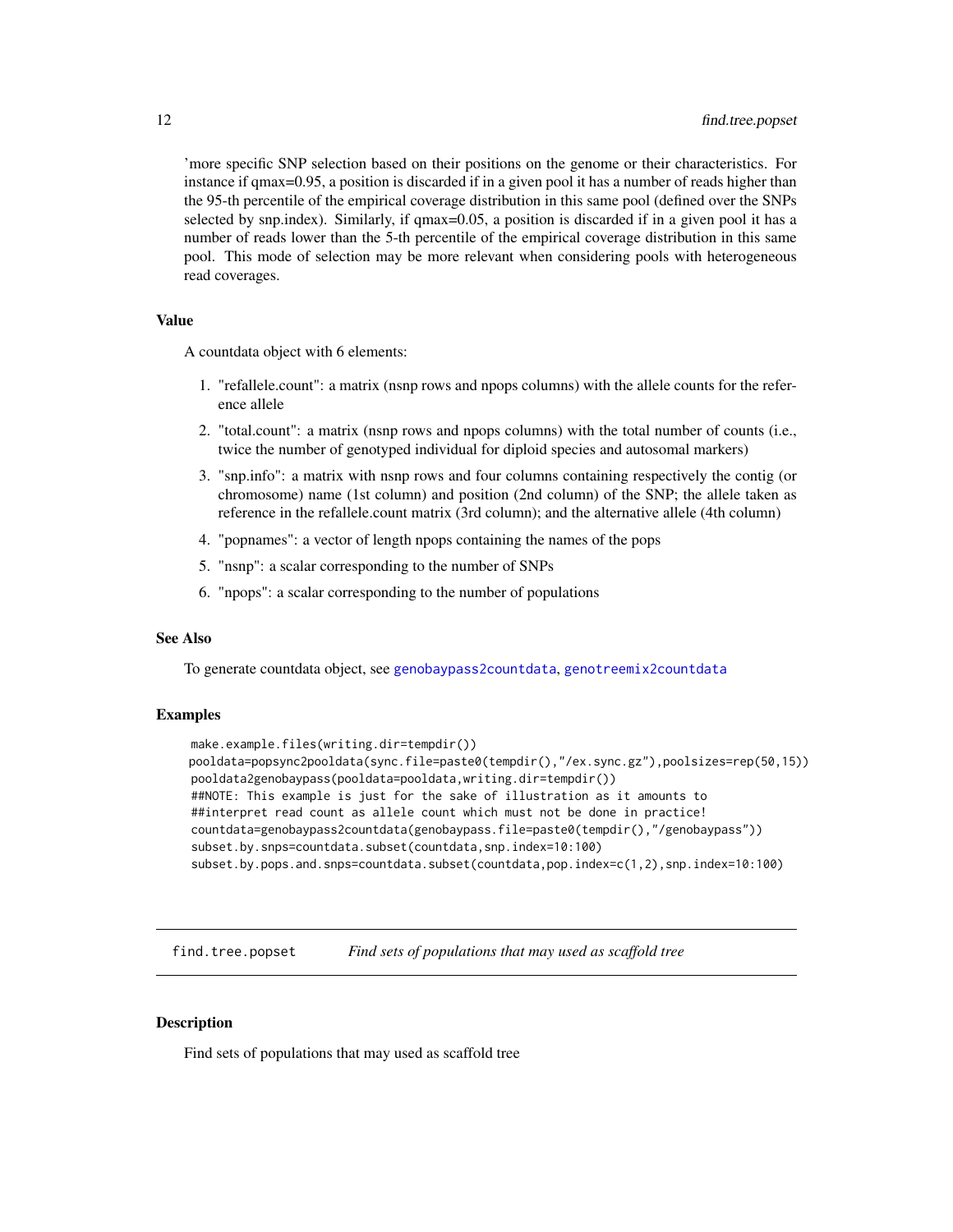'more specific SNP selection based on their positions on the genome or their characteristics. For instance if qmax=0.95, a position is discarded if in a given pool it has a number of reads higher than the 95-th percentile of the empirical coverage distribution in this same pool (defined over the SNPs selected by snp.index). Similarly, if qmax=0.05, a position is discarded if in a given pool it has a number of reads lower than the 5-th percentile of the empirical coverage distribution in this same pool. This mode of selection may be more relevant when considering pools with heterogeneous read coverages.

### Value

A countdata object with 6 elements:

1. "refallele.count": a matrix (nsnp rows and npops columns) with the allele counts for the reference allele
2. "total.count": a matrix (nsnp rows and npops columns) with the total number of counts (i.e., twice the number of genotyped individual for diploid species and autosomal markers)
3. "snp.info": a matrix with nsnp rows and four columns containing respectively the contig (or chromosome) name (1st column) and position (2nd column) of the SNP; the allele taken as reference in the refallele.count matrix (3rd column); and the alternative allele (4th column)
4. "popnames": a vector of length npops containing the names of the pops
5. "nsnp": a scalar corresponding to the number of SNPs
6. "npops": a scalar corresponding to the number of populations

### See Also

To generate countdata object, see genobaypass2countdata, genotreemix2countdata

### Examples

```
make.example.files(writing.dir=tempdir())
pooldata=popsync2pooldata(sync.file=paste0(tempdir(),"/ex.sync.gz"),poolsizes=rep(50,15))
pooldata2genobaypass(pooldata=pooldata,writing.dir=tempdir())
##NOTE: This example is just for the sake of illustration as it amounts to
##interpret read count as allele count which must not be done in practice!
countdata=genobaypass2countdata(genobaypass.file=paste0(tempdir(),"/genobaypass"))
subset.by.snps=countdata.subset(countdata,snp.index=10:100)
subset.by.pops.and.snps=countdata.subset(countdata,pop.index=c(1,2),snp.index=10:100)
```

## find.tree.popset *Find sets of populations that may used as scaffold tree*

### Description

Find sets of populations that may used as scaffold tree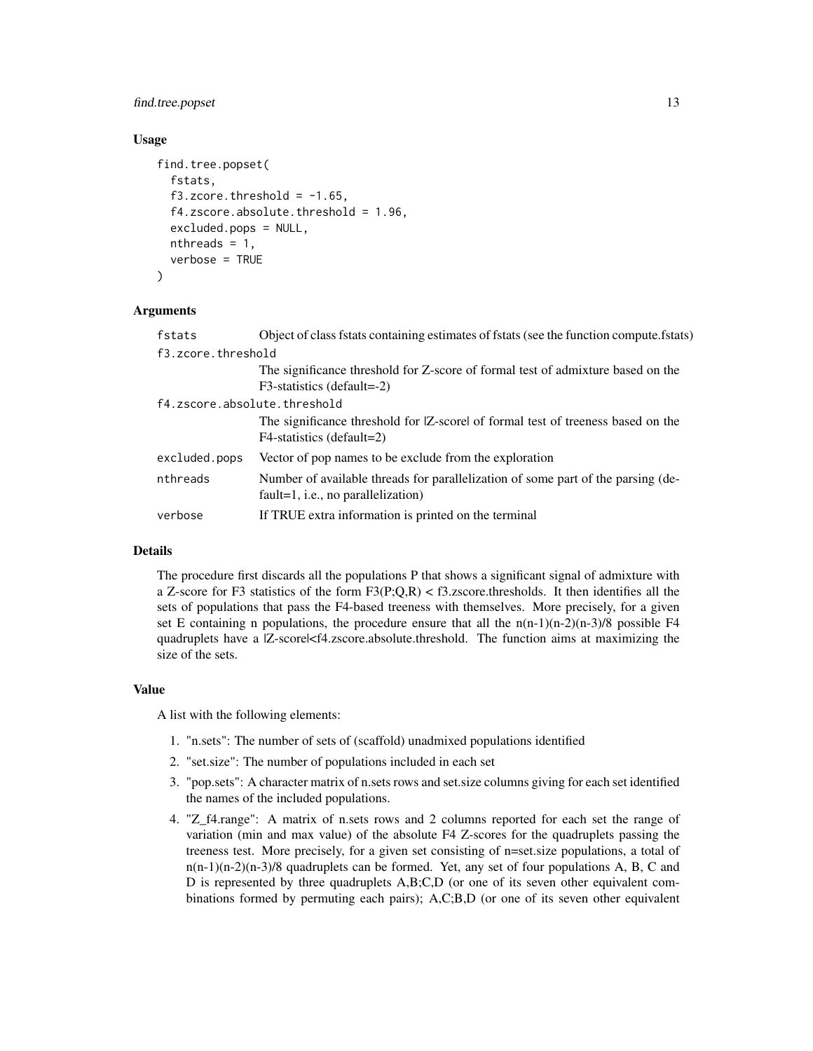### Usage

```
find.tree.popset(
  fstats,
  f3.zcore.threshold = -1.65,
  f4.zscore.absolute.threshold = 1.96,
  excluded.pops = NULL,
  nthreads = 1,
  verbose = TRUE
)
```

### Arguments

| | |
|---|---|
| fstats | Object of class fstats containing estimates of fstats (see the function compute.fstats) |
| f3.zcore.threshold | The significance threshold for Z-score of formal test of admixture based on the F3-statistics (default=-2) |
| f4.zscore.absolute.threshold | The significance threshold for \|Z-score\| of formal test of treeness based on the F4-statistics (default=2) |
| excluded.pops | Vector of pop names to be exclude from the exploration |
| nthreads | Number of available threads for parallelization of some part of the parsing (default=1, i.e., no parallelization) |
| verbose | If TRUE extra information is printed on the terminal |

### Details

The procedure first discards all the populations P that shows a significant signal of admixture with a Z-score for F3 statistics of the form F3(P;Q,R) < f3.zscore.thresholds. It then identifies all the sets of populations that pass the F4-based treeness with themselves. More precisely, for a given set E containing n populations, the procedure ensure that all the n(n-1)(n-2)(n-3)/8 possible F4 quadruplets have a |Z-score|<f4.zscore.absolute.threshold. The function aims at maximizing the size of the sets.

### Value

A list with the following elements:

1. "n.sets": The number of sets of (scaffold) unadmixed populations identified
2. "set.size": The number of populations included in each set
3. "pop.sets": A character matrix of n.sets rows and set.size columns giving for each set identified the names of the included populations.
4. "Z_f4.range": A matrix of n.sets rows and 2 columns reported for each set the range of variation (min and max value) of the absolute F4 Z-scores for the quadruplets passing the treeness test. More precisely, for a given set consisting of n=set.size populations, a total of n(n-1)(n-2)(n-3)/8 quadruplets can be formed. Yet, any set of four populations A, B, C and D is represented by three quadruplets A,B;C,D (or one of its seven other equivalent combinations formed by permuting each pairs); A,C;B,D (or one of its seven other equivalent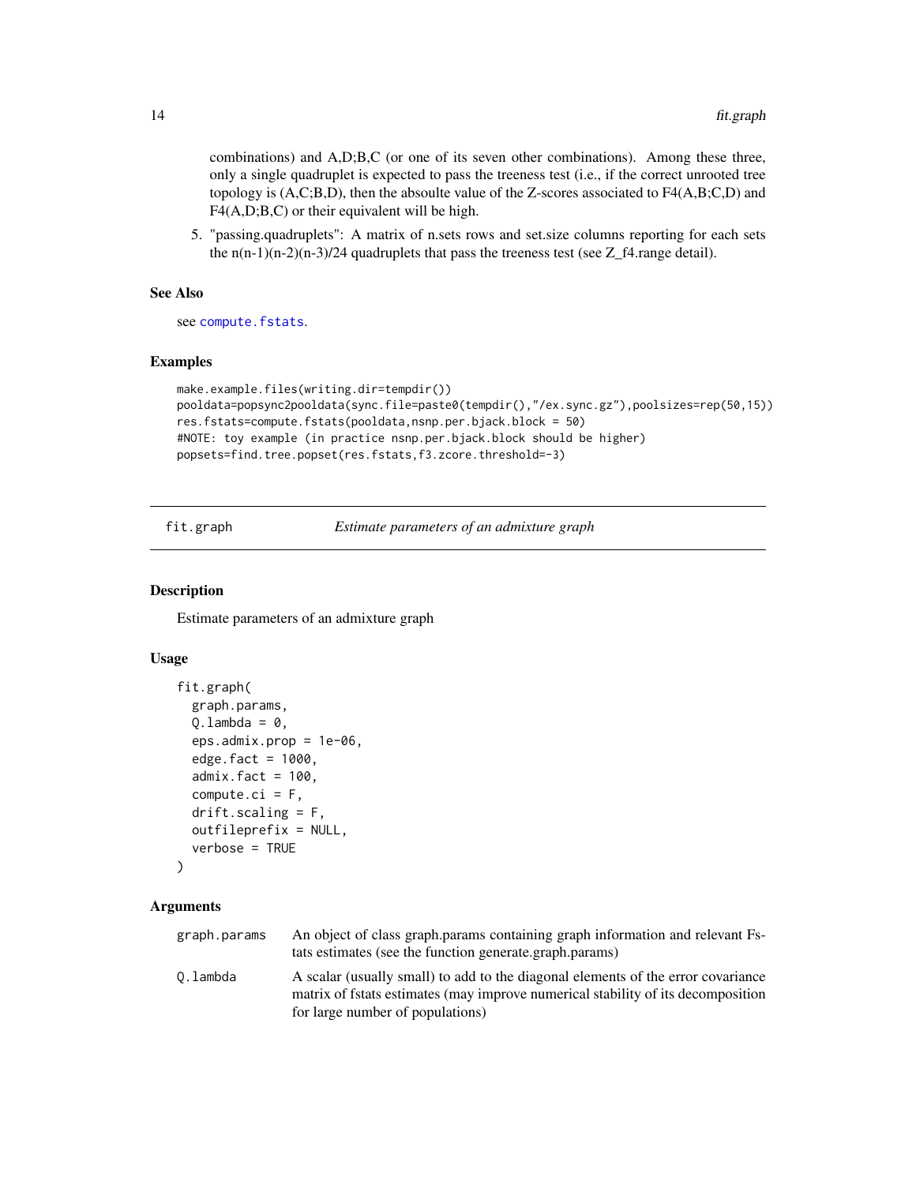combinations) and A,D;B,C (or one of its seven other combinations). Among these three, only a single quadruplet is expected to pass the treeness test (i.e., if the correct unrooted tree topology is (A,C;B,D), then the absoulte value of the Z-scores associated to F4(A,B;C,D) and F4(A,D;B,C) or their equivalent will be high.

5. "passing.quadruplets": A matrix of n.sets rows and set.size columns reporting for each sets the n(n-1)(n-2)(n-3)/24 quadruplets that pass the treeness test (see Z_f4.range detail).

### See Also

see compute.fstats.

### Examples

```
make.example.files(writing.dir=tempdir())
pooldata=popsync2pooldata(sync.file=paste0(tempdir(),"/ex.sync.gz"),poolsizes=rep(50,15))
res.fstats=compute.fstats(pooldata,nsnp.per.bjack.block = 50)
#NOTE: toy example (in practice nsnp.per.bjack.block should be higher)
popsets=find.tree.popset(res.fstats,f3.zcore.threshold=-3)
```

---

## fit.graph — *Estimate parameters of an admixture graph*

### Description

Estimate parameters of an admixture graph

### Usage

```
fit.graph(
  graph.params,
  Q.lambda = 0,
  eps.admix.prop = 1e-06,
  edge.fact = 1000,
  admix.fact = 100,
  compute.ci = F,
  drift.scaling = F,
  outfileprefix = NULL,
  verbose = TRUE
)
```

### Arguments

| | |
|---|---|
| graph.params | An object of class graph.params containing graph information and relevant Fstats estimates (see the function generate.graph.params) |
| Q.lambda | A scalar (usually small) to add to the diagonal elements of the error covariance matrix of fstats estimates (may improve numerical stability of its decomposition for large number of populations) |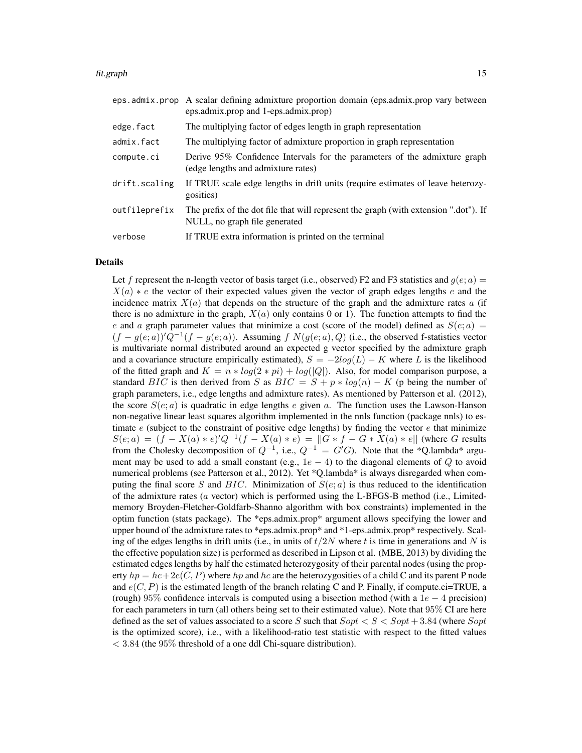| | |
|---|---|
| eps.admix.prop | A scalar defining admixture proportion domain (eps.admix.prop vary between eps.admix.prop and 1-eps.admix.prop) |
| edge.fact | The multiplying factor of edges length in graph representation |
| admix.fact | The multiplying factor of admixture proportion in graph representation |
| compute.ci | Derive 95% Confidence Intervals for the parameters of the admixture graph (edge lengths and admixture rates) |
| drift.scaling | If TRUE scale edge lengths in drift units (require estimates of leave heterozygosities) |
| outfileprefix | The prefix of the dot file that will represent the graph (with extension ".dot"). If NULL, no graph file generated |
| verbose | If TRUE extra information is printed on the terminal |

### Details

Let $f$ represent the n-length vector of basis target (i.e., observed) F2 and F3 statistics and $g(e; a) = X(a) * e$ the vector of their expected values given the vector of graph edges lengths $e$ and the incidence matrix $X(a)$ that depends on the structure of the graph and the admixture rates $a$ (if there is no admixture in the graph, $X(a)$ only contains 0 or 1). The function attempts to find the $e$ and $a$ graph parameter values that minimize a cost (score of the model) defined as $S(e; a) = (f - g(e; a))'Q^{-1}(f - g(e; a))$. Assuming $f\ N(g(e; a), Q)$ (i.e., the observed f-statistics vector is multivariate normal distributed around an expected g vector specified by the admixture graph and a covariance structure empirically estimated), $S = -2log(L) - K$ where $L$ is the likelihood of the fitted graph and $K = n * log(2 * pi) + log(|Q|)$. Also, for model comparison purpose, a standard $BIC$ is then derived from $S$ as $BIC = S + p * log(n) - K$ (p being the number of graph parameters, i.e., edge lengths and admixture rates). As mentioned by Patterson et al. (2012), the score $S(e; a)$ is quadratic in edge lengths $e$ given $a$. The function uses the Lawson-Hanson non-negative linear least squares algorithm implemented in the nnls function (package nnls) to estimate $e$ (subject to the constraint of positive edge lengths) by finding the vector $e$ that minimize $S(e; a) = (f - X(a) * e)'Q^{-1}(f - X(a) * e) = ||G * f - G * X(a) * e||$ (where $G$ results from the Cholesky decomposition of $Q^{-1}$, i.e., $Q^{-1} = G'G$). Note that the *Q.lambda* argument may be used to add a small constant (e.g., $1e - 4$) to the diagonal elements of $Q$ to avoid numerical problems (see Patterson et al., 2012). Yet *Q.lambda* is always disregarded when computing the final score $S$ and $BIC$. Minimization of $S(e; a)$ is thus reduced to the identification of the admixture rates ($a$ vector) which is performed using the L-BFGS-B method (i.e., Limited-memory Broyden-Fletcher-Goldfarb-Shanno algorithm with box constraints) implemented in the optim function (stats package). The *eps.admix.prop* argument allows specifying the lower and upper bound of the admixture rates to *eps.admix.prop* and *1-eps.admix.prop* respectively. Scaling of the edges lengths in drift units (i.e., in units of $t/2N$ where $t$ is time in generations and $N$ is the effective population size) is performed as described in Lipson et al. (MBE, 2013) by dividing the estimated edges lengths by half the estimated heterozygosity of their parental nodes (using the property $hp = hc + 2e(C, P)$ where $hp$ and $hc$ are the heterozygosities of a child C and its parent P node and $e(C, P)$ is the estimated length of the branch relating C and P. Finally, if compute.ci=TRUE, a (rough) $95\%$ confidence intervals is computed using a bisection method (with a $1e - 4$ precision) for each parameters in turn (all others being set to their estimated value). Note that $95\%$ CI are here defined as the set of values associated to a score $S$ such that $Sopt < S < Sopt + 3.84$ (where $Sopt$ is the optimized score), i.e., with a likelihood-ratio test statistic with respect to the fitted values $< 3.84$ (the $95\%$ threshold of a one ddl Chi-square distribution).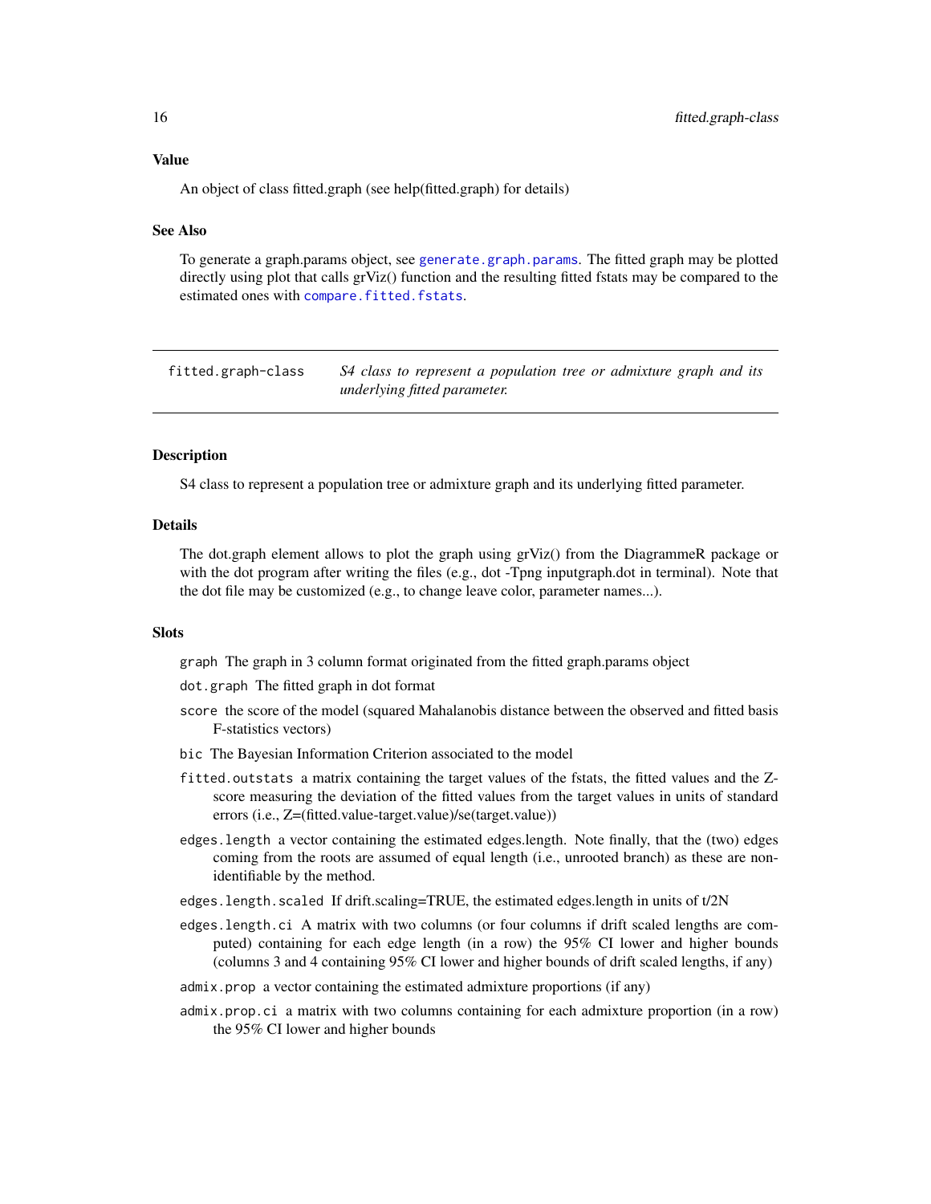## Value

An object of class fitted.graph (see help(fitted.graph) for details)

## See Also

To generate a graph.params object, see `generate.graph.params`. The fitted graph may be plotted directly using plot that calls grViz() function and the resulting fitted fstats may be compared to the estimated ones with `compare.fitted.fstats`.

---

# fitted.graph-class — *S4 class to represent a population tree or admixture graph and its underlying fitted parameter.*

---

## Description

S4 class to represent a population tree or admixture graph and its underlying fitted parameter.

## Details

The dot.graph element allows to plot the graph using grViz() from the DiagrammeR package or with the dot program after writing the files (e.g., dot -Tpng inputgraph.dot in terminal). Note that the dot file may be customized (e.g., to change leave color, parameter names...).

## Slots

`graph` The graph in 3 column format originated from the fitted graph.params object

`dot.graph` The fitted graph in dot format

`score` the score of the model (squared Mahalanobis distance between the observed and fitted basis F-statistics vectors)

`bic` The Bayesian Information Criterion associated to the model

`fitted.outstats` a matrix containing the target values of the fstats, the fitted values and the Z-score measuring the deviation of the fitted values from the target values in units of standard errors (i.e., Z=(fitted.value-target.value)/se(target.value))

`edges.length` a vector containing the estimated edges.length. Note finally, that the (two) edges coming from the roots are assumed of equal length (i.e., unrooted branch) as these are non-identifiable by the method.

`edges.length.scaled` If drift.scaling=TRUE, the estimated edges.length in units of t/2N

`edges.length.ci` A matrix with two columns (or four columns if drift scaled lengths are computed) containing for each edge length (in a row) the 95% CI lower and higher bounds (columns 3 and 4 containing 95% CI lower and higher bounds of drift scaled lengths, if any)

`admix.prop` a vector containing the estimated admixture proportions (if any)

`admix.prop.ci` a matrix with two columns containing for each admixture proportion (in a row) the 95% CI lower and higher bounds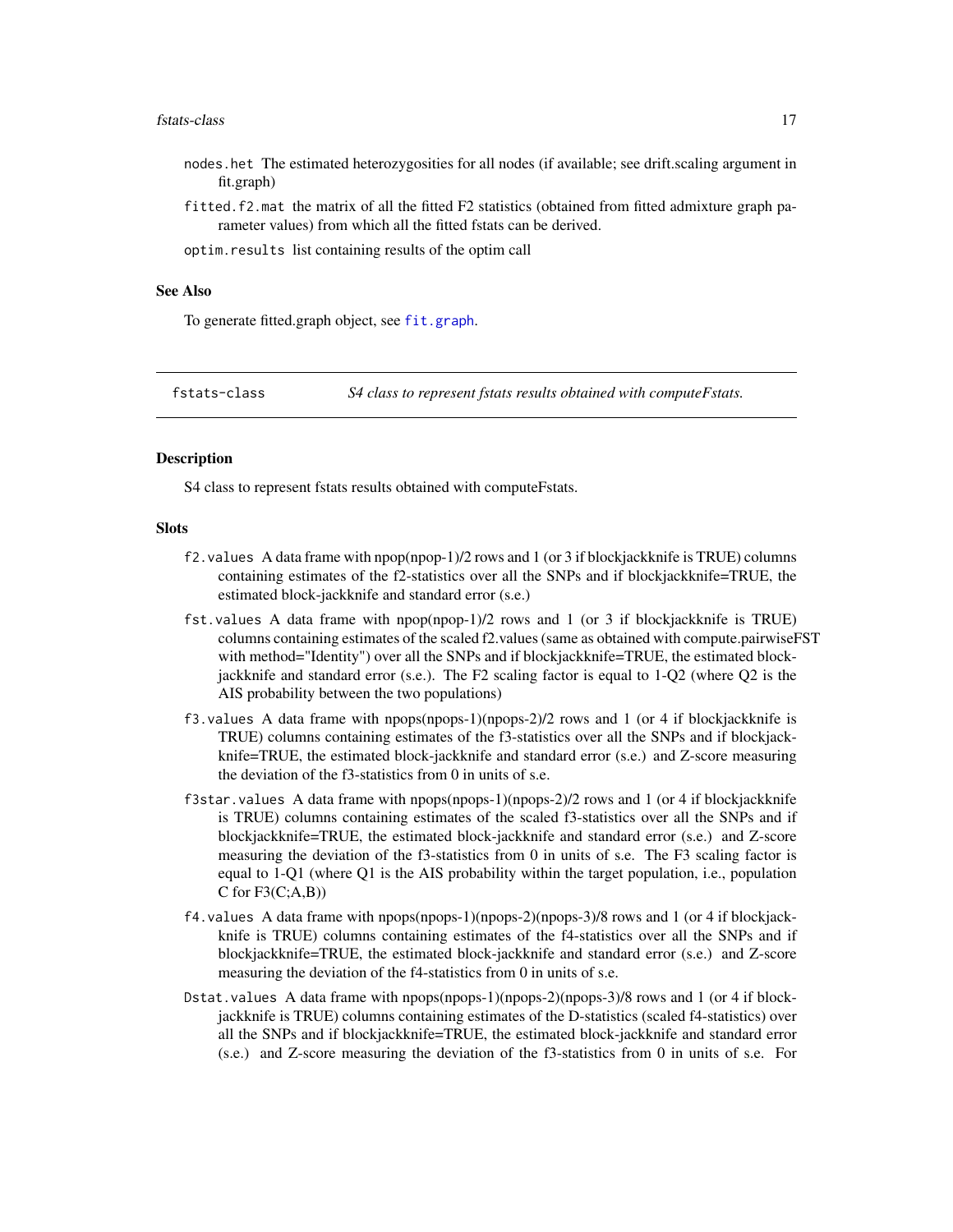- `nodes.het` The estimated heterozygosities for all nodes (if available; see drift.scaling argument in fit.graph)
- `fitted.f2.mat` the matrix of all the fitted F2 statistics (obtained from fitted admixture graph parameter values) from which all the fitted fstats can be derived.
- `optim.results` list containing results of the optim call

### See Also

To generate fitted.graph object, see `fit.graph`.

---

## fstats-class &nbsp;&nbsp;&nbsp; *S4 class to represent fstats results obtained with computeFstats.*

### Description

S4 class to represent fstats results obtained with computeFstats.

### Slots

- `f2.values` A data frame with npop(npop-1)/2 rows and 1 (or 3 if blockjackknife is TRUE) columns containing estimates of the f2-statistics over all the SNPs and if blockjackknife=TRUE, the estimated block-jackknife and standard error (s.e.)
- `fst.values` A data frame with npop(npop-1)/2 rows and 1 (or 3 if blockjackknife is TRUE) columns containing estimates of the scaled f2.values (same as obtained with compute.pairwiseFST with method="Identity") over all the SNPs and if blockjackknife=TRUE, the estimated block-jackknife and standard error (s.e.). The F2 scaling factor is equal to 1-Q2 (where Q2 is the AIS probability between the two populations)
- `f3.values` A data frame with npops(npops-1)(npops-2)/2 rows and 1 (or 4 if blockjackknife is TRUE) columns containing estimates of the f3-statistics over all the SNPs and if blockjackknife=TRUE, the estimated block-jackknife and standard error (s.e.) and Z-score measuring the deviation of the f3-statistics from 0 in units of s.e.
- `f3star.values` A data frame with npops(npops-1)(npops-2)/2 rows and 1 (or 4 if blockjackknife is TRUE) columns containing estimates of the scaled f3-statistics over all the SNPs and if blockjackknife=TRUE, the estimated block-jackknife and standard error (s.e.) and Z-score measuring the deviation of the f3-statistics from 0 in units of s.e. The F3 scaling factor is equal to 1-Q1 (where Q1 is the AIS probability within the target population, i.e., population C for F3(C;A,B))
- `f4.values` A data frame with npops(npops-1)(npops-2)(npops-3)/8 rows and 1 (or 4 if blockjackknife is TRUE) columns containing estimates of the f4-statistics over all the SNPs and if blockjackknife=TRUE, the estimated block-jackknife and standard error (s.e.) and Z-score measuring the deviation of the f4-statistics from 0 in units of s.e.
- `Dstat.values` A data frame with npops(npops-1)(npops-2)(npops-3)/8 rows and 1 (or 4 if blockjackknife is TRUE) columns containing estimates of the D-statistics (scaled f4-statistics) over all the SNPs and if blockjackknife=TRUE, the estimated block-jackknife and standard error (s.e.) and Z-score measuring the deviation of the f3-statistics from 0 in units of s.e. For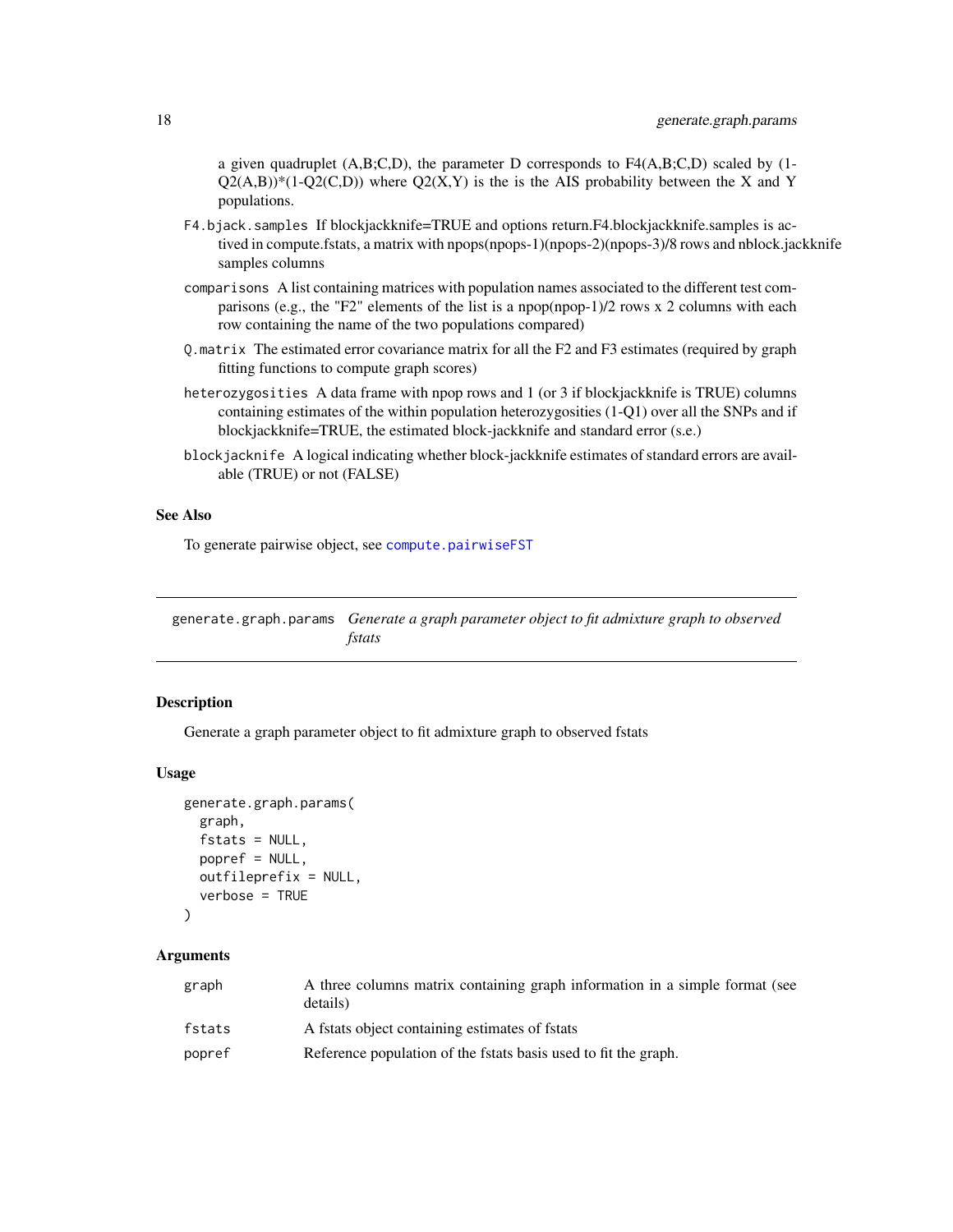a given quadruplet (A,B;C,D), the parameter D corresponds to F4(A,B;C,D) scaled by (1-Q2(A,B))*(1-Q2(C,D)) where Q2(X,Y) is the is the AIS probability between the X and Y populations.

`F4.bjack.samples` If blockjackknife=TRUE and options return.F4.blockjackknife.samples is activated in compute.fstats, a matrix with npops(npops-1)(npops-2)(npops-3)/8 rows and nblock.jackknife samples columns

`comparisons` A list containing matrices with population names associated to the different test comparisons (e.g., the "F2" elements of the list is a npop(npop-1)/2 rows x 2 columns with each row containing the name of the two populations compared)

`Q.matrix` The estimated error covariance matrix for all the F2 and F3 estimates (required by graph fitting functions to compute graph scores)

`heterozygosities` A data frame with npop rows and 1 (or 3 if blockjackknife is TRUE) columns containing estimates of the within population heterozygosities (1-Q1) over all the SNPs and if blockjackknife=TRUE, the estimated block-jackknife and standard error (s.e.)

`blockjacknife` A logical indicating whether block-jackknife estimates of standard errors are available (TRUE) or not (FALSE)

### See Also

To generate pairwise object, see `compute.pairwiseFST`

---

## generate.graph.params *Generate a graph parameter object to fit admixture graph to observed fstats*

### Description

Generate a graph parameter object to fit admixture graph to observed fstats

### Usage

```
generate.graph.params(
  graph,
  fstats = NULL,
  popref = NULL,
  outfileprefix = NULL,
  verbose = TRUE
)
```

### Arguments

| | |
|---|---|
| `graph` | A three columns matrix containing graph information in a simple format (see details) |
| `fstats` | A fstats object containing estimates of fstats |
| `popref` | Reference population of the fstats basis used to fit the graph. |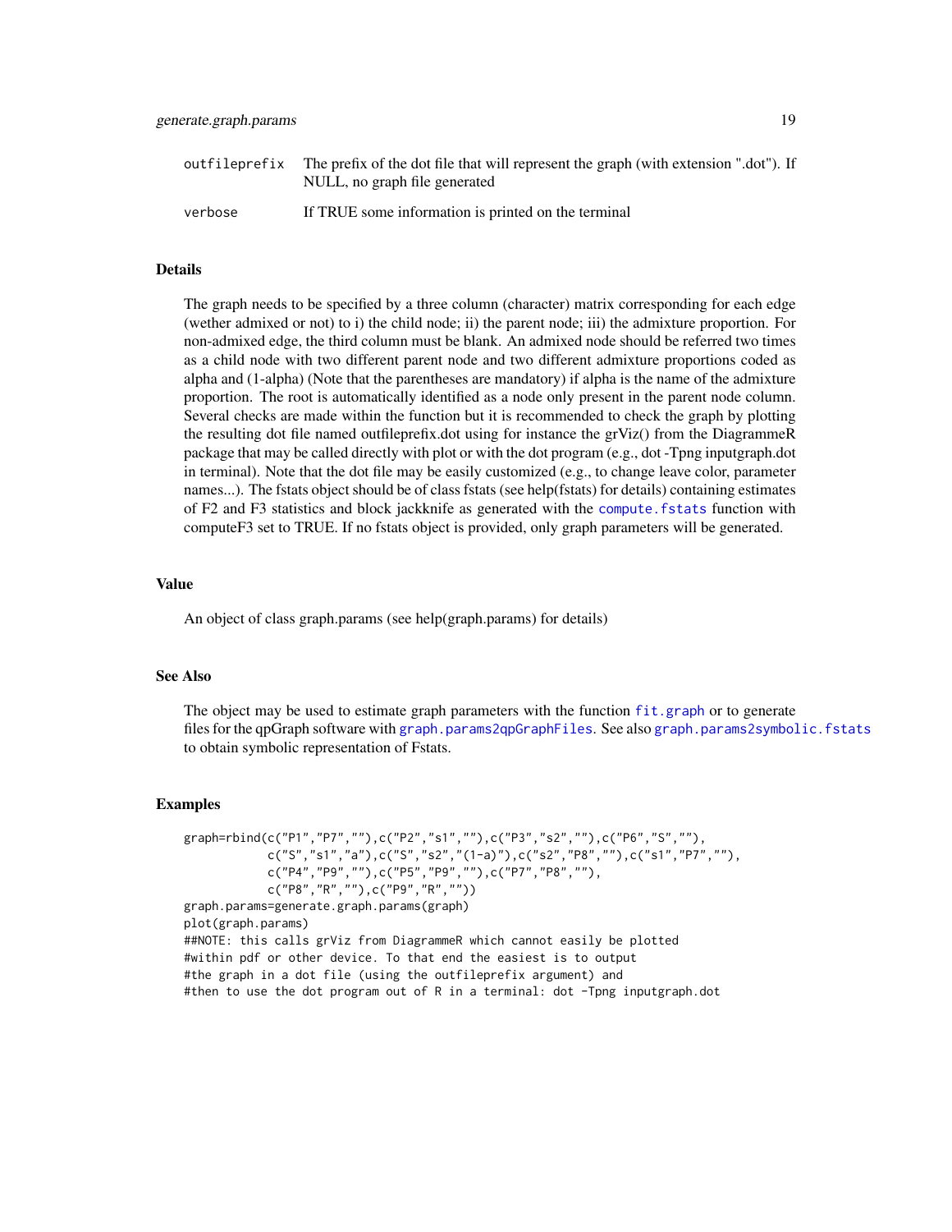| | |
|---|---|
| outfileprefix | The prefix of the dot file that will represent the graph (with extension ".dot"). If NULL, no graph file generated |
| verbose | If TRUE some information is printed on the terminal |

## Details

The graph needs to be specified by a three column (character) matrix corresponding for each edge (wether admixed or not) to i) the child node; ii) the parent node; iii) the admixture proportion. For non-admixed edge, the third column must be blank. An admixed node should be referred two times as a child node with two different parent node and two different admixture proportions coded as alpha and (1-alpha) (Note that the parentheses are mandatory) if alpha is the name of the admixture proportion. The root is automatically identified as a node only present in the parent node column. Several checks are made within the function but it is recommended to check the graph by plotting the resulting dot file named outfileprefix.dot using for instance the grViz() from the DiagrammeR package that may be called directly with plot or with the dot program (e.g., dot -Tpng inputgraph.dot in terminal). Note that the dot file may be easily customized (e.g., to change leave color, parameter names...). The fstats object should be of class fstats (see help(fstats) for details) containing estimates of F2 and F3 statistics and block jackknife as generated with the `compute.fstats` function with computeF3 set to TRUE. If no fstats object is provided, only graph parameters will be generated.

## Value

An object of class graph.params (see help(graph.params) for details)

## See Also

The object may be used to estimate graph parameters with the function `fit.graph` or to generate files for the qpGraph software with `graph.params2qpGraphFiles`. See also `graph.params2symbolic.fstats` to obtain symbolic representation of Fstats.

## Examples

```
graph=rbind(c("P1","P7",""),c("P2","s1",""),c("P3","s2",""),c("P6","S",""),
            c("S","s1","a"),c("S","s2","(1-a)"),c("s2","P8",""),c("s1","P7",""),
            c("P4","P9",""),c("P5","P9",""),c("P7","P8",""),
            c("P8","R",""),c("P9","R",""))
graph.params=generate.graph.params(graph)
plot(graph.params)
##NOTE: this calls grViz from DiagrammeR which cannot easily be plotted
#within pdf or other device. To that end the easiest is to output
#the graph in a dot file (using the outfileprefix argument) and
#then to use the dot program out of R in a terminal: dot -Tpng inputgraph.dot
```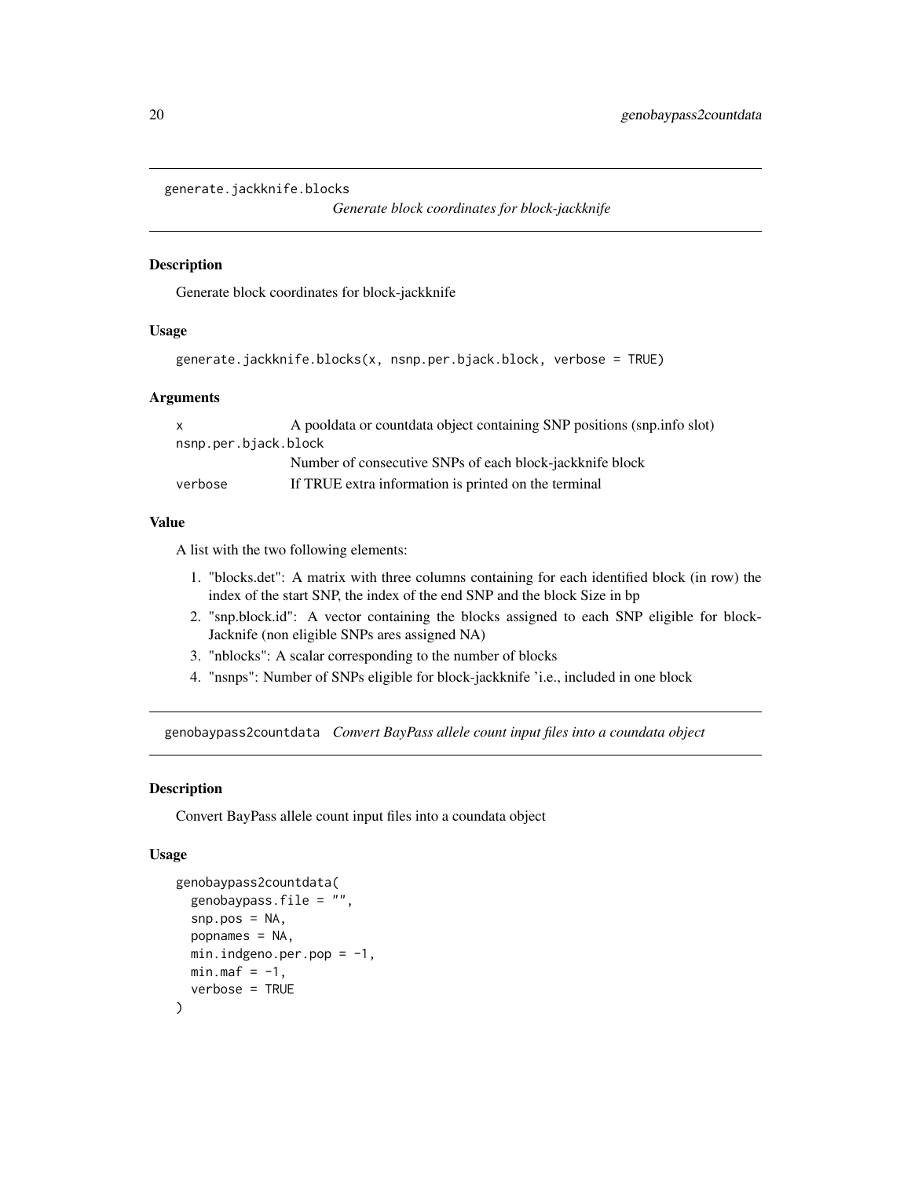```
generate.jackknife.blocks
```

*Generate block coordinates for block-jackknife*

### Description

Generate block coordinates for block-jackknife

### Usage

```
generate.jackknife.blocks(x, nsnp.per.bjack.block, verbose = TRUE)
```

### Arguments

| | |
|---|---|
| x | A pooldata or countdata object containing SNP positions (snp.info slot) |
| nsnp.per.bjack.block | Number of consecutive SNPs of each block-jackknife block |
| verbose | If TRUE extra information is printed on the terminal |

### Value

A list with the two following elements:

1. "blocks.det": A matrix with three columns containing for each identified block (in row) the index of the start SNP, the index of the end SNP and the block Size in bp
2. "snp.block.id": A vector containing the blocks assigned to each SNP eligible for block-Jacknife (non eligible SNPs ares assigned NA)
3. "nblocks": A scalar corresponding to the number of blocks
4. "nsnps": Number of SNPs eligible for block-jackknife 'i.e., included in one block

---

`genobaypass2countdata` *Convert BayPass allele count input files into a coundata object*

### Description

Convert BayPass allele count input files into a coundata object

### Usage

```
genobaypass2countdata(
  genobaypass.file = "",
  snp.pos = NA,
  popnames = NA,
  min.indgeno.per.pop = -1,
  min.maf = -1,
  verbose = TRUE
)
```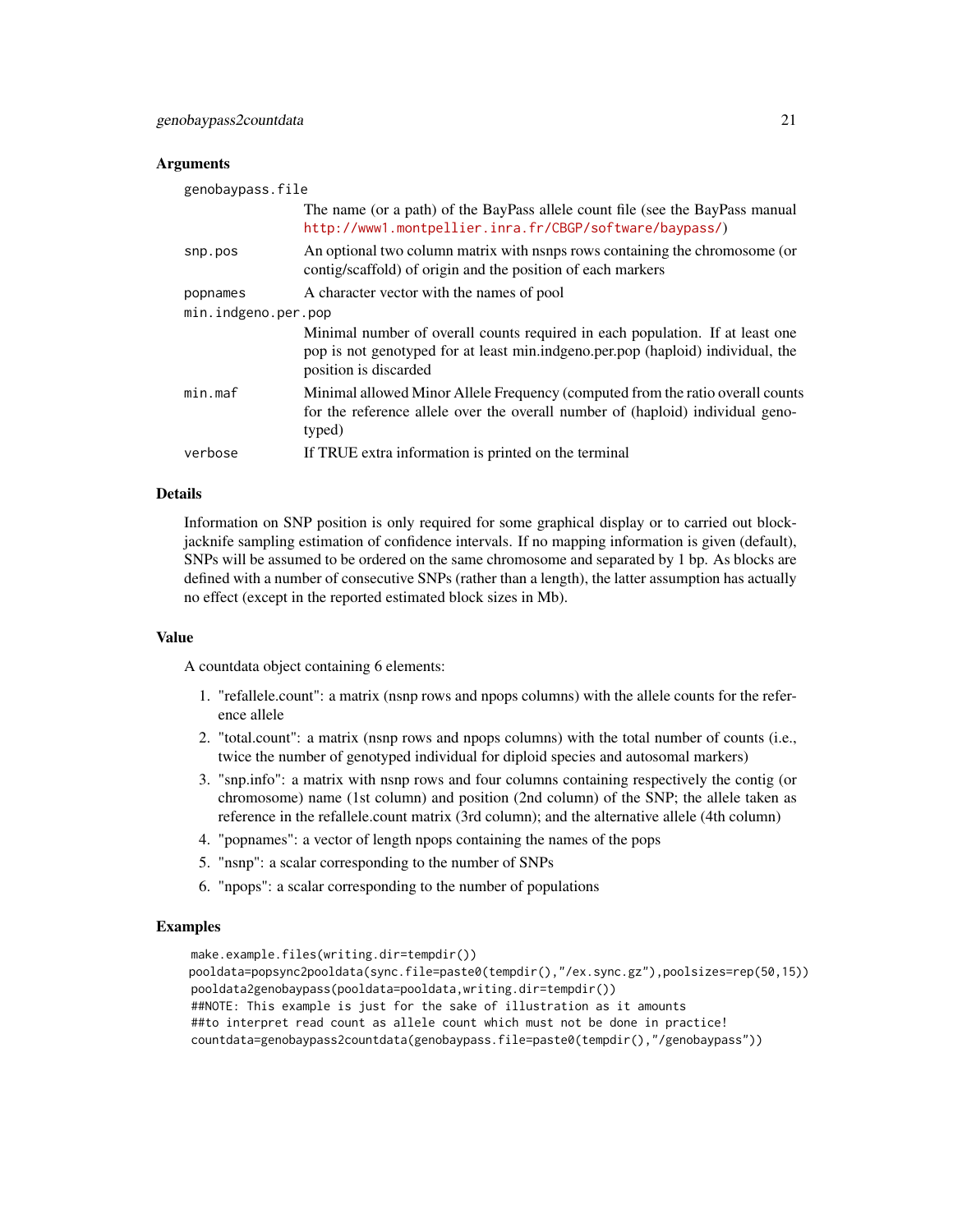## Arguments

- **genobaypass.file**: The name (or a path) of the BayPass allele count file (see the BayPass manual http://www1.montpellier.inra.fr/CBGP/software/baypass/)
- **snp.pos**: An optional two column matrix with nsnps rows containing the chromosome (or contig/scaffold) of origin and the position of each markers
- **popnames**: A character vector with the names of pool
- **min.indgeno.per.pop**: Minimal number of overall counts required in each population. If at least one pop is not genotyped for at least min.indgeno.per.pop (haploid) individual, the position is discarded
- **min.maf**: Minimal allowed Minor Allele Frequency (computed from the ratio overall counts for the reference allele over the overall number of (haploid) individual genotyped)
- **verbose**: If TRUE extra information is printed on the terminal

## Details

Information on SNP position is only required for some graphical display or to carried out block-jacknife sampling estimation of confidence intervals. If no mapping information is given (default), SNPs will be assumed to be ordered on the same chromosome and separated by 1 bp. As blocks are defined with a number of consecutive SNPs (rather than a length), the latter assumption has actually no effect (except in the reported estimated block sizes in Mb).

## Value

A countdata object containing 6 elements:

1. "refallele.count": a matrix (nsnp rows and npops columns) with the allele counts for the reference allele
2. "total.count": a matrix (nsnp rows and npops columns) with the total number of counts (i.e., twice the number of genotyped individual for diploid species and autosomal markers)
3. "snp.info": a matrix with nsnp rows and four columns containing respectively the contig (or chromosome) name (1st column) and position (2nd column) of the SNP; the allele taken as reference in the refallele.count matrix (3rd column); and the alternative allele (4th column)
4. "popnames": a vector of length npops containing the names of the pops
5. "nsnp": a scalar corresponding to the number of SNPs
6. "npops": a scalar corresponding to the number of populations

## Examples

```
make.example.files(writing.dir=tempdir())
pooldata=popsync2pooldata(sync.file=paste0(tempdir(),"/ex.sync.gz"),poolsizes=rep(50,15))
pooldata2genobaypass(pooldata=pooldata,writing.dir=tempdir())
##NOTE: This example is just for the sake of illustration as it amounts
##to interpret read count as allele count which must not be done in practice!
countdata=genobaypass2countdata(genobaypass.file=paste0(tempdir(),"/genobaypass"))
```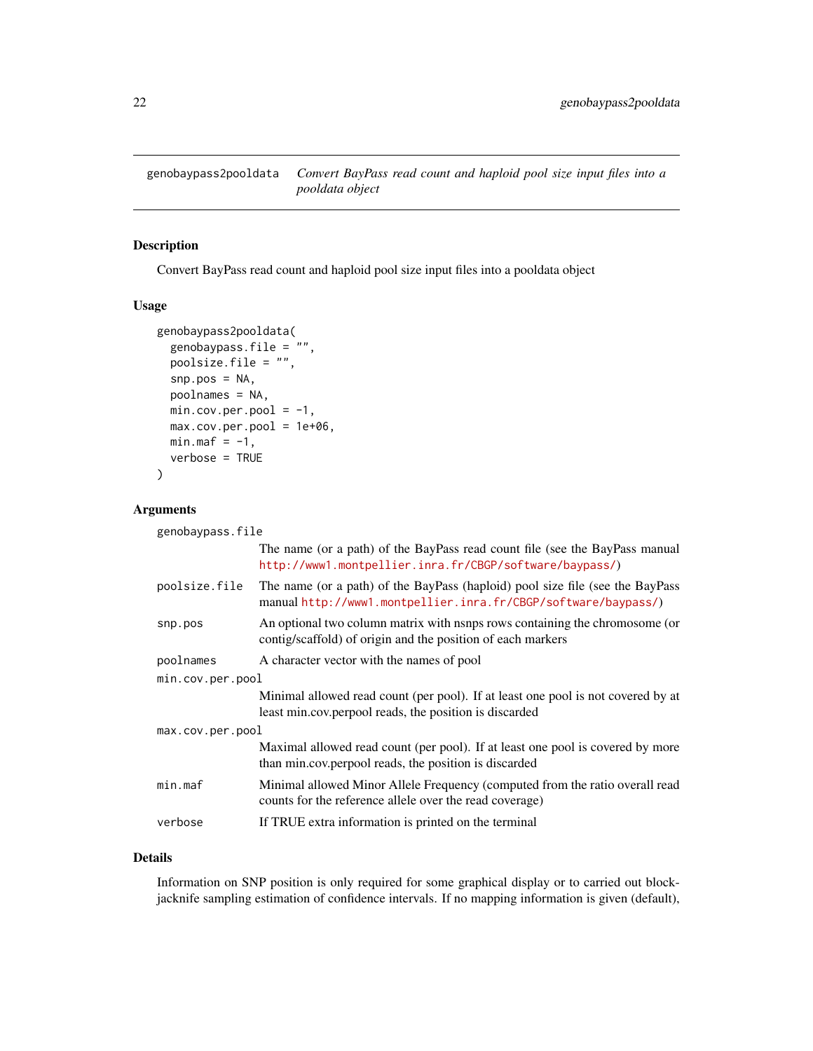# genobaypass2pooldata

*Convert BayPass read count and haploid pool size input files into a pooldata object*

## Description

Convert BayPass read count and haploid pool size input files into a pooldata object

## Usage

```
genobaypass2pooldata(
  genobaypass.file = "",
  poolsize.file = "",
  snp.pos = NA,
  poolnames = NA,
  min.cov.per.pool = -1,
  max.cov.per.pool = 1e+06,
  min.maf = -1,
  verbose = TRUE
)
```

## Arguments

| | |
|---|---|
| genobaypass.file | The name (or a path) of the BayPass read count file (see the BayPass manual http://www1.montpellier.inra.fr/CBGP/software/baypass/) |
| poolsize.file | The name (or a path) of the BayPass (haploid) pool size file (see the BayPass manual http://www1.montpellier.inra.fr/CBGP/software/baypass/) |
| snp.pos | An optional two column matrix with nsnps rows containing the chromosome (or contig/scaffold) of origin and the position of each markers |
| poolnames | A character vector with the names of pool |
| min.cov.per.pool | Minimal allowed read count (per pool). If at least one pool is not covered by at least min.cov.perpool reads, the position is discarded |
| max.cov.per.pool | Maximal allowed read count (per pool). If at least one pool is covered by more than min.cov.perpool reads, the position is discarded |
| min.maf | Minimal allowed Minor Allele Frequency (computed from the ratio overall read counts for the reference allele over the read coverage) |
| verbose | If TRUE extra information is printed on the terminal |

## Details

Information on SNP position is only required for some graphical display or to carried out block-jacknife sampling estimation of confidence intervals. If no mapping information is given (default),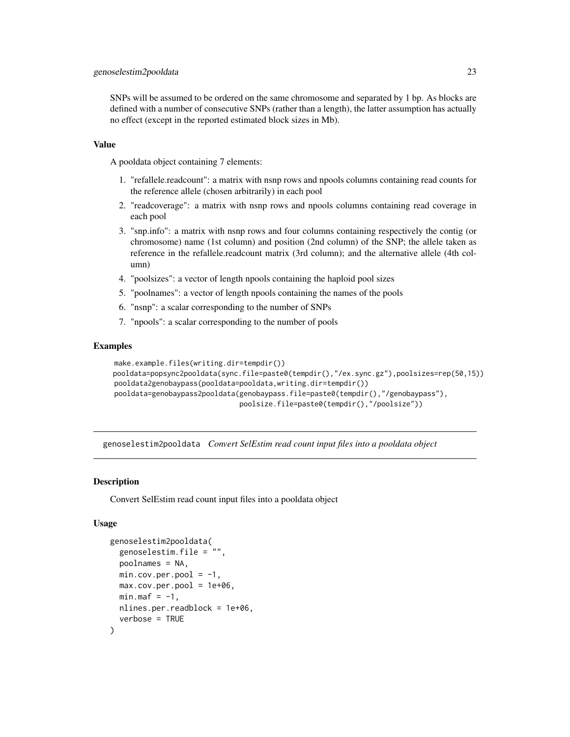SNPs will be assumed to be ordered on the same chromosome and separated by 1 bp. As blocks are defined with a number of consecutive SNPs (rather than a length), the latter assumption has actually no effect (except in the reported estimated block sizes in Mb).

### Value

A pooldata object containing 7 elements:

1. "refallele.readcount": a matrix with nsnp rows and npools columns containing read counts for the reference allele (chosen arbitrarily) in each pool
2. "readcoverage": a matrix with nsnp rows and npools columns containing read coverage in each pool
3. "snp.info": a matrix with nsnp rows and four columns containing respectively the contig (or chromosome) name (1st column) and position (2nd column) of the SNP; the allele taken as reference in the refallele.readcount matrix (3rd column); and the alternative allele (4th column)
4. "poolsizes": a vector of length npools containing the haploid pool sizes
5. "poolnames": a vector of length npools containing the names of the pools
6. "nsnp": a scalar corresponding to the number of SNPs
7. "npools": a scalar corresponding to the number of pools

### Examples

```
make.example.files(writing.dir=tempdir())
pooldata=popsync2pooldata(sync.file=paste0(tempdir(),"/ex.sync.gz"),poolsizes=rep(50,15))
pooldata2genobaypass(pooldata=pooldata,writing.dir=tempdir())
pooldata=genobaypass2pooldata(genobaypass.file=paste0(tempdir(),"/genobaypass"),
                              poolsize.file=paste0(tempdir(),"/poolsize"))
```

---

## genoselestim2pooldata *Convert SelEstim read count input files into a pooldata object*

### Description

Convert SelEstim read count input files into a pooldata object

### Usage

```
genoselestim2pooldata(
  genoselestim.file = "",
  poolnames = NA,
  min.cov.per.pool = -1,
  max.cov.per.pool = 1e+06,
  min.maf = -1,
  nlines.per.readblock = 1e+06,
  verbose = TRUE
)
```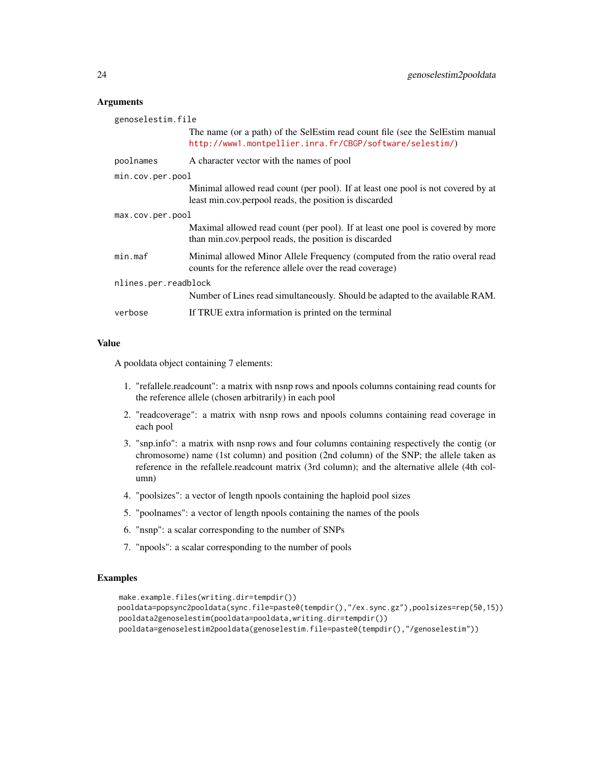## Arguments

**genoselestim.file**
The name (or a path) of the SelEstim read count file (see the SelEstim manual http://www1.montpellier.inra.fr/CBGP/software/selestim/)

**poolnames**
A character vector with the names of pool

**min.cov.per.pool**
Minimal allowed read count (per pool). If at least one pool is not covered by at least min.cov.perpool reads, the position is discarded

**max.cov.per.pool**
Maximal allowed read count (per pool). If at least one pool is covered by more than min.cov.perpool reads, the position is discarded

**min.maf**
Minimal allowed Minor Allele Frequency (computed from the ratio overal read counts for the reference allele over the read coverage)

**nlines.per.readblock**
Number of Lines read simultaneously. Should be adapted to the available RAM.

**verbose**
If TRUE extra information is printed on the terminal

## Value

A pooldata object containing 7 elements:

1. "refallele.readcount": a matrix with nsnp rows and npools columns containing read counts for the reference allele (chosen arbitrarily) in each pool
2. "readcoverage": a matrix with nsnp rows and npools columns containing read coverage in each pool
3. "snp.info": a matrix with nsnp rows and four columns containing respectively the contig (or chromosome) name (1st column) and position (2nd column) of the SNP; the allele taken as reference in the refallele.readcount matrix (3rd column); and the alternative allele (4th column)
4. "poolsizes": a vector of length npools containing the haploid pool sizes
5. "poolnames": a vector of length npools containing the names of the pools
6. "nsnp": a scalar corresponding to the number of SNPs
7. "npools": a scalar corresponding to the number of pools

## Examples

```
make.example.files(writing.dir=tempdir())
pooldata=popsync2pooldata(sync.file=paste0(tempdir(),"/ex.sync.gz"),poolsizes=rep(50,15))
pooldata2genoselestim(pooldata=pooldata,writing.dir=tempdir())
pooldata=genoselestim2pooldata(genoselestim.file=paste0(tempdir(),"/genoselestim"))
```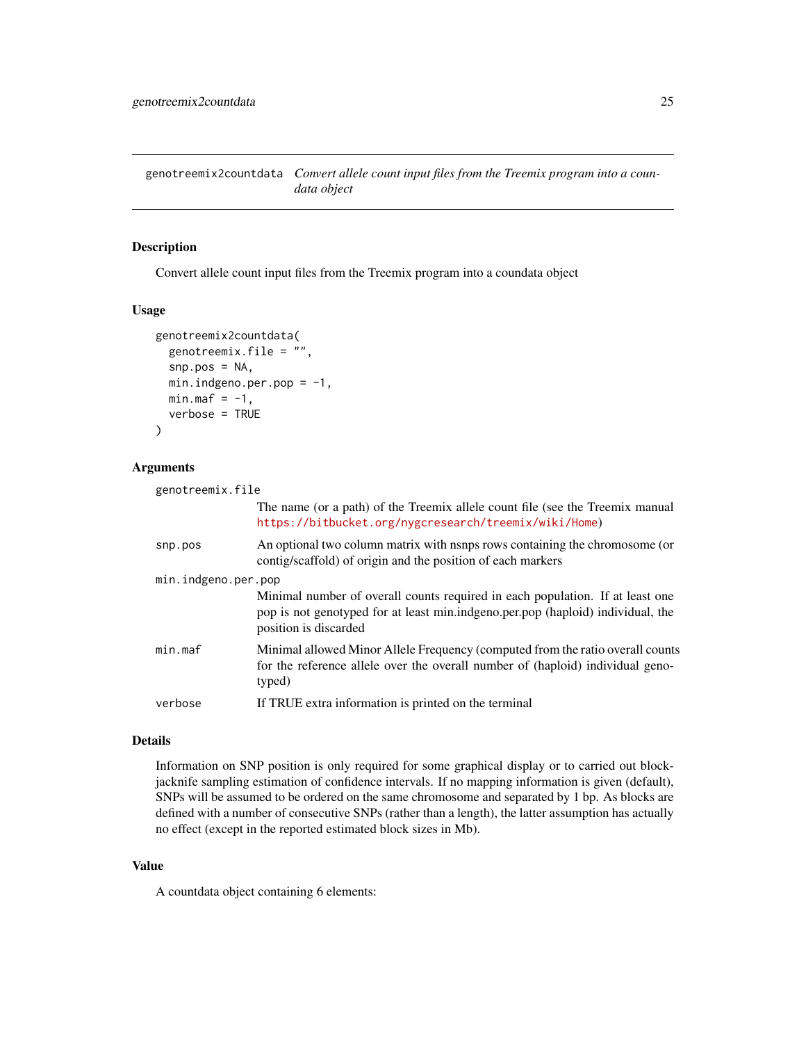# genotreemix2countdata — *Convert allele count input files from the Treemix program into a coundata object*

## Description

Convert allele count input files from the Treemix program into a coundata object

## Usage

```
genotreemix2countdata(
  genotreemix.file = "",
  snp.pos = NA,
  min.indgeno.per.pop = -1,
  min.maf = -1,
  verbose = TRUE
)
```

## Arguments

`genotreemix.file`
: The name (or a path) of the Treemix allele count file (see the Treemix manual https://bitbucket.org/nygcresearch/treemix/wiki/Home)

`snp.pos`
: An optional two column matrix with nsnps rows containing the chromosome (or contig/scaffold) of origin and the position of each markers

`min.indgeno.per.pop`
: Minimal number of overall counts required in each population. If at least one pop is not genotyped for at least min.indgeno.per.pop (haploid) individual, the position is discarded

`min.maf`
: Minimal allowed Minor Allele Frequency (computed from the ratio overall counts for the reference allele over the overall number of (haploid) individual genotyped)

`verbose`
: If TRUE extra information is printed on the terminal

## Details

Information on SNP position is only required for some graphical display or to carried out block-jacknife sampling estimation of confidence intervals. If no mapping information is given (default), SNPs will be assumed to be ordered on the same chromosome and separated by 1 bp. As blocks are defined with a number of consecutive SNPs (rather than a length), the latter assumption has actually no effect (except in the reported estimated block sizes in Mb).

## Value

A countdata object containing 6 elements: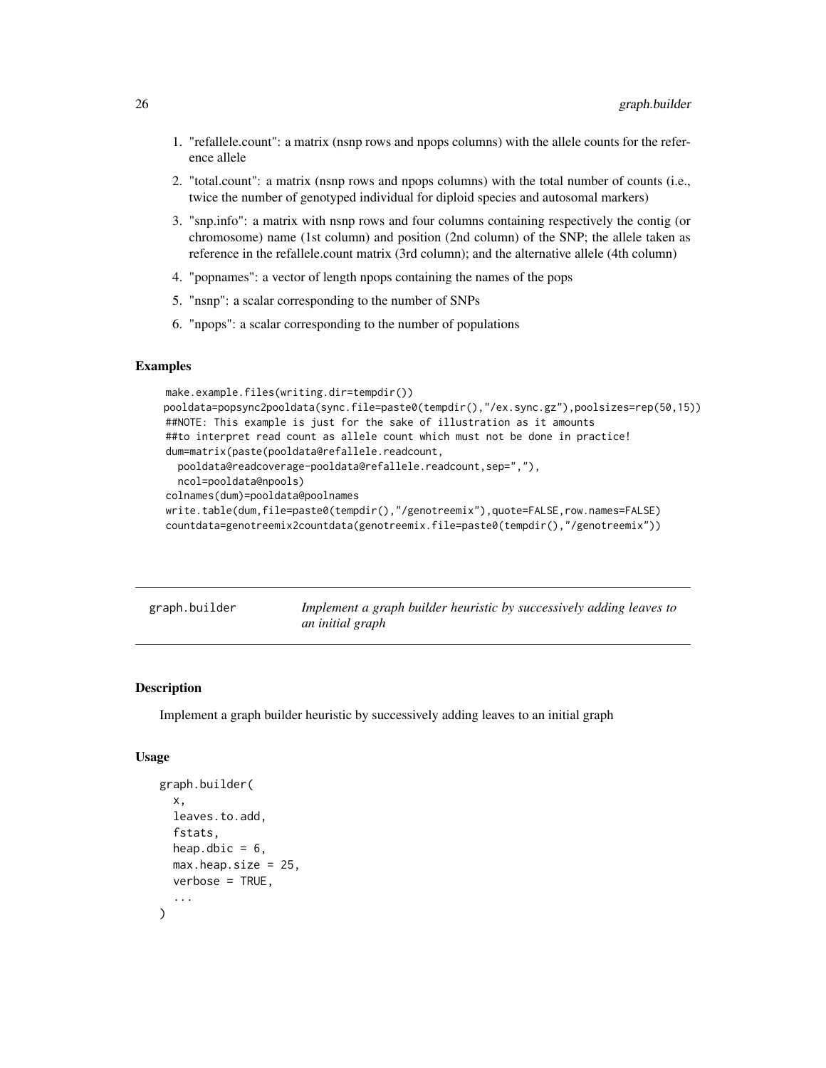1. "refallele.count": a matrix (nsnp rows and npops columns) with the allele counts for the reference allele
2. "total.count": a matrix (nsnp rows and npops columns) with the total number of counts (i.e., twice the number of genotyped individual for diploid species and autosomal markers)
3. "snp.info": a matrix with nsnp rows and four columns containing respectively the contig (or chromosome) name (1st column) and position (2nd column) of the SNP; the allele taken as reference in the refallele.count matrix (3rd column); and the alternative allele (4th column)
4. "popnames": a vector of length npops containing the names of the pops
5. "nsnp": a scalar corresponding to the number of SNPs
6. "npops": a scalar corresponding to the number of populations

### Examples

```
make.example.files(writing.dir=tempdir())
pooldata=popsync2pooldata(sync.file=paste0(tempdir(),"/ex.sync.gz"),poolsizes=rep(50,15))
##NOTE: This example is just for the sake of illustration as it amounts
##to interpret read count as allele count which must not be done in practice!
dum=matrix(paste(pooldata@refallele.readcount,
  pooldata@readcoverage-pooldata@refallele.readcount,sep=","),
  ncol=pooldata@npools)
colnames(dum)=pooldata@poolnames
write.table(dum,file=paste0(tempdir(),"/genotreemix"),quote=FALSE,row.names=FALSE)
countdata=genotreemix2countdata(genotreemix.file=paste0(tempdir(),"/genotreemix"))
```

---

## graph.builder — *Implement a graph builder heuristic by successively adding leaves to an initial graph*

---

### Description

Implement a graph builder heuristic by successively adding leaves to an initial graph

### Usage

```
graph.builder(
  x,
  leaves.to.add,
  fstats,
  heap.dbic = 6,
  max.heap.size = 25,
  verbose = TRUE,
  ...
)
```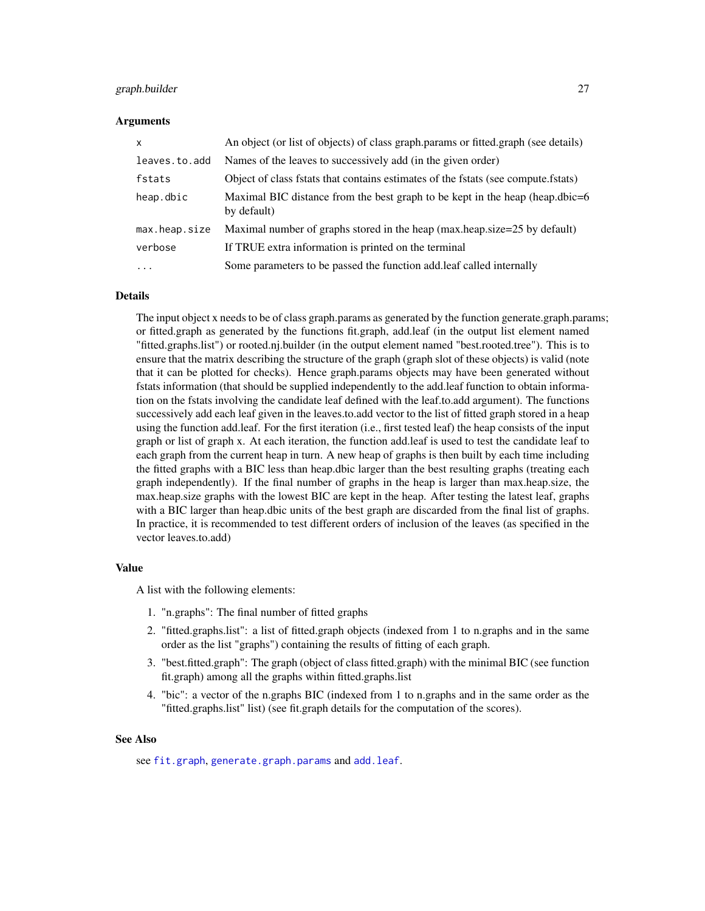## Arguments

| | |
|---|---|
| `x` | An object (or list of objects) of class graph.params or fitted.graph (see details) |
| `leaves.to.add` | Names of the leaves to successively add (in the given order) |
| `fstats` | Object of class fstats that contains estimates of the fstats (see compute.fstats) |
| `heap.dbic` | Maximal BIC distance from the best graph to be kept in the heap (heap.dbic=6 by default) |
| `max.heap.size` | Maximal number of graphs stored in the heap (max.heap.size=25 by default) |
| `verbose` | If TRUE extra information is printed on the terminal |
| `...` | Some parameters to be passed the function add.leaf called internally |

## Details

The input object x needs to be of class graph.params as generated by the function generate.graph.params; or fitted.graph as generated by the functions fit.graph, add.leaf (in the output list element named "fitted.graphs.list") or rooted.nj.builder (in the output element named "best.rooted.tree"). This is to ensure that the matrix describing the structure of the graph (graph slot of these objects) is valid (note that it can be plotted for checks). Hence graph.params objects may have been generated without fstats information (that should be supplied independently to the add.leaf function to obtain information on the fstats involving the candidate leaf defined with the leaf.to.add argument). The functions successively add each leaf given in the leaves.to.add vector to the list of fitted graph stored in a heap using the function add.leaf. For the first iteration (i.e., first tested leaf) the heap consists of the input graph or list of graph x. At each iteration, the function add.leaf is used to test the candidate leaf to each graph from the current heap in turn. A new heap of graphs is then built by each time including the fitted graphs with a BIC less than heap.dbic larger than the best resulting graphs (treating each graph independently). If the final number of graphs in the heap is larger than max.heap.size, the max.heap.size graphs with the lowest BIC are kept in the heap. After testing the latest leaf, graphs with a BIC larger than heap.dbic units of the best graph are discarded from the final list of graphs. In practice, it is recommended to test different orders of inclusion of the leaves (as specified in the vector leaves.to.add)

## Value

A list with the following elements:

1. "n.graphs": The final number of fitted graphs
2. "fitted.graphs.list": a list of fitted.graph objects (indexed from 1 to n.graphs and in the same order as the list "graphs") containing the results of fitting of each graph.
3. "best.fitted.graph": The graph (object of class fitted.graph) with the minimal BIC (see function fit.graph) among all the graphs within fitted.graphs.list
4. "bic": a vector of the n.graphs BIC (indexed from 1 to n.graphs and in the same order as the "fitted.graphs.list" list) (see fit.graph details for the computation of the scores).

## See Also

see `fit.graph`, `generate.graph.params` and `add.leaf`.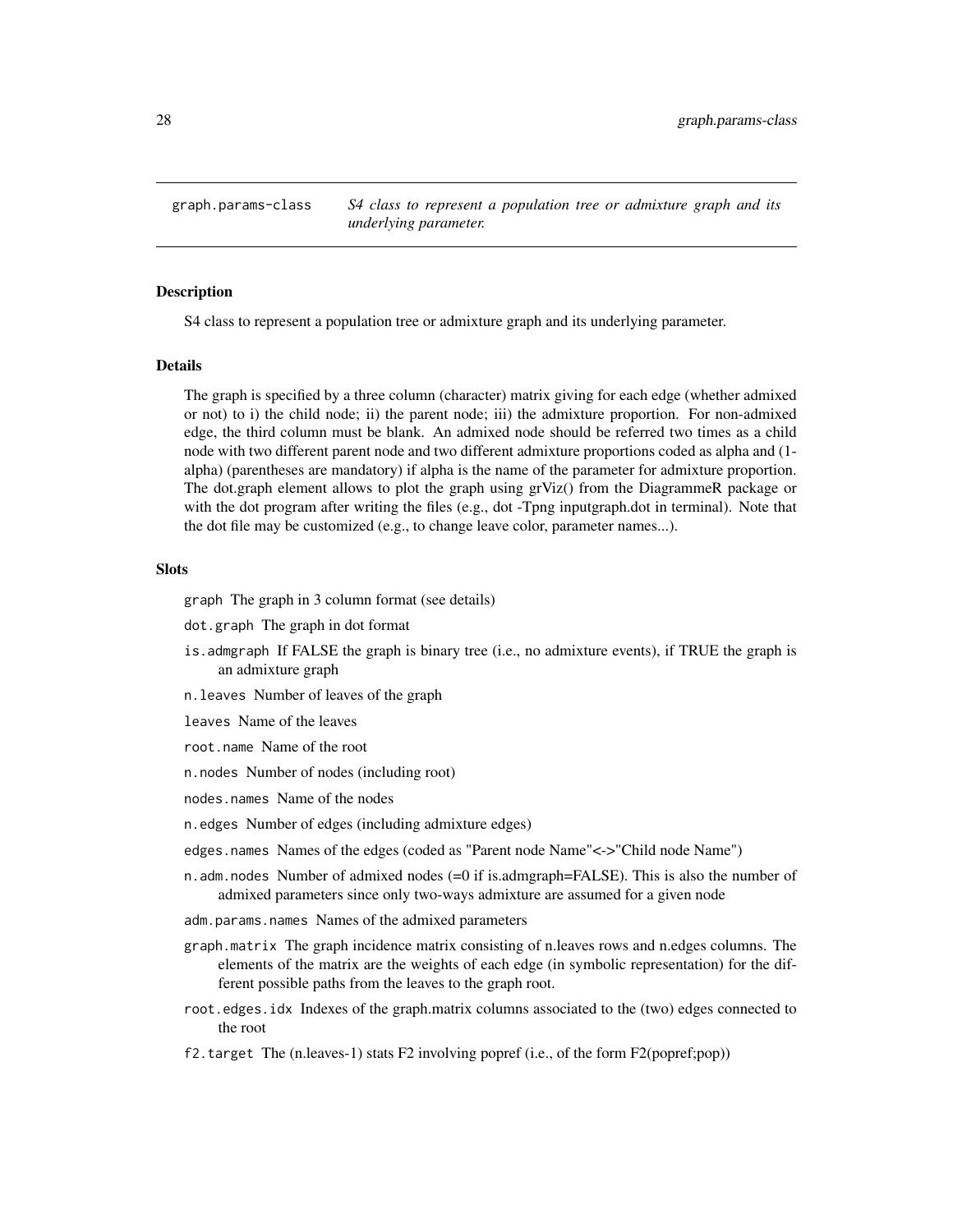graph.params-class    *S4 class to represent a population tree or admixture graph and its underlying parameter.*

## Description

S4 class to represent a population tree or admixture graph and its underlying parameter.

## Details

The graph is specified by a three column (character) matrix giving for each edge (whether admixed or not) to i) the child node; ii) the parent node; iii) the admixture proportion. For non-admixed edge, the third column must be blank. An admixed node should be referred two times as a child node with two different parent node and two different admixture proportions coded as alpha and (1-alpha) (parentheses are mandatory) if alpha is the name of the parameter for admixture proportion. The dot.graph element allows to plot the graph using grViz() from the DiagrammeR package or with the dot program after writing the files (e.g., dot -Tpng inputgraph.dot in terminal). Note that the dot file may be customized (e.g., to change leave color, parameter names...).

## Slots

`graph` The graph in 3 column format (see details)

`dot.graph` The graph in dot format

`is.admgraph` If FALSE the graph is binary tree (i.e., no admixture events), if TRUE the graph is an admixture graph

`n.leaves` Number of leaves of the graph

`leaves` Name of the leaves

`root.name` Name of the root

`n.nodes` Number of nodes (including root)

`nodes.names` Name of the nodes

`n.edges` Number of edges (including admixture edges)

`edges.names` Names of the edges (coded as "Parent node Name"<->"Child node Name")

`n.adm.nodes` Number of admixed nodes (=0 if is.admgraph=FALSE). This is also the number of admixed parameters since only two-ways admixture are assumed for a given node

`adm.params.names` Names of the admixed parameters

`graph.matrix` The graph incidence matrix consisting of n.leaves rows and n.edges columns. The elements of the matrix are the weights of each edge (in symbolic representation) for the different possible paths from the leaves to the graph root.

`root.edges.idx` Indexes of the graph.matrix columns associated to the (two) edges connected to the root

`f2.target` The (n.leaves-1) stats F2 involving popref (i.e., of the form F2(popref;pop))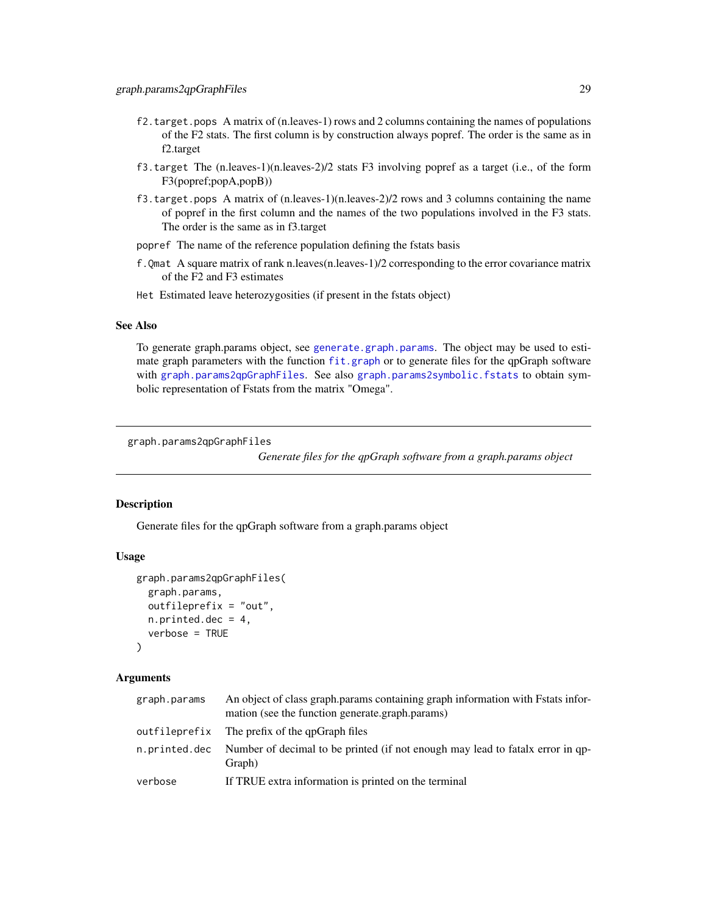`f2.target.pops` A matrix of (n.leaves-1) rows and 2 columns containing the names of populations of the F2 stats. The first column is by construction always popref. The order is the same as in f2.target

`f3.target` The (n.leaves-1)(n.leaves-2)/2 stats F3 involving popref as a target (i.e., of the form F3(popref;popA,popB))

`f3.target.pops` A matrix of (n.leaves-1)(n.leaves-2)/2 rows and 3 columns containing the name of popref in the first column and the names of the two populations involved in the F3 stats. The order is the same as in f3.target

`popref` The name of the reference population defining the fstats basis

`f.Qmat` A square matrix of rank n.leaves(n.leaves-1)/2 corresponding to the error covariance matrix of the F2 and F3 estimates

`Het` Estimated leave heterozygosities (if present in the fstats object)

### See Also

To generate graph.params object, see `generate.graph.params`. The object may be used to estimate graph parameters with the function `fit.graph` or to generate files for the qpGraph software with `graph.params2qpGraphFiles`. See also `graph.params2symbolic.fstats` to obtain symbolic representation of Fstats from the matrix "Omega".

---

## graph.params2qpGraphFiles

*Generate files for the qpGraph software from a graph.params object*

### Description

Generate files for the qpGraph software from a graph.params object

### Usage

```
graph.params2qpGraphFiles(
  graph.params,
  outfileprefix = "out",
  n.printed.dec = 4,
  verbose = TRUE
)
```

### Arguments

| | |
|---|---|
| `graph.params` | An object of class graph.params containing graph information with Fstats information (see the function generate.graph.params) |
| `outfileprefix` | The prefix of the qpGraph files |
| `n.printed.dec` | Number of decimal to be printed (if not enough may lead to fatalx error in qpGraph) |
| `verbose` | If TRUE extra information is printed on the terminal |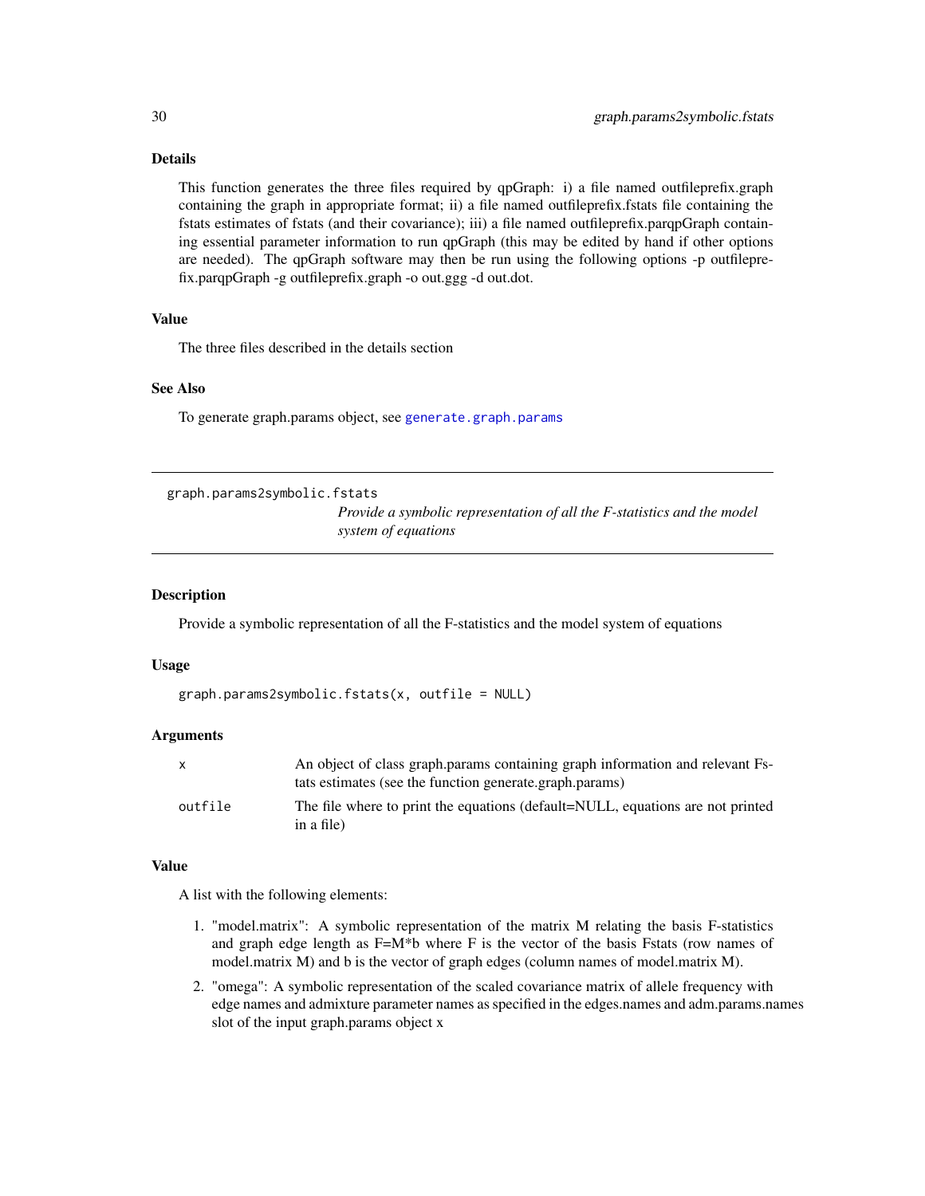### Details

This function generates the three files required by qpGraph: i) a file named outfileprefix.graph containing the graph in appropriate format; ii) a file named outfileprefix.fstats file containing the fstats estimates of fstats (and their covariance); iii) a file named outfileprefix.parqpGraph containing essential parameter information to run qpGraph (this may be edited by hand if other options are needed). The qpGraph software may then be run using the following options -p outfileprefix.parqpGraph -g outfileprefix.graph -o out.ggg -d out.dot.

### Value

The three files described in the details section

### See Also

To generate graph.params object, see `generate.graph.params`

---

## graph.params2symbolic.fstats

*Provide a symbolic representation of all the F-statistics and the model system of equations*

---

### Description

Provide a symbolic representation of all the F-statistics and the model system of equations

### Usage

```
graph.params2symbolic.fstats(x, outfile = NULL)
```

### Arguments

| | |
|---|---|
| `x` | An object of class graph.params containing graph information and relevant Fstats estimates (see the function generate.graph.params) |
| `outfile` | The file where to print the equations (default=NULL, equations are not printed in a file) |

### Value

A list with the following elements:

1. "model.matrix": A symbolic representation of the matrix M relating the basis F-statistics and graph edge length as F=M*b where F is the vector of the basis Fstats (row names of model.matrix M) and b is the vector of graph edges (column names of model.matrix M).
2. "omega": A symbolic representation of the scaled covariance matrix of allele frequency with edge names and admixture parameter names as specified in the edges.names and adm.params.names slot of the input graph.params object x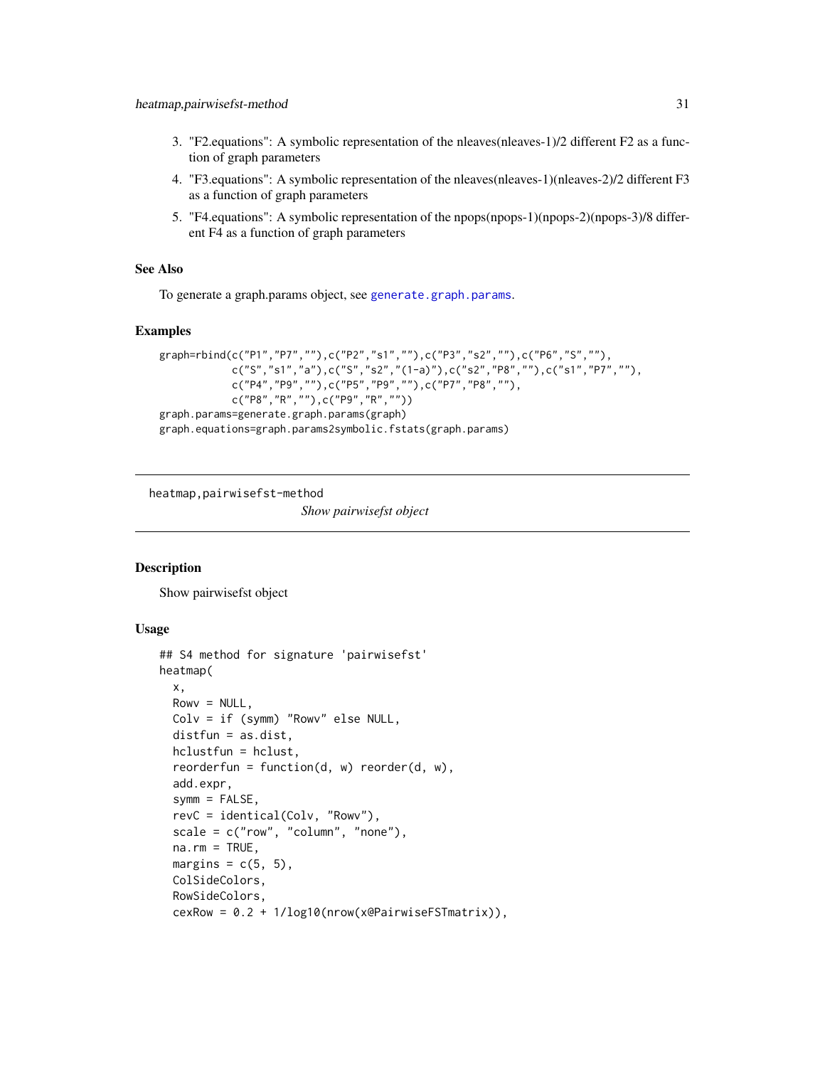3. "F2.equations": A symbolic representation of the nleaves(nleaves-1)/2 different F2 as a function of graph parameters
4. "F3.equations": A symbolic representation of the nleaves(nleaves-1)(nleaves-2)/2 different F3 as a function of graph parameters
5. "F4.equations": A symbolic representation of the npops(npops-1)(npops-2)(npops-3)/8 different F4 as a function of graph parameters

### See Also

To generate a graph.params object, see `generate.graph.params`.

### Examples

```
graph=rbind(c("P1","P7",""),c("P2","s1",""),c("P3","s2",""),c("P6","S",""),
            c("S","s1","a"),c("S","s2","(1-a)"),c("s2","P8",""),c("s1","P7",""),
            c("P4","P9",""),c("P5","P9",""),c("P7","P8",""),
            c("P8","R",""),c("P9","R",""))
graph.params=generate.graph.params(graph)
graph.equations=graph.params2symbolic.fstats(graph.params)
```

---

## heatmap,pairwisefst-method

*Show pairwisefst object*

### Description

Show pairwisefst object

### Usage

```
## S4 method for signature 'pairwisefst'
heatmap(
  x,
  Rowv = NULL,
  Colv = if (symm) "Rowv" else NULL,
  distfun = as.dist,
  hclustfun = hclust,
  reorderfun = function(d, w) reorder(d, w),
  add.expr,
  symm = FALSE,
  revC = identical(Colv, "Rowv"),
  scale = c("row", "column", "none"),
  na.rm = TRUE,
  margins = c(5, 5),
  ColSideColors,
  RowSideColors,
  cexRow = 0.2 + 1/log10(nrow(x@PairwiseFSTmatrix)),
```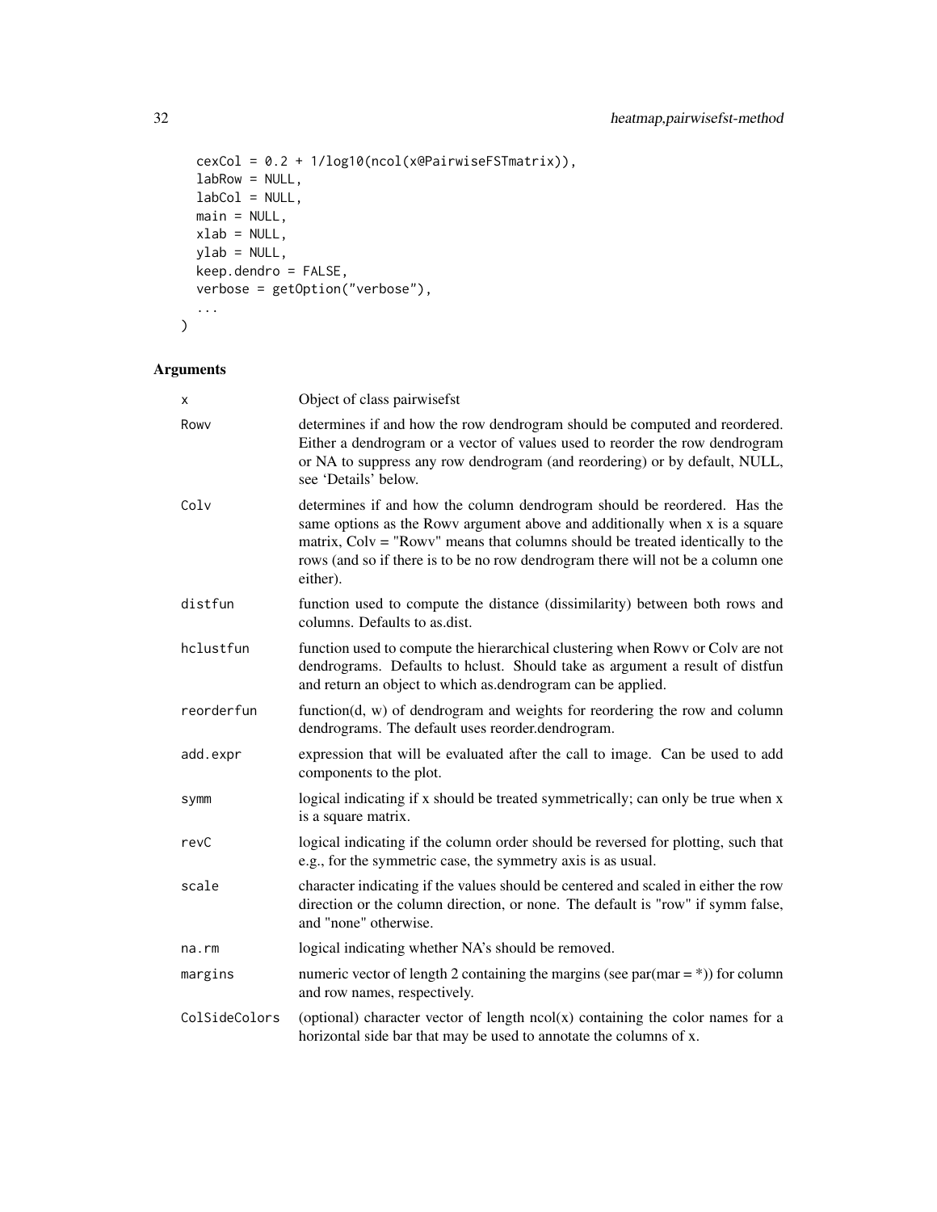```
  cexCol = 0.2 + 1/log10(ncol(x@PairwiseFSTmatrix)),
  labRow = NULL,
  labCol = NULL,
  main = NULL,
  xlab = NULL,
  ylab = NULL,
  keep.dendro = FALSE,
  verbose = getOption("verbose"),
  ...
)
```

## Arguments

| | |
|---|---|
| x | Object of class pairwisefst |
| Rowv | determines if and how the row dendrogram should be computed and reordered. Either a dendrogram or a vector of values used to reorder the row dendrogram or NA to suppress any row dendrogram (and reordering) or by default, NULL, see 'Details' below. |
| Colv | determines if and how the column dendrogram should be reordered. Has the same options as the Rowv argument above and additionally when x is a square matrix, Colv = "Rowv" means that columns should be treated identically to the rows (and so if there is to be no row dendrogram there will not be a column one either). |
| distfun | function used to compute the distance (dissimilarity) between both rows and columns. Defaults to as.dist. |
| hclustfun | function used to compute the hierarchical clustering when Rowv or Colv are not dendrograms. Defaults to hclust. Should take as argument a result of distfun and return an object to which as.dendrogram can be applied. |
| reorderfun | function(d, w) of dendrogram and weights for reordering the row and column dendrograms. The default uses reorder.dendrogram. |
| add.expr | expression that will be evaluated after the call to image. Can be used to add components to the plot. |
| symm | logical indicating if x should be treated symmetrically; can only be true when x is a square matrix. |
| revC | logical indicating if the column order should be reversed for plotting, such that e.g., for the symmetric case, the symmetry axis is as usual. |
| scale | character indicating if the values should be centered and scaled in either the row direction or the column direction, or none. The default is "row" if symm false, and "none" otherwise. |
| na.rm | logical indicating whether NA's should be removed. |
| margins | numeric vector of length 2 containing the margins (see par(mar = *)) for column and row names, respectively. |
| ColSideColors | (optional) character vector of length ncol(x) containing the color names for a horizontal side bar that may be used to annotate the columns of x. |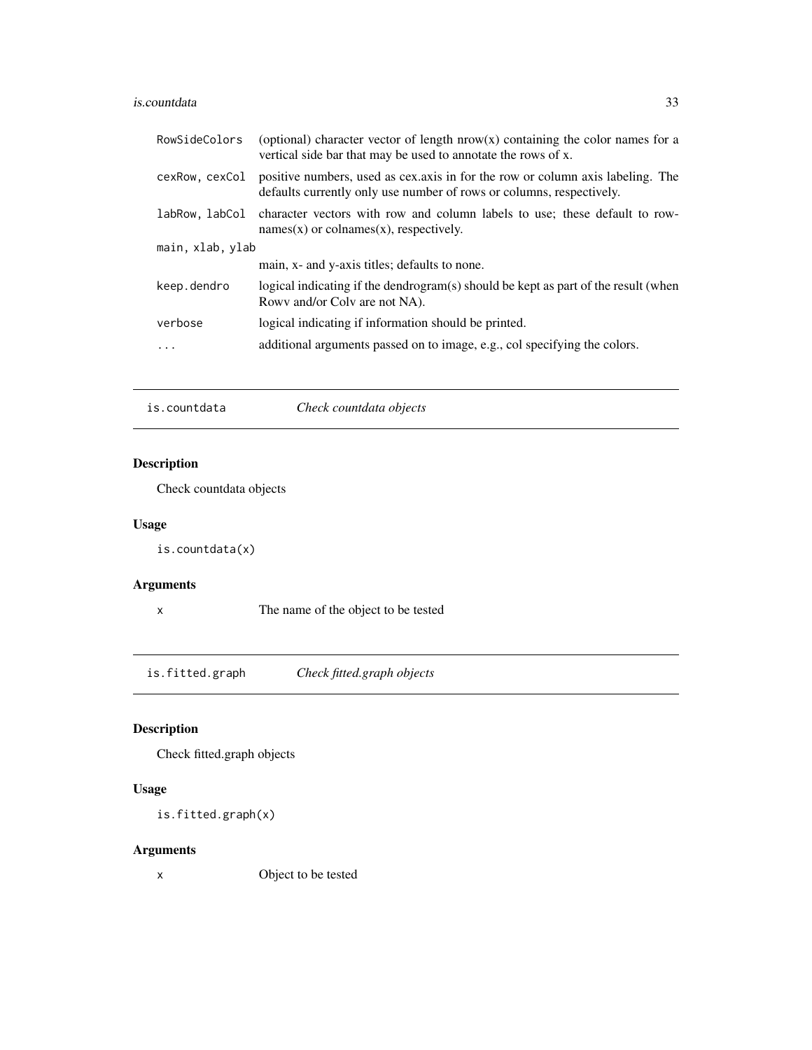| | |
|---|---|
| RowSideColors | (optional) character vector of length nrow(x) containing the color names for a vertical side bar that may be used to annotate the rows of x. |
| cexRow, cexCol | positive numbers, used as cex.axis in for the row or column axis labeling. The defaults currently only use number of rows or columns, respectively. |
| labRow, labCol | character vectors with row and column labels to use; these default to rownames(x) or colnames(x), respectively. |
| main, xlab, ylab | main, x- and y-axis titles; defaults to none. |
| keep.dendro | logical indicating if the dendrogram(s) should be kept as part of the result (when Rowv and/or Colv are not NA). |
| verbose | logical indicating if information should be printed. |
| ... | additional arguments passed on to image, e.g., col specifying the colors. |

## is.countdata — *Check countdata objects*

### Description

Check countdata objects

### Usage

```
is.countdata(x)
```

### Arguments

| | |
|---|---|
| x | The name of the object to be tested |

## is.fitted.graph — *Check fitted.graph objects*

### Description

Check fitted.graph objects

### Usage

```
is.fitted.graph(x)
```

### Arguments

| | |
|---|---|
| x | Object to be tested |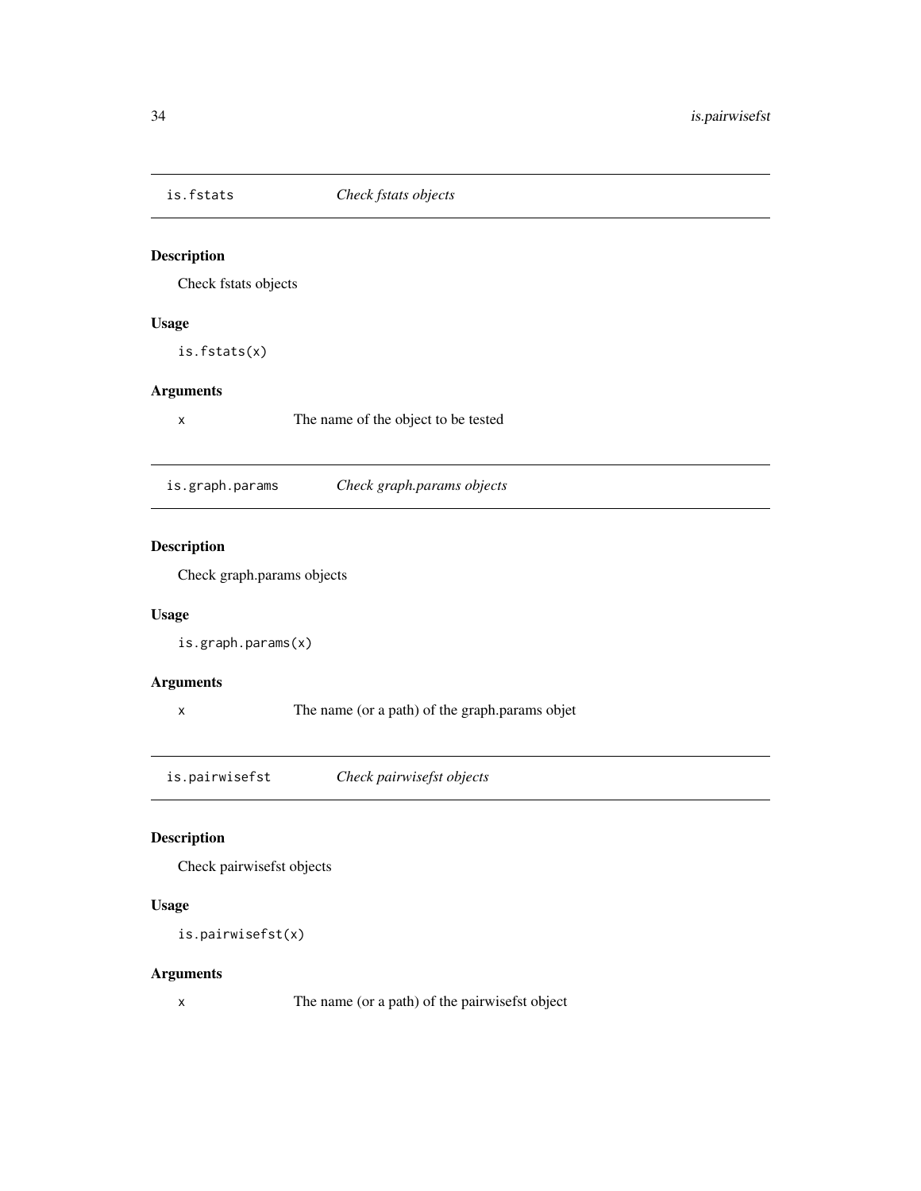## is.fstats *Check fstats objects*

### Description

Check fstats objects

### Usage

```
is.fstats(x)
```

### Arguments

| | |
|---|---|
| x | The name of the object to be tested |

## is.graph.params *Check graph.params objects*

### Description

Check graph.params objects

### Usage

```
is.graph.params(x)
```

### Arguments

| | |
|---|---|
| x | The name (or a path) of the graph.params objet |

## is.pairwisefst *Check pairwisefst objects*

### Description

Check pairwisefst objects

### Usage

```
is.pairwisefst(x)
```

### Arguments

| | |
|---|---|
| x | The name (or a path) of the pairwisefst object |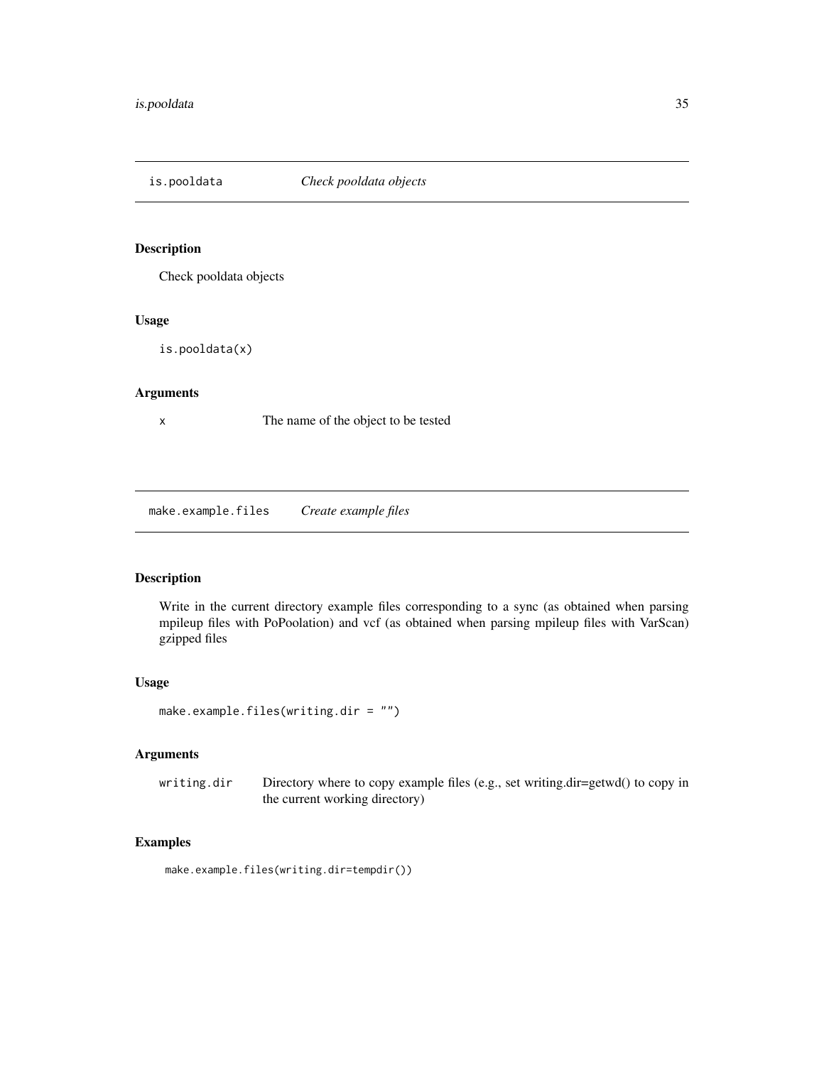## is.pooldata — *Check pooldata objects*

### Description

Check pooldata objects

### Usage

```
is.pooldata(x)
```

### Arguments

| | |
|---|---|
| x | The name of the object to be tested |

## make.example.files — *Create example files*

### Description

Write in the current directory example files corresponding to a sync (as obtained when parsing mpileup files with PoPoolation) and vcf (as obtained when parsing mpileup files with VarScan) gzipped files

### Usage

```
make.example.files(writing.dir = "")
```

### Arguments

| | |
|---|---|
| writing.dir | Directory where to copy example files (e.g., set writing.dir=getwd() to copy in the current working directory) |

### Examples

```
make.example.files(writing.dir=tempdir())
```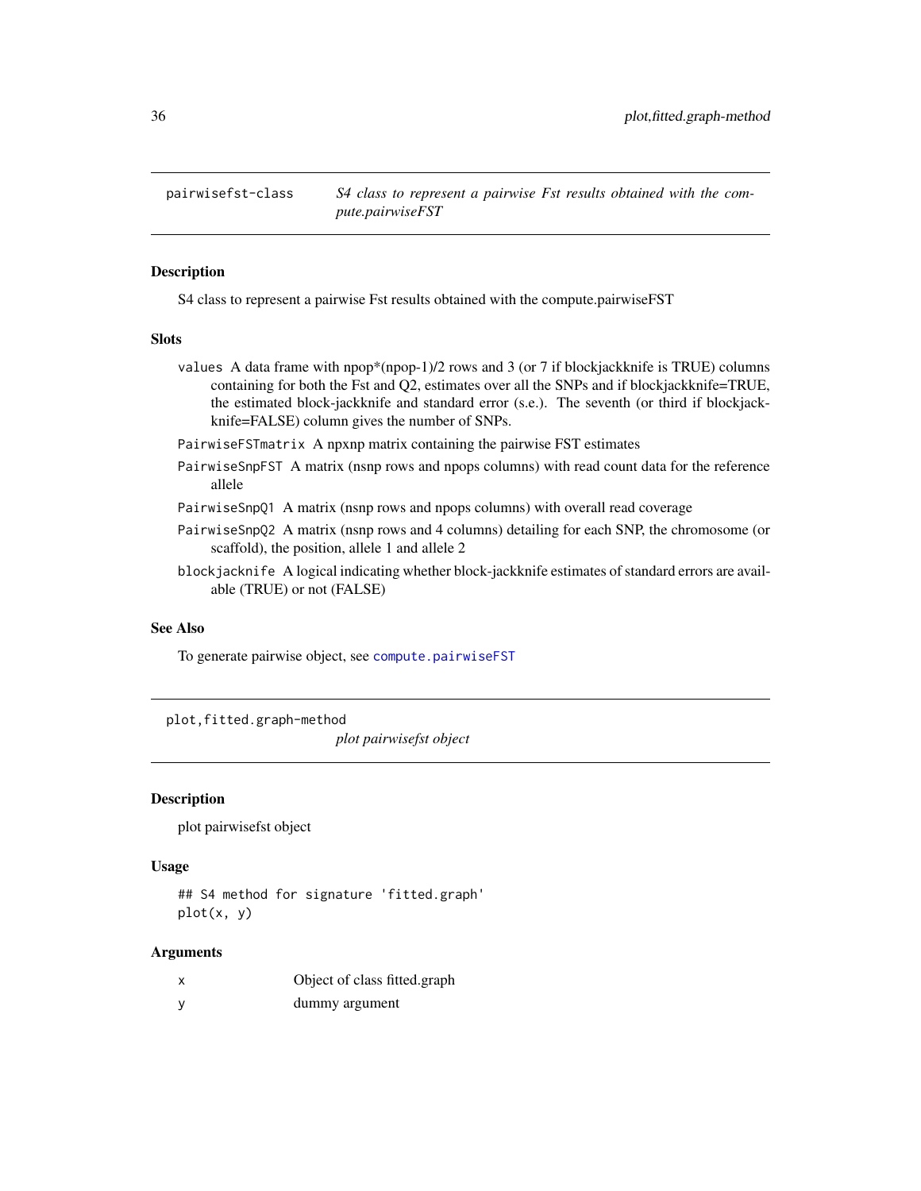## pairwisefst-class

*S4 class to represent a pairwise Fst results obtained with the compute.pairwiseFST*

### Description

S4 class to represent a pairwise Fst results obtained with the compute.pairwiseFST

### Slots

- `values` A data frame with npop*(npop-1)/2 rows and 3 (or 7 if blockjackknife is TRUE) columns containing for both the Fst and Q2, estimates over all the SNPs and if blockjackknife=TRUE, the estimated block-jackknife and standard error (s.e.). The seventh (or third if blockjackknife=FALSE) column gives the number of SNPs.
- `PairwiseFSTmatrix` A npxnp matrix containing the pairwise FST estimates
- `PairwiseSnpFST` A matrix (nsnp rows and npops columns) with read count data for the reference allele
- `PairwiseSnpQ1` A matrix (nsnp rows and npops columns) with overall read coverage
- `PairwiseSnpQ2` A matrix (nsnp rows and 4 columns) detailing for each SNP, the chromosome (or scaffold), the position, allele 1 and allele 2
- `blockjacknife` A logical indicating whether block-jackknife estimates of standard errors are available (TRUE) or not (FALSE)

### See Also

To generate pairwise object, see `compute.pairwiseFST`

## plot,fitted.graph-method

*plot pairwisefst object*

### Description

plot pairwisefst object

### Usage

```
## S4 method for signature 'fitted.graph'
plot(x, y)
```

### Arguments

| | |
|---|---|
| x | Object of class fitted.graph |
| y | dummy argument |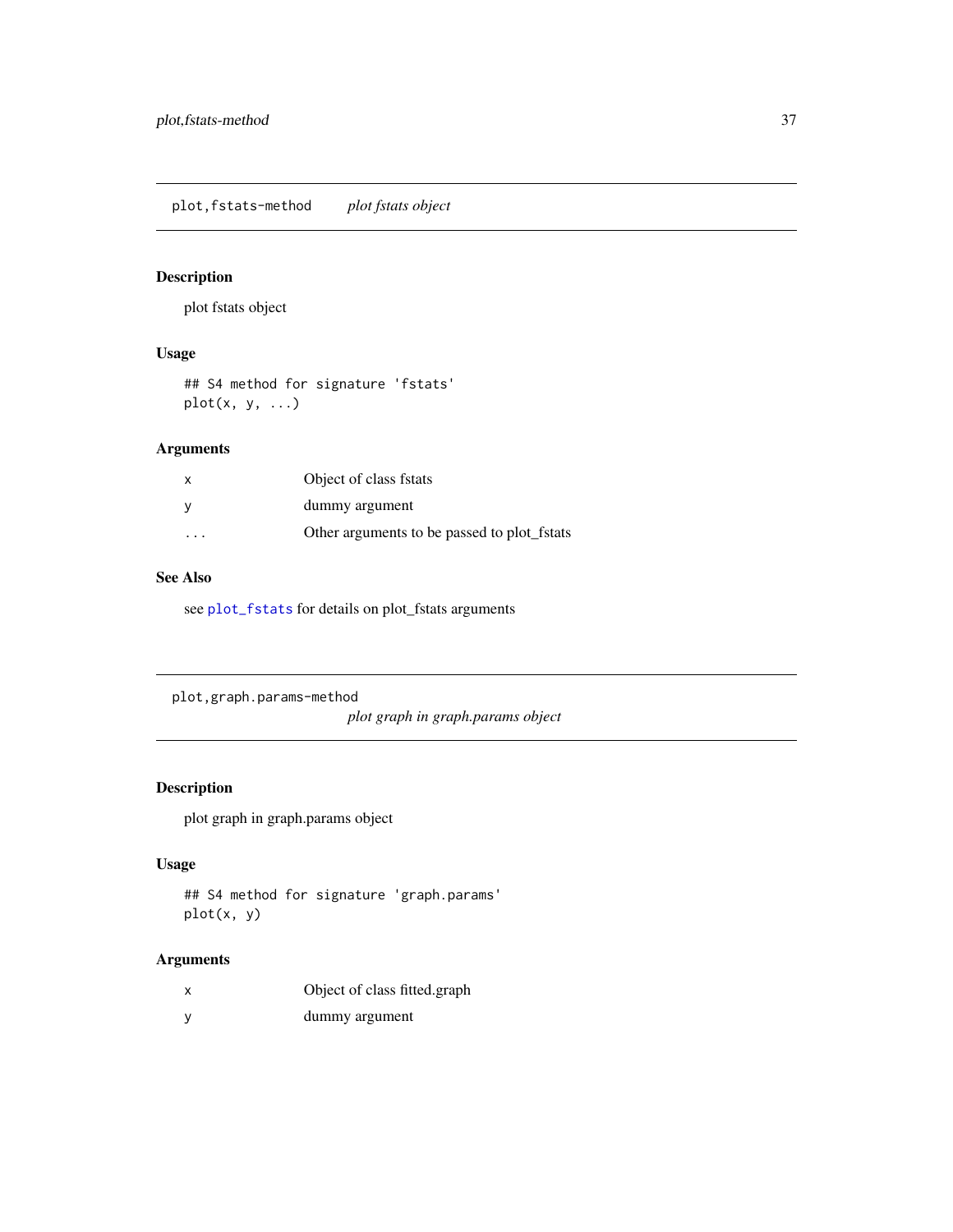## plot,fstats-method *plot fstats object*

### Description

plot fstats object

### Usage

```
## S4 method for signature 'fstats'
plot(x, y, ...)
```

### Arguments

| | |
|---|---|
| x | Object of class fstats |
| y | dummy argument |
| ... | Other arguments to be passed to plot_fstats |

### See Also

see plot_fstats for details on plot_fstats arguments

## plot,graph.params-method *plot graph in graph.params object*

### Description

plot graph in graph.params object

### Usage

```
## S4 method for signature 'graph.params'
plot(x, y)
```

### Arguments

| | |
|---|---|
| x | Object of class fitted.graph |
| y | dummy argument |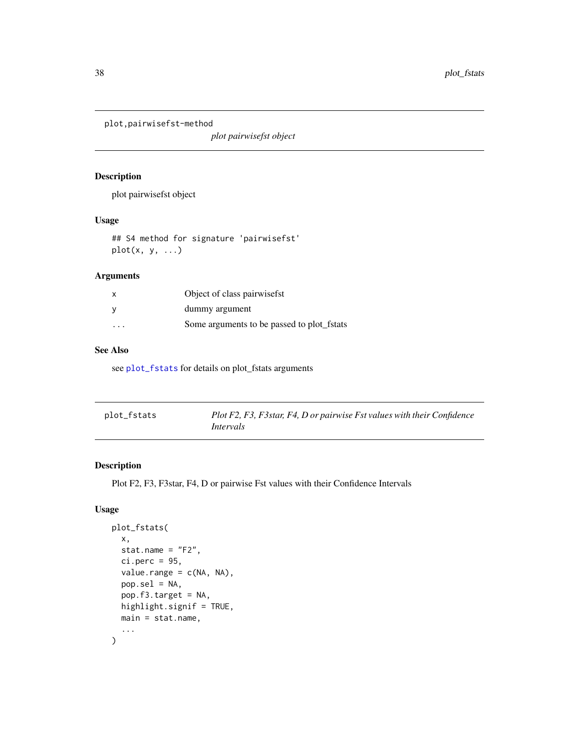## plot,pairwisefst-method

*plot pairwisefst object*

### Description

plot pairwisefst object

### Usage

```
## S4 method for signature 'pairwisefst'
plot(x, y, ...)
```

### Arguments

| | |
|---|---|
| x | Object of class pairwisefst |
| y | dummy argument |
| ... | Some arguments to be passed to plot_fstats |

### See Also

see plot_fstats for details on plot_fstats arguments

## plot_fstats

*Plot F2, F3, F3star, F4, D or pairwise Fst values with their Confidence Intervals*

### Description

Plot F2, F3, F3star, F4, D or pairwise Fst values with their Confidence Intervals

### Usage

```
plot_fstats(
  x,
  stat.name = "F2",
  ci.perc = 95,
  value.range = c(NA, NA),
  pop.sel = NA,
  pop.f3.target = NA,
  highlight.signif = TRUE,
  main = stat.name,
  ...
)
```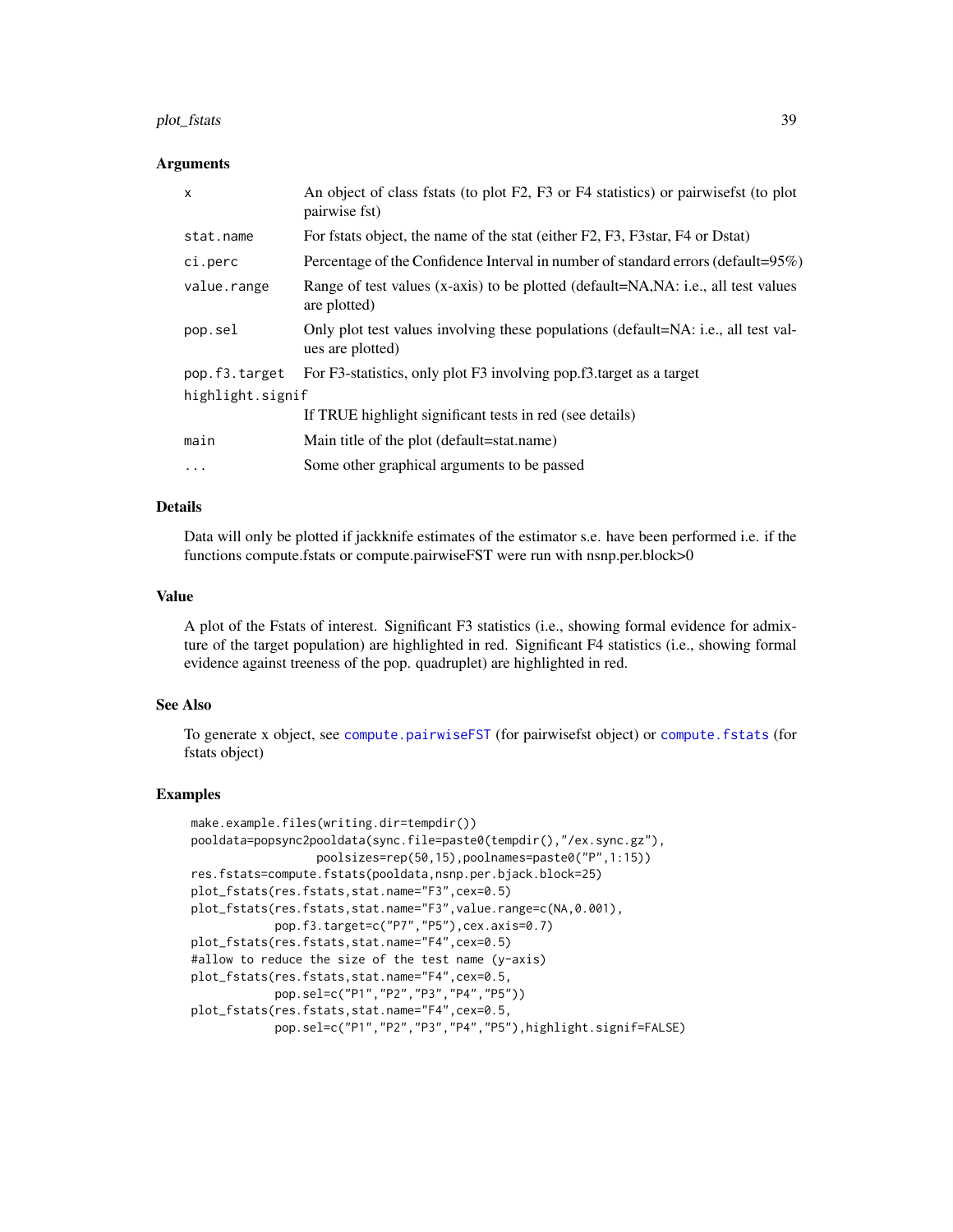### Arguments

| | |
|---|---|
| `x` | An object of class fstats (to plot F2, F3 or F4 statistics) or pairwisefst (to plot pairwise fst) |
| `stat.name` | For fstats object, the name of the stat (either F2, F3, F3star, F4 or Dstat) |
| `ci.perc` | Percentage of the Confidence Interval in number of standard errors (default=95%) |
| `value.range` | Range of test values (x-axis) to be plotted (default=NA,NA: i.e., all test values are plotted) |
| `pop.sel` | Only plot test values involving these populations (default=NA: i.e., all test values are plotted) |
| `pop.f3.target` | For F3-statistics, only plot F3 involving pop.f3.target as a target |
| `highlight.signif` | If TRUE highlight significant tests in red (see details) |
| `main` | Main title of the plot (default=stat.name) |
| `...` | Some other graphical arguments to be passed |

### Details

Data will only be plotted if jackknife estimates of the estimator s.e. have been performed i.e. if the functions compute.fstats or compute.pairwiseFST were run with nsnp.per.block>0

### Value

A plot of the Fstats of interest. Significant F3 statistics (i.e., showing formal evidence for admixture of the target population) are highlighted in red. Significant F4 statistics (i.e., showing formal evidence against treeness of the pop. quadruplet) are highlighted in red.

### See Also

To generate x object, see `compute.pairwiseFST` (for pairwisefst object) or `compute.fstats` (for fstats object)

### Examples

```
make.example.files(writing.dir=tempdir())
pooldata=popsync2pooldata(sync.file=paste0(tempdir(),"/ex.sync.gz"),
                 poolsizes=rep(50,15),poolnames=paste0("P",1:15))
res.fstats=compute.fstats(pooldata,nsnp.per.bjack.block=25)
plot_fstats(res.fstats,stat.name="F3",cex=0.5)
plot_fstats(res.fstats,stat.name="F3",value.range=c(NA,0.001),
           pop.f3.target=c("P7","P5"),cex.axis=0.7)
plot_fstats(res.fstats,stat.name="F4",cex=0.5)
#allow to reduce the size of the test name (y-axis)
plot_fstats(res.fstats,stat.name="F4",cex=0.5,
           pop.sel=c("P1","P2","P3","P4","P5"))
plot_fstats(res.fstats,stat.name="F4",cex=0.5,
           pop.sel=c("P1","P2","P3","P4","P5"),highlight.signif=FALSE)
```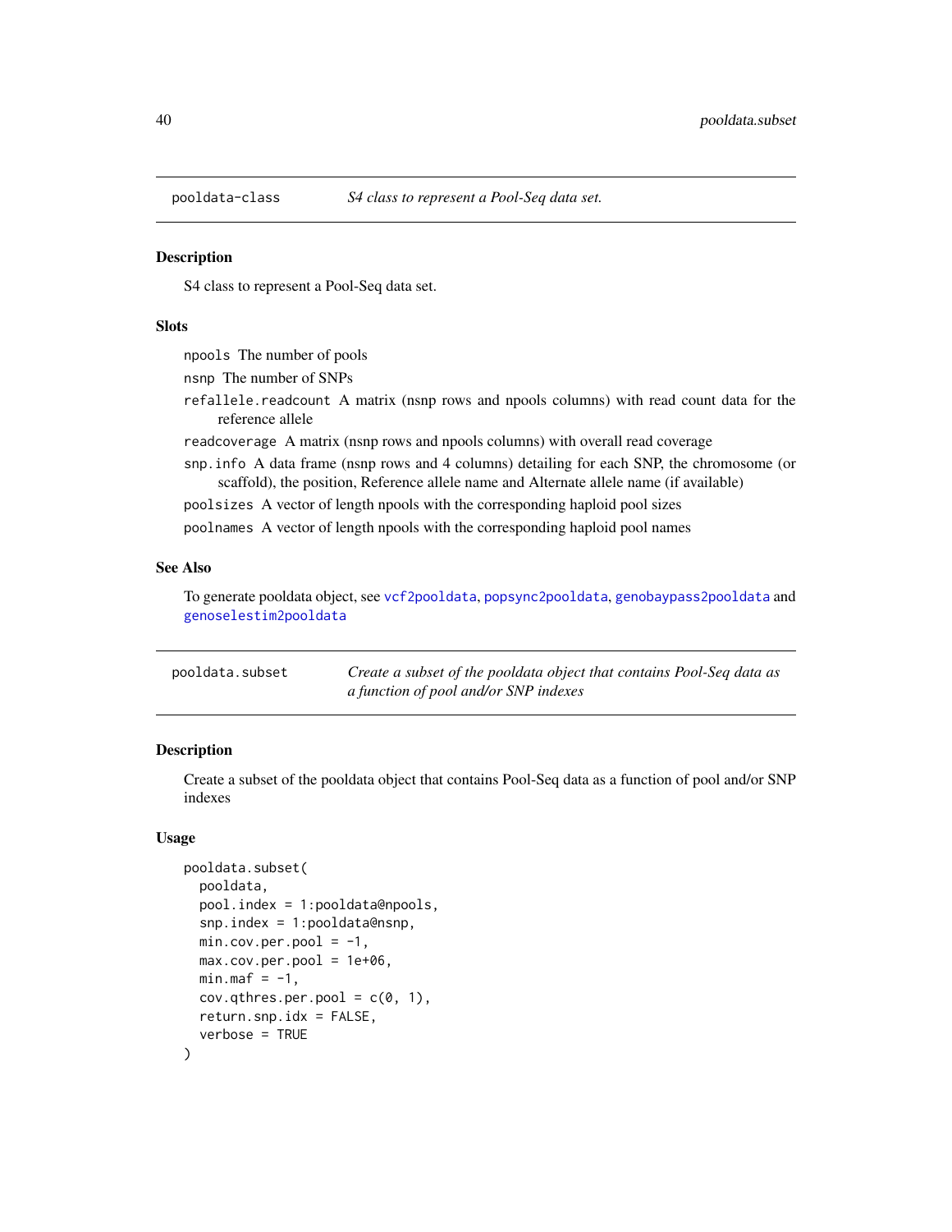## pooldata-class — *S4 class to represent a Pool-Seq data set.*

### Description

S4 class to represent a Pool-Seq data set.

### Slots

- `npools` The number of pools
- `nsnp` The number of SNPs
- `refallele.readcount` A matrix (nsnp rows and npools columns) with read count data for the reference allele
- `readcoverage` A matrix (nsnp rows and npools columns) with overall read coverage
- `snp.info` A data frame (nsnp rows and 4 columns) detailing for each SNP, the chromosome (or scaffold), the position, Reference allele name and Alternate allele name (if available)
- `poolsizes` A vector of length npools with the corresponding haploid pool sizes
- `poolnames` A vector of length npools with the corresponding haploid pool names

### See Also

To generate pooldata object, see `vcf2pooldata`, `popsync2pooldata`, `genobaypass2pooldata` and `genoselestim2pooldata`

## pooldata.subset — *Create a subset of the pooldata object that contains Pool-Seq data as a function of pool and/or SNP indexes*

### Description

Create a subset of the pooldata object that contains Pool-Seq data as a function of pool and/or SNP indexes

### Usage

```
pooldata.subset(
  pooldata,
  pool.index = 1:pooldata@npools,
  snp.index = 1:pooldata@nsnp,
  min.cov.per.pool = -1,
  max.cov.per.pool = 1e+06,
  min.maf = -1,
  cov.qthres.per.pool = c(0, 1),
  return.snp.idx = FALSE,
  verbose = TRUE
)
```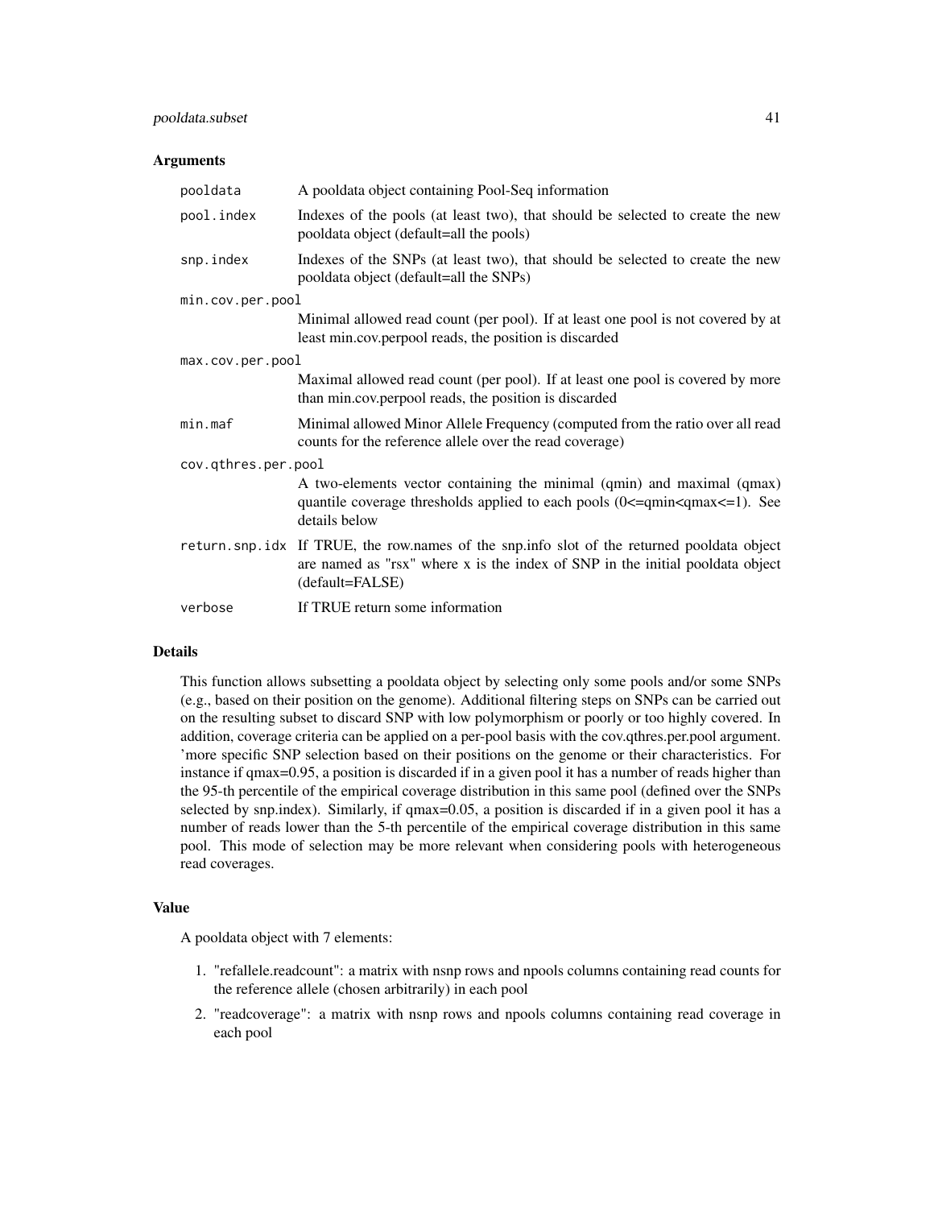## Arguments

| | |
|---|---|
| `pooldata` | A pooldata object containing Pool-Seq information |
| `pool.index` | Indexes of the pools (at least two), that should be selected to create the new pooldata object (default=all the pools) |
| `snp.index` | Indexes of the SNPs (at least two), that should be selected to create the new pooldata object (default=all the SNPs) |
| `min.cov.per.pool` | Minimal allowed read count (per pool). If at least one pool is not covered by at least min.cov.perpool reads, the position is discarded |
| `max.cov.per.pool` | Maximal allowed read count (per pool). If at least one pool is covered by more than min.cov.perpool reads, the position is discarded |
| `min.maf` | Minimal allowed Minor Allele Frequency (computed from the ratio over all read counts for the reference allele over the read coverage) |
| `cov.qthres.per.pool` | A two-elements vector containing the minimal (qmin) and maximal (qmax) quantile coverage thresholds applied to each pools (0<=qmin<qmax<=1). See details below |
| `return.snp.idx` | If TRUE, the row.names of the snp.info slot of the returned pooldata object are named as "rsx" where x is the index of SNP in the initial pooldata object (default=FALSE) |
| `verbose` | If TRUE return some information |

## Details

This function allows subsetting a pooldata object by selecting only some pools and/or some SNPs (e.g., based on their position on the genome). Additional filtering steps on SNPs can be carried out on the resulting subset to discard SNP with low polymorphism or poorly or too highly covered. In addition, coverage criteria can be applied on a per-pool basis with the cov.qthres.per.pool argument. 'more specific SNP selection based on their positions on the genome or their characteristics. For instance if qmax=0.95, a position is discarded if in a given pool it has a number of reads higher than the 95-th percentile of the empirical coverage distribution in this same pool (defined over the SNPs selected by snp.index). Similarly, if qmax=0.05, a position is discarded if in a given pool it has a number of reads lower than the 5-th percentile of the empirical coverage distribution in this same pool. This mode of selection may be more relevant when considering pools with heterogeneous read coverages.

## Value

A pooldata object with 7 elements:

1. "refallele.readcount": a matrix with nsnp rows and npools columns containing read counts for the reference allele (chosen arbitrarily) in each pool
2. "readcoverage": a matrix with nsnp rows and npools columns containing read coverage in each pool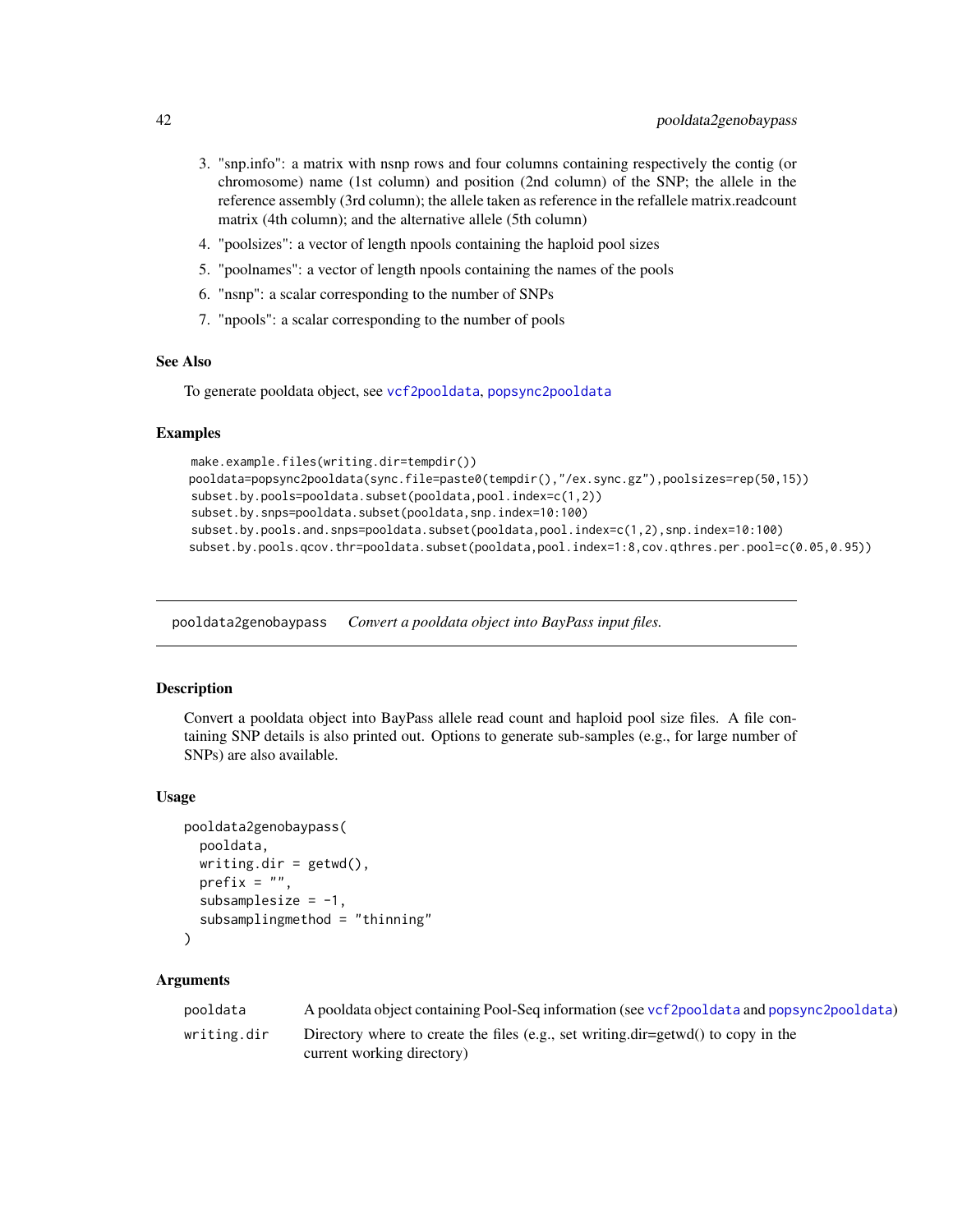3. "snp.info": a matrix with nsnp rows and four columns containing respectively the contig (or chromosome) name (1st column) and position (2nd column) of the SNP; the allele in the reference assembly (3rd column); the allele taken as reference in the refallele matrix.readcount matrix (4th column); and the alternative allele (5th column)
4. "poolsizes": a vector of length npools containing the haploid pool sizes
5. "poolnames": a vector of length npools containing the names of the pools
6. "nsnp": a scalar corresponding to the number of SNPs
7. "npools": a scalar corresponding to the number of pools

### See Also

To generate pooldata object, see `vcf2pooldata`, `popsync2pooldata`

### Examples

```
make.example.files(writing.dir=tempdir())
pooldata=popsync2pooldata(sync.file=paste0(tempdir(),"/ex.sync.gz"),poolsizes=rep(50,15))
subset.by.pools=pooldata.subset(pooldata,pool.index=c(1,2))
subset.by.snps=pooldata.subset(pooldata,snp.index=10:100)
subset.by.pools.and.snps=pooldata.subset(pooldata,pool.index=c(1,2),snp.index=10:100)
subset.by.pools.qcov.thr=pooldata.subset(pooldata,pool.index=1:8,cov.qthres.per.pool=c(0.05,0.95))
```

---

## pooldata2genobaypass — *Convert a pooldata object into BayPass input files.*

### Description

Convert a pooldata object into BayPass allele read count and haploid pool size files. A file containing SNP details is also printed out. Options to generate sub-samples (e.g., for large number of SNPs) are also available.

### Usage

```
pooldata2genobaypass(
  pooldata,
  writing.dir = getwd(),
  prefix = "",
  subsamplesize = -1,
  subsamplingmethod = "thinning"
)
```

### Arguments

| | |
|---|---|
| pooldata | A pooldata object containing Pool-Seq information (see `vcf2pooldata` and `popsync2pooldata`) |
| writing.dir | Directory where to create the files (e.g., set writing.dir=getwd() to copy in the current working directory) |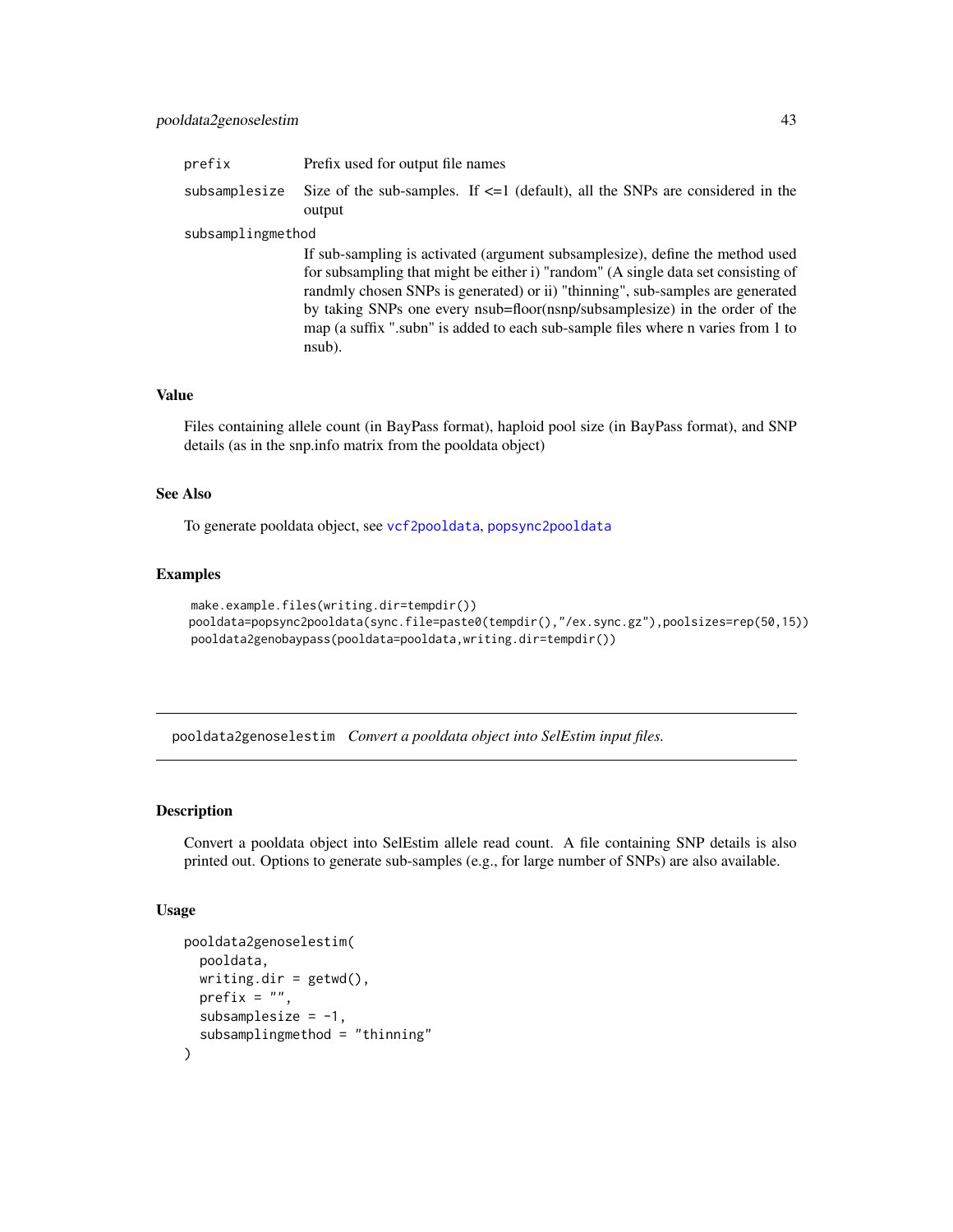| | |
|---|---|
| prefix | Prefix used for output file names |
| subsamplesize | Size of the sub-samples. If <=1 (default), all the SNPs are considered in the output |
| subsamplingmethod | If sub-sampling is activated (argument subsamplesize), define the method used for subsampling that might be either i) "random" (A single data set consisting of randmly chosen SNPs is generated) or ii) "thinning", sub-samples are generated by taking SNPs one every nsub=floor(nsnp/subsamplesize) in the order of the map (a suffix ".subn" is added to each sub-sample files where n varies from 1 to nsub). |

### Value

Files containing allele count (in BayPass format), haploid pool size (in BayPass format), and SNP details (as in the snp.info matrix from the pooldata object)

### See Also

To generate pooldata object, see `vcf2pooldata`, `popsync2pooldata`

### Examples

```
make.example.files(writing.dir=tempdir())
pooldata=popsync2pooldata(sync.file=paste0(tempdir(),"/ex.sync.gz"),poolsizes=rep(50,15))
pooldata2genobaypass(pooldata=pooldata,writing.dir=tempdir())
```

---

## pooldata2genoselestim *Convert a pooldata object into SelEstim input files.*

---

### Description

Convert a pooldata object into SelEstim allele read count. A file containing SNP details is also printed out. Options to generate sub-samples (e.g., for large number of SNPs) are also available.

### Usage

```
pooldata2genoselestim(
  pooldata,
  writing.dir = getwd(),
  prefix = "",
  subsamplesize = -1,
  subsamplingmethod = "thinning"
)
```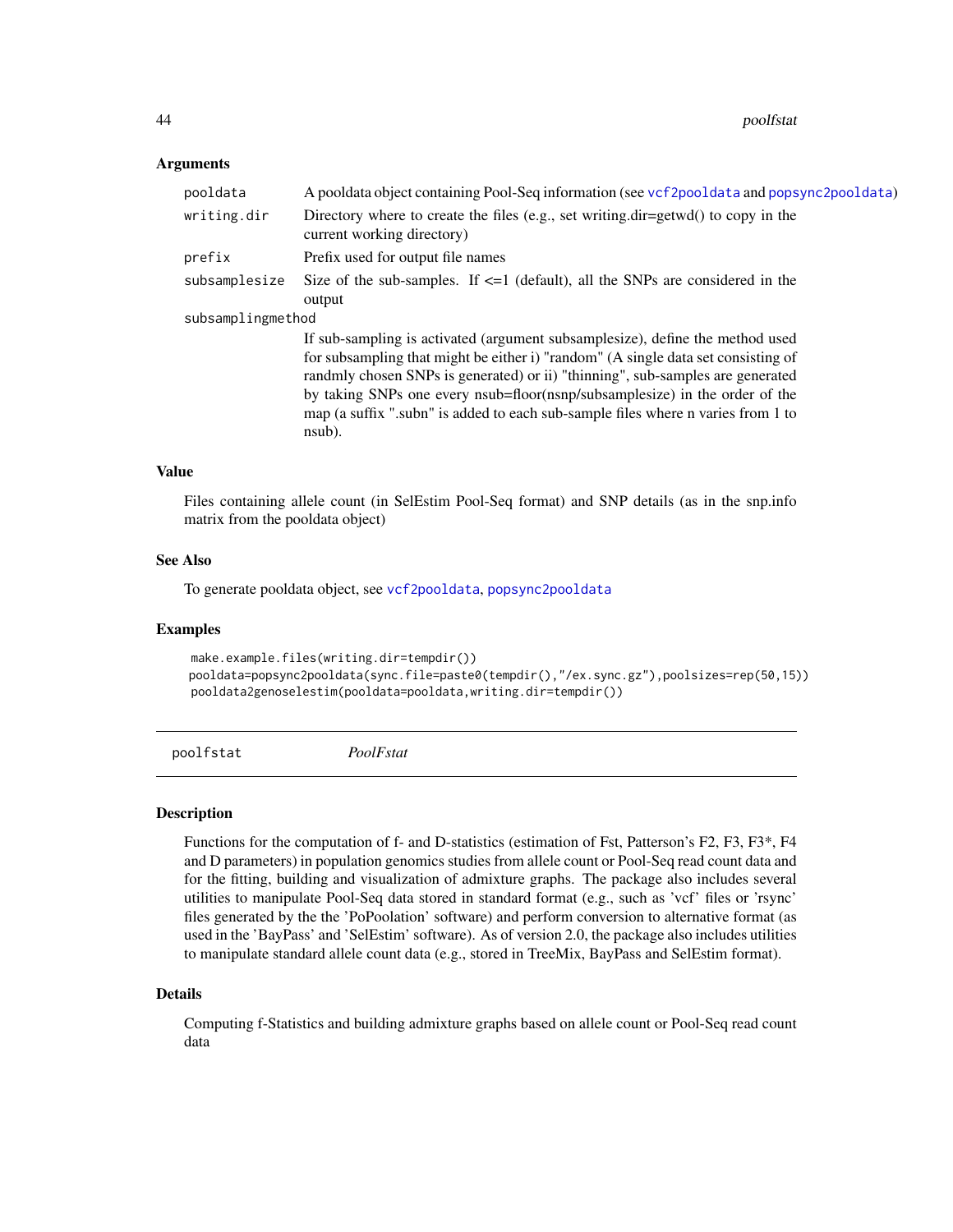### Arguments

| | |
|---|---|
| pooldata | A pooldata object containing Pool-Seq information (see vcf2pooldata and popsync2pooldata) |
| writing.dir | Directory where to create the files (e.g., set writing.dir=getwd() to copy in the current working directory) |
| prefix | Prefix used for output file names |
| subsamplesize | Size of the sub-samples. If <=1 (default), all the SNPs are considered in the output |
| subsamplingmethod | If sub-sampling is activated (argument subsamplesize), define the method used for subsampling that might be either i) "random" (A single data set consisting of randmly chosen SNPs is generated) or ii) "thinning", sub-samples are generated by taking SNPs one every nsub=floor(nsnp/subsamplesize) in the order of the map (a suffix ".subn" is added to each sub-sample files where n varies from 1 to nsub). |

### Value

Files containing allele count (in SelEstim Pool-Seq format) and SNP details (as in the snp.info matrix from the pooldata object)

### See Also

To generate pooldata object, see vcf2pooldata, popsync2pooldata

### Examples

```
make.example.files(writing.dir=tempdir())
pooldata=popsync2pooldata(sync.file=paste0(tempdir(),"/ex.sync.gz"),poolsizes=rep(50,15))
pooldata2genoselestim(pooldata=pooldata,writing.dir=tempdir())
```

---

## poolfstat    *PoolFstat*

### Description

Functions for the computation of f- and D-statistics (estimation of Fst, Patterson's F2, F3, F3*, F4 and D parameters) in population genomics studies from allele count or Pool-Seq read count data and for the fitting, building and visualization of admixture graphs. The package also includes several utilities to manipulate Pool-Seq data stored in standard format (e.g., such as 'vcf' files or 'rsync' files generated by the the 'PoPoolation' software) and perform conversion to alternative format (as used in the 'BayPass' and 'SelEstim' software). As of version 2.0, the package also includes utilities to manipulate standard allele count data (e.g., stored in TreeMix, BayPass and SelEstim format).

### Details

Computing f-Statistics and building admixture graphs based on allele count or Pool-Seq read count data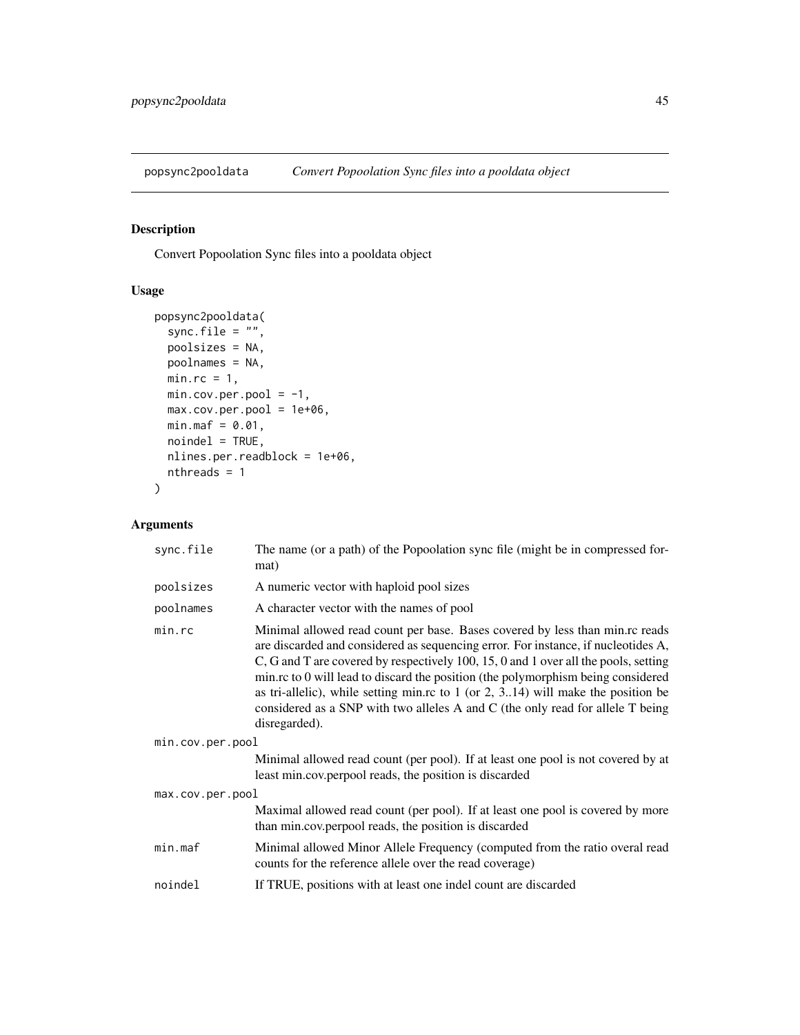popsync2pooldata *Convert Popoolation Sync files into a pooldata object*

## Description

Convert Popoolation Sync files into a pooldata object

## Usage

```
popsync2pooldata(
  sync.file = "",
  poolsizes = NA,
  poolnames = NA,
  min.rc = 1,
  min.cov.per.pool = -1,
  max.cov.per.pool = 1e+06,
  min.maf = 0.01,
  noindel = TRUE,
  nlines.per.readblock = 1e+06,
  nthreads = 1
)
```

## Arguments

| | |
|---|---|
| sync.file | The name (or a path) of the Popoolation sync file (might be in compressed format) |
| poolsizes | A numeric vector with haploid pool sizes |
| poolnames | A character vector with the names of pool |
| min.rc | Minimal allowed read count per base. Bases covered by less than min.rc reads are discarded and considered as sequencing error. For instance, if nucleotides A, C, G and T are covered by respectively 100, 15, 0 and 1 over all the pools, setting min.rc to 0 will lead to discard the position (the polymorphism being considered as tri-allelic), while setting min.rc to 1 (or 2, 3..14) will make the position be considered as a SNP with two alleles A and C (the only read for allele T being disregarded). |
| min.cov.per.pool | Minimal allowed read count (per pool). If at least one pool is not covered by at least min.cov.perpool reads, the position is discarded |
| max.cov.per.pool | Maximal allowed read count (per pool). If at least one pool is covered by more than min.cov.perpool reads, the position is discarded |
| min.maf | Minimal allowed Minor Allele Frequency (computed from the ratio overal read counts for the reference allele over the read coverage) |
| noindel | If TRUE, positions with at least one indel count are discarded |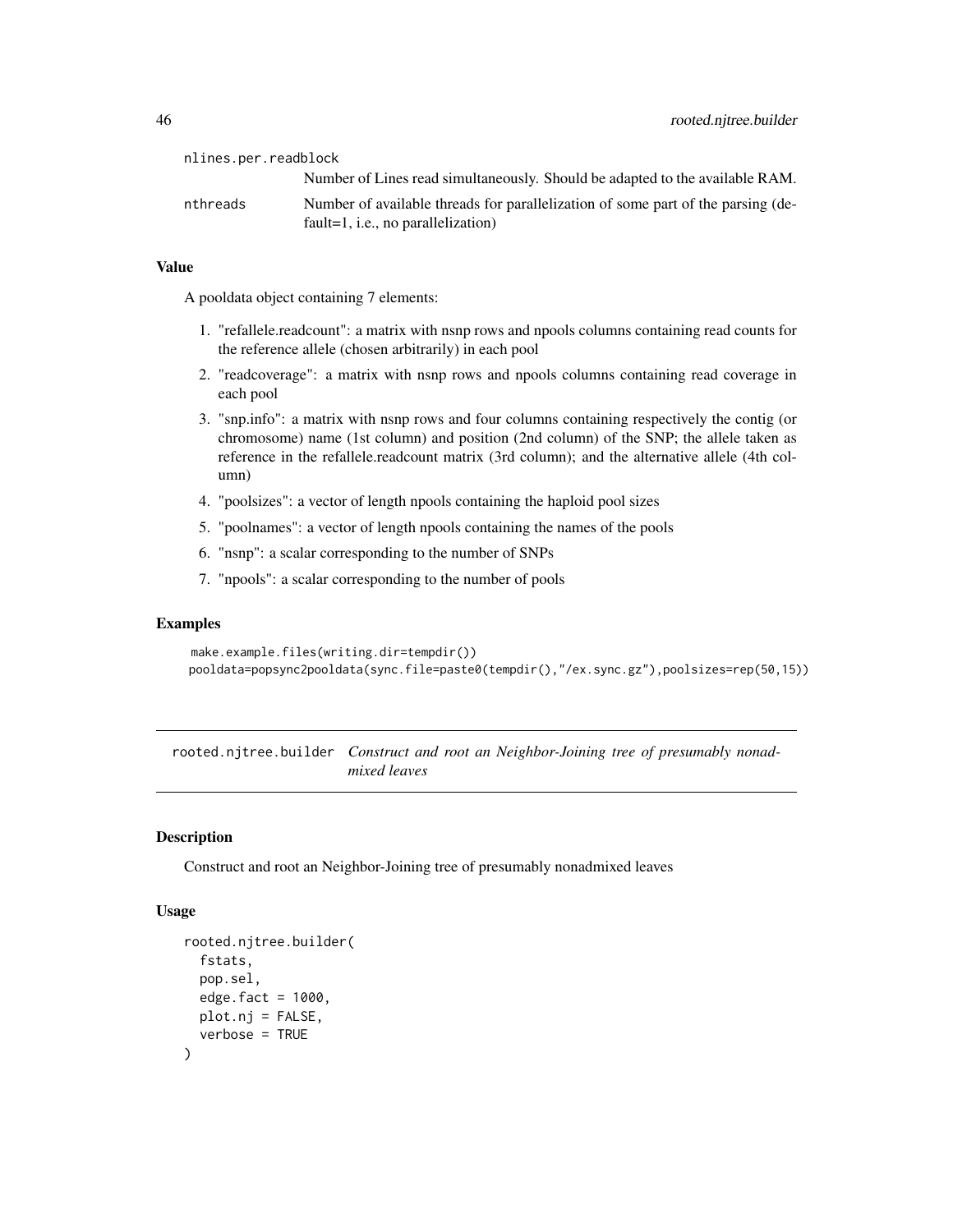nlines.per.readblock
: Number of Lines read simultaneously. Should be adapted to the available RAM.

nthreads
: Number of available threads for parallelization of some part of the parsing (default=1, i.e., no parallelization)

### Value

A pooldata object containing 7 elements:

1. "refallele.readcount": a matrix with nsnp rows and npools columns containing read counts for the reference allele (chosen arbitrarily) in each pool
2. "readcoverage": a matrix with nsnp rows and npools columns containing read coverage in each pool
3. "snp.info": a matrix with nsnp rows and four columns containing respectively the contig (or chromosome) name (1st column) and position (2nd column) of the SNP; the allele taken as reference in the refallele.readcount matrix (3rd column); and the alternative allele (4th column)
4. "poolsizes": a vector of length npools containing the haploid pool sizes
5. "poolnames": a vector of length npools containing the names of the pools
6. "nsnp": a scalar corresponding to the number of SNPs
7. "npools": a scalar corresponding to the number of pools

### Examples

```
make.example.files(writing.dir=tempdir())
pooldata=popsync2pooldata(sync.file=paste0(tempdir(),"/ex.sync.gz"),poolsizes=rep(50,15))
```

---

## rooted.njtree.builder *Construct and root an Neighbor-Joining tree of presumably nonadmixed leaves*

### Description

Construct and root an Neighbor-Joining tree of presumably nonadmixed leaves

### Usage

```
rooted.njtree.builder(
  fstats,
  pop.sel,
  edge.fact = 1000,
  plot.nj = FALSE,
  verbose = TRUE
)
```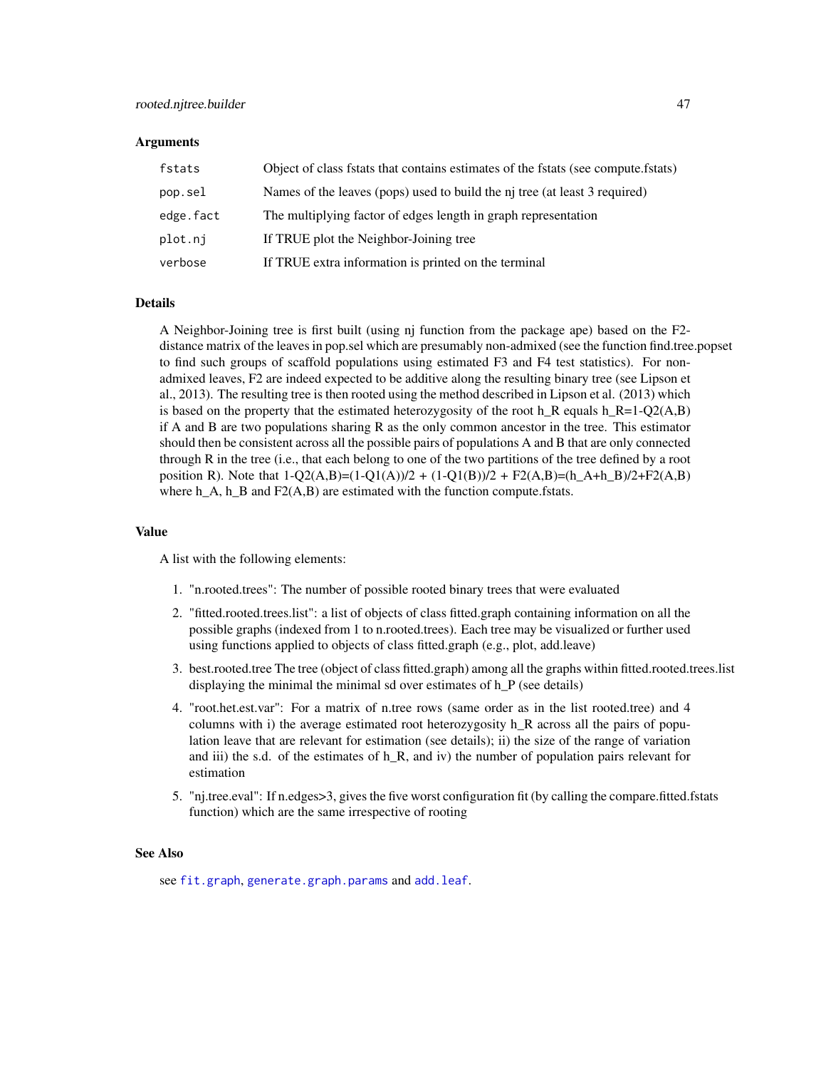### Arguments

| | |
|---|---|
| `fstats` | Object of class fstats that contains estimates of the fstats (see compute.fstats) |
| `pop.sel` | Names of the leaves (pops) used to build the nj tree (at least 3 required) |
| `edge.fact` | The multiplying factor of edges length in graph representation |
| `plot.nj` | If TRUE plot the Neighbor-Joining tree |
| `verbose` | If TRUE extra information is printed on the terminal |

### Details

A Neighbor-Joining tree is first built (using nj function from the package ape) based on the F2-distance matrix of the leaves in pop.sel which are presumably non-admixed (see the function find.tree.popset to find such groups of scaffold populations using estimated F3 and F4 test statistics). For non-admixed leaves, F2 are indeed expected to be additive along the resulting binary tree (see Lipson et al., 2013). The resulting tree is then rooted using the method described in Lipson et al. (2013) which is based on the property that the estimated heterozygosity of the root h_R equals h_R=1-Q2(A,B) if A and B are two populations sharing R as the only common ancestor in the tree. This estimator should then be consistent across all the possible pairs of populations A and B that are only connected through R in the tree (i.e., that each belong to one of the two partitions of the tree defined by a root position R). Note that 1-Q2(A,B)=(1-Q1(A))/2 + (1-Q1(B))/2 + F2(A,B)=(h_A+h_B)/2+F2(A,B) where h_A, h_B and F2(A,B) are estimated with the function compute.fstats.

### Value

A list with the following elements:

1. "n.rooted.trees": The number of possible rooted binary trees that were evaluated
2. "fitted.rooted.trees.list": a list of objects of class fitted.graph containing information on all the possible graphs (indexed from 1 to n.rooted.trees). Each tree may be visualized or further used using functions applied to objects of class fitted.graph (e.g., plot, add.leave)
3. best.rooted.tree The tree (object of class fitted.graph) among all the graphs within fitted.rooted.trees.list displaying the minimal the minimal sd over estimates of h_P (see details)
4. "root.het.est.var": For a matrix of n.tree rows (same order as in the list rooted.tree) and 4 columns with i) the average estimated root heterozygosity h_R across all the pairs of population leave that are relevant for estimation (see details); ii) the size of the range of variation and iii) the s.d. of the estimates of h_R, and iv) the number of population pairs relevant for estimation
5. "nj.tree.eval": If n.edges>3, gives the five worst configuration fit (by calling the compare.fitted.fstats function) which are the same irrespective of rooting

### See Also

see `fit.graph`, `generate.graph.params` and `add.leaf`.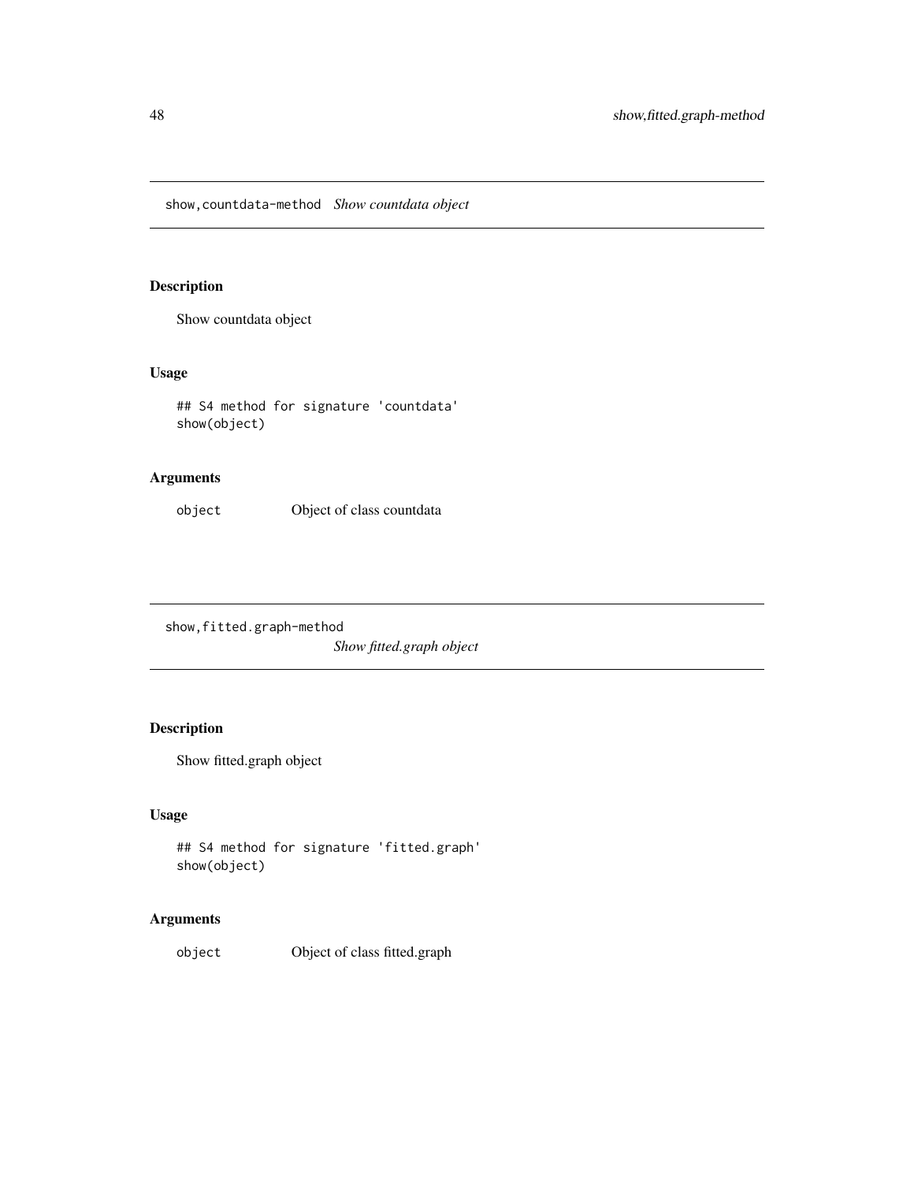## show,countdata-method *Show countdata object*

### Description

Show countdata object

### Usage

```
## S4 method for signature 'countdata'
show(object)
```

### Arguments

| | |
|---|---|
| object | Object of class countdata |

## show,fitted.graph-method *Show fitted.graph object*

### Description

Show fitted.graph object

### Usage

```
## S4 method for signature 'fitted.graph'
show(object)
```

### Arguments

| | |
|---|---|
| object | Object of class fitted.graph |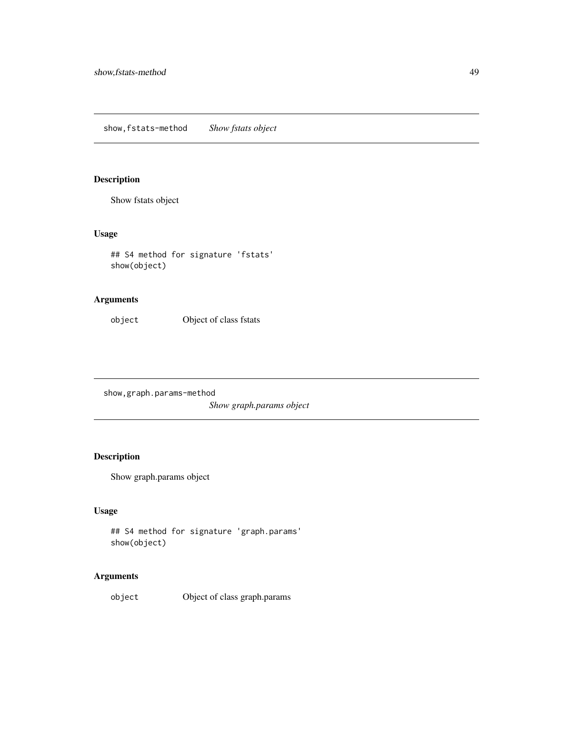## show,fstats-method *Show fstats object*

### Description

Show fstats object

### Usage

```
## S4 method for signature 'fstats'
show(object)
```

### Arguments

| | |
|---|---|
| object | Object of class fstats |

## show,graph.params-method *Show graph.params object*

### Description

Show graph.params object

### Usage

```
## S4 method for signature 'graph.params'
show(object)
```

### Arguments

| | |
|---|---|
| object | Object of class graph.params |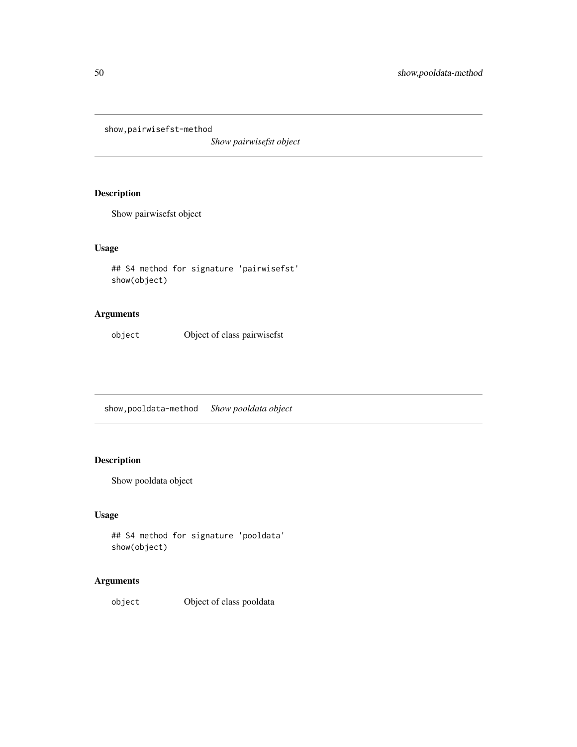## show,pairwisefst-method

*Show pairwisefst object*

### Description

Show pairwisefst object

### Usage

```
## S4 method for signature 'pairwisefst'
show(object)
```

### Arguments

| | |
|---|---|
| object | Object of class pairwisefst |

## show,pooldata-method

*Show pooldata object*

### Description

Show pooldata object

### Usage

```
## S4 method for signature 'pooldata'
show(object)
```

### Arguments

| | |
|---|---|
| object | Object of class pooldata |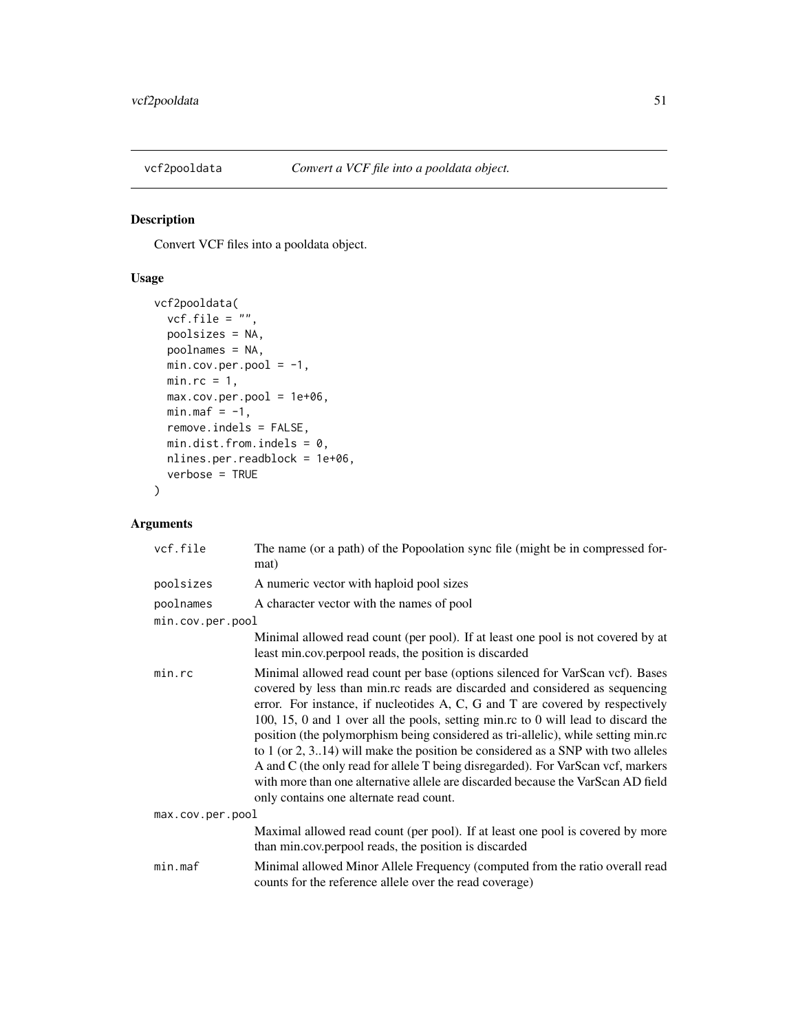vcf2pooldata    *Convert a VCF file into a pooldata object.*

## Description

Convert VCF files into a pooldata object.

## Usage

```
vcf2pooldata(
  vcf.file = "",
  poolsizes = NA,
  poolnames = NA,
  min.cov.per.pool = -1,
  min.rc = 1,
  max.cov.per.pool = 1e+06,
  min.maf = -1,
  remove.indels = FALSE,
  min.dist.from.indels = 0,
  nlines.per.readblock = 1e+06,
  verbose = TRUE
)
```

## Arguments

| | |
|---|---|
| vcf.file | The name (or a path) of the Popoolation sync file (might be in compressed format) |
| poolsizes | A numeric vector with haploid pool sizes |
| poolnames | A character vector with the names of pool |
| min.cov.per.pool | Minimal allowed read count (per pool). If at least one pool is not covered by at least min.cov.perpool reads, the position is discarded |
| min.rc | Minimal allowed read count per base (options silenced for VarScan vcf). Bases covered by less than min.rc reads are discarded and considered as sequencing error. For instance, if nucleotides A, C, G and T are covered by respectively 100, 15, 0 and 1 over all the pools, setting min.rc to 0 will lead to discard the position (the polymorphism being considered as tri-allelic), while setting min.rc to 1 (or 2, 3..14) will make the position be considered as a SNP with two alleles A and C (the only read for allele T being disregarded). For VarScan vcf, markers with more than one alternative allele are discarded because the VarScan AD field only contains one alternate read count. |
| max.cov.per.pool | Maximal allowed read count (per pool). If at least one pool is covered by more than min.cov.perpool reads, the position is discarded |
| min.maf | Minimal allowed Minor Allele Frequency (computed from the ratio overall read counts for the reference allele over the read coverage) |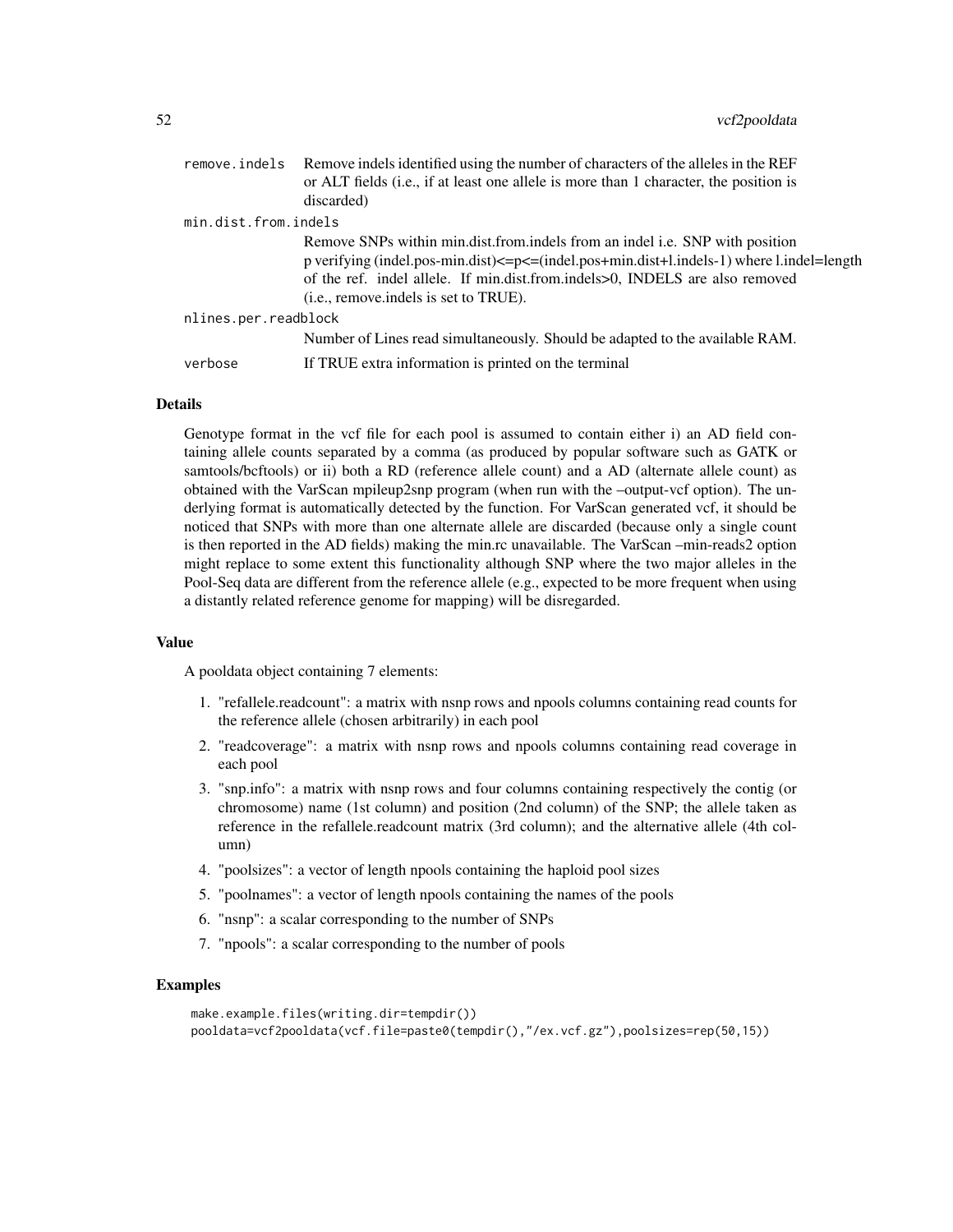| | |
|---|---|
| remove.indels | Remove indels identified using the number of characters of the alleles in the REF or ALT fields (i.e., if at least one allele is more than 1 character, the position is discarded) |
| min.dist.from.indels | Remove SNPs within min.dist.from.indels from an indel i.e. SNP with position p verifying (indel.pos-min.dist)<=p<=(indel.pos+min.dist+l.indels-1) where l.indel=length of the ref. indel allele. If min.dist.from.indels>0, INDELS are also removed (i.e., remove.indels is set to TRUE). |
| nlines.per.readblock | Number of Lines read simultaneously. Should be adapted to the available RAM. |
| verbose | If TRUE extra information is printed on the terminal |

## Details

Genotype format in the vcf file for each pool is assumed to contain either i) an AD field containing allele counts separated by a comma (as produced by popular software such as GATK or samtools/bcftools) or ii) both a RD (reference allele count) and a AD (alternate allele count) as obtained with the VarScan mpileup2snp program (when run with the –output-vcf option). The underlying format is automatically detected by the function. For VarScan generated vcf, it should be noticed that SNPs with more than one alternate allele are discarded (because only a single count is then reported in the AD fields) making the min.rc unavailable. The VarScan –min-reads2 option might replace to some extent this functionality although SNP where the two major alleles in the Pool-Seq data are different from the reference allele (e.g., expected to be more frequent when using a distantly related reference genome for mapping) will be disregarded.

## Value

A pooldata object containing 7 elements:

1. "refallele.readcount": a matrix with nsnp rows and npools columns containing read counts for the reference allele (chosen arbitrarily) in each pool
2. "readcoverage": a matrix with nsnp rows and npools columns containing read coverage in each pool
3. "snp.info": a matrix with nsnp rows and four columns containing respectively the contig (or chromosome) name (1st column) and position (2nd column) of the SNP; the allele taken as reference in the refallele.readcount matrix (3rd column); and the alternative allele (4th column)
4. "poolsizes": a vector of length npools containing the haploid pool sizes
5. "poolnames": a vector of length npools containing the names of the pools
6. "nsnp": a scalar corresponding to the number of SNPs
7. "npools": a scalar corresponding to the number of pools

## Examples

```
make.example.files(writing.dir=tempdir())
pooldata=vcf2pooldata(vcf.file=paste0(tempdir(),"/ex.vcf.gz"),poolsizes=rep(50,15))
```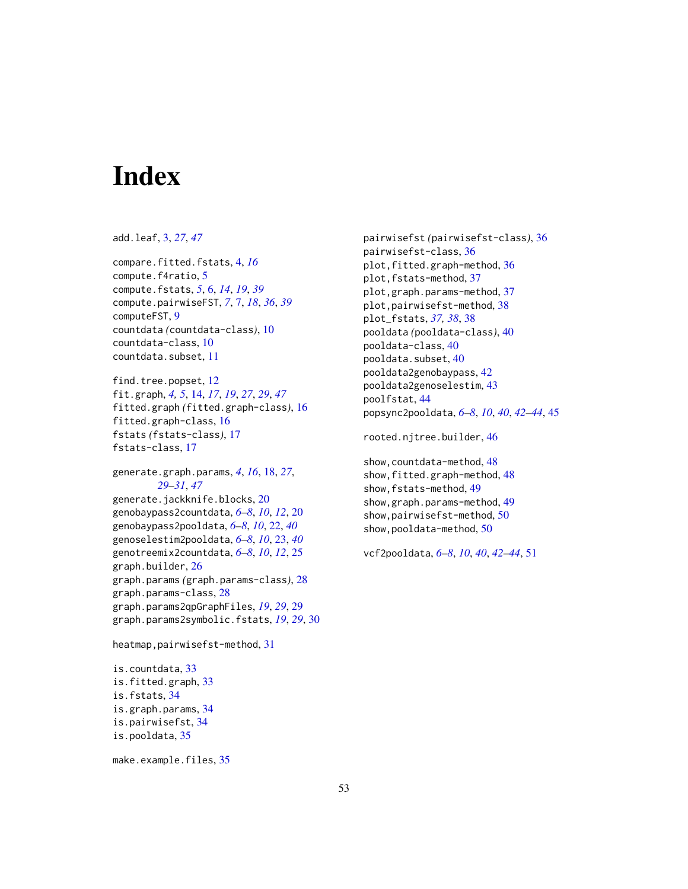# Index

add.leaf, 3, *27*, *47*

compare.fitted.fstats, 4, *16*
compute.f4ratio, 5
compute.fstats, *5*, 6, *14*, *19*, *39*
compute.pairwiseFST, *7*, 7, *18*, *36*, *39*
computeFST, 9
countdata (countdata-class), 10
countdata-class, 10
countdata.subset, 11

find.tree.popset, 12
fit.graph, *4, 5*, 14, *17*, *19*, *27*, *29*, *47*
fitted.graph (fitted.graph-class), 16
fitted.graph-class, 16
fstats (fstats-class), 17
fstats-class, 17

generate.graph.params, *4*, *16*, 18, *27*, *29–31*, *47*
generate.jackknife.blocks, 20
genobaypass2countdata, *6–8*, *10*, *12*, 20
genobaypass2pooldata, *6–8*, *10*, 22, *40*
genoselestim2pooldata, *6–8*, *10*, 23, *40*
genotreemix2countdata, *6–8*, *10*, *12*, 25
graph.builder, 26
graph.params (graph.params-class), 28
graph.params-class, 28
graph.params2qpGraphFiles, *19*, *29*, 29
graph.params2symbolic.fstats, *19*, *29*, 30

heatmap,pairwisefst-method, 31

is.countdata, 33
is.fitted.graph, 33
is.fstats, 34
is.graph.params, 34
is.pairwisefst, 34
is.pooldata, 35

make.example.files, 35

pairwisefst (pairwisefst-class), 36
pairwisefst-class, 36
plot,fitted.graph-method, 36
plot,fstats-method, 37
plot,graph.params-method, 37
plot,pairwisefst-method, 38
plot_fstats, *37, 38*, 38
pooldata (pooldata-class), 40
pooldata-class, 40
pooldata.subset, 40
pooldata2genobaypass, 42
pooldata2genoselestim, 43
poolfstat, 44
popsync2pooldata, *6–8*, *10*, *40*, *42–44*, 45

rooted.njtree.builder, 46

show,countdata-method, 48
show,fitted.graph-method, 48
show,fstats-method, 49
show,graph.params-method, 49
show,pairwisefst-method, 50
show,pooldata-method, 50

vcf2pooldata, *6–8*, *10*, *40*, *42–44*, 51